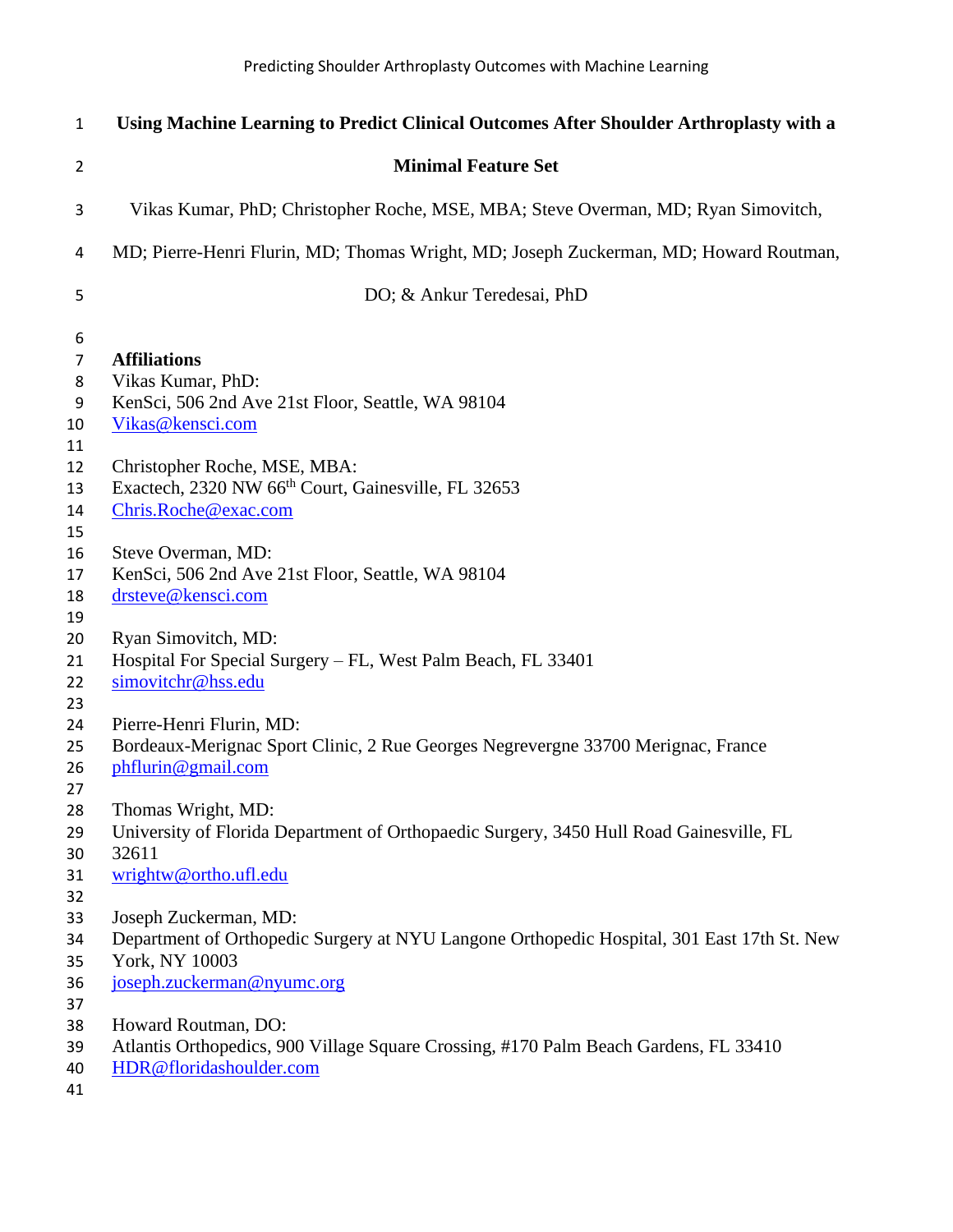# Using Machine Learning to Predict Clinical Outcomes After Shoulder Arthroplasty with a Minimal Feature Set

Vikas Kumar, PhD; Christopher Roche, MSE, MBA; Steve Overman, MD; Ryan Simovitch, MD; Pierre-Henri Flurin, MD; Thomas Wright, MD; Joseph Zuckerman, MD; Howard Routman, DO; & Ankur Teredesai, PhD

**Affiliations**

Vikas Kumar, PhD:
KenSci, 506 2nd Ave 21st Floor, Seattle, WA 98104
Vikas@kensci.com

Christopher Roche, MSE, MBA:
Exactech, 2320 NW 66th Court, Gainesville, FL 32653
Chris.Roche@exac.com

Steve Overman, MD:
KenSci, 506 2nd Ave 21st Floor, Seattle, WA 98104
drsteve@kensci.com

Ryan Simovitch, MD:
Hospital For Special Surgery – FL, West Palm Beach, FL 33401
simovitchr@hss.edu

Pierre-Henri Flurin, MD:
Bordeaux-Merignac Sport Clinic, 2 Rue Georges Negrevergne 33700 Merignac, France
phflurin@gmail.com

Thomas Wright, MD:
University of Florida Department of Orthopaedic Surgery, 3450 Hull Road Gainesville, FL 32611
wrightw@ortho.ufl.edu

Joseph Zuckerman, MD:
Department of Orthopedic Surgery at NYU Langone Orthopedic Hospital, 301 East 17th St. New York, NY 10003
joseph.zuckerman@nyumc.org

Howard Routman, DO:
Atlantis Orthopedics, 900 Village Square Crossing, #170 Palm Beach Gardens, FL 33410
HDR@floridashoulder.com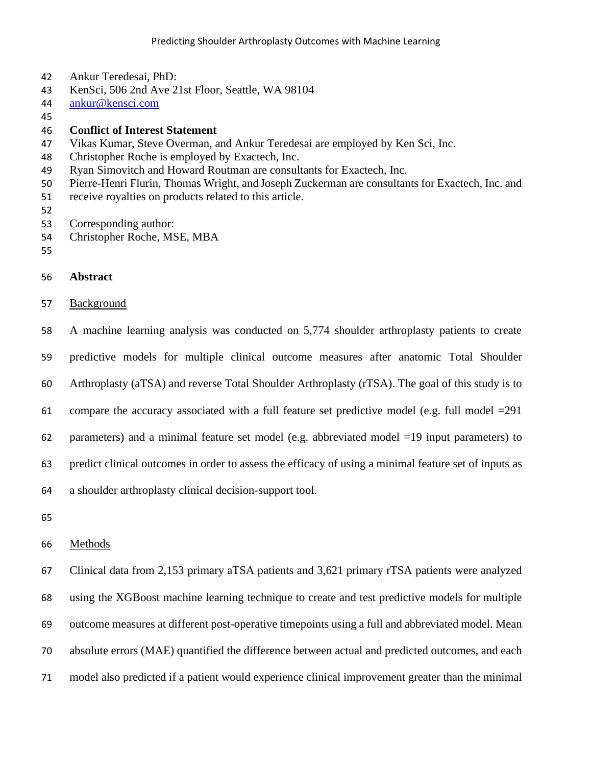Ankur Teredesai, PhD:
KenSci, 506 2nd Ave 21st Floor, Seattle, WA 98104
ankur@kensci.com

**Conflict of Interest Statement**

Vikas Kumar, Steve Overman, and Ankur Teredesai are employed by Ken Sci, Inc.
Christopher Roche is employed by Exactech, Inc.
Ryan Simovitch and Howard Routman are consultants for Exactech, Inc.
Pierre-Henri Flurin, Thomas Wright, and Joseph Zuckerman are consultants for Exactech, Inc. and receive royalties on products related to this article.

Corresponding author:
Christopher Roche, MSE, MBA

## Abstract

Background

A machine learning analysis was conducted on 5,774 shoulder arthroplasty patients to create predictive models for multiple clinical outcome measures after anatomic Total Shoulder Arthroplasty (aTSA) and reverse Total Shoulder Arthroplasty (rTSA). The goal of this study is to compare the accuracy associated with a full feature set predictive model (e.g. full model =291 parameters) and a minimal feature set model (e.g. abbreviated model =19 input parameters) to predict clinical outcomes in order to assess the efficacy of using a minimal feature set of inputs as a shoulder arthroplasty clinical decision-support tool.

Methods

Clinical data from 2,153 primary aTSA patients and 3,621 primary rTSA patients were analyzed using the XGBoost machine learning technique to create and test predictive models for multiple outcome measures at different post-operative timepoints using a full and abbreviated model. Mean absolute errors (MAE) quantified the difference between actual and predicted outcomes, and each model also predicted if a patient would experience clinical improvement greater than the minimal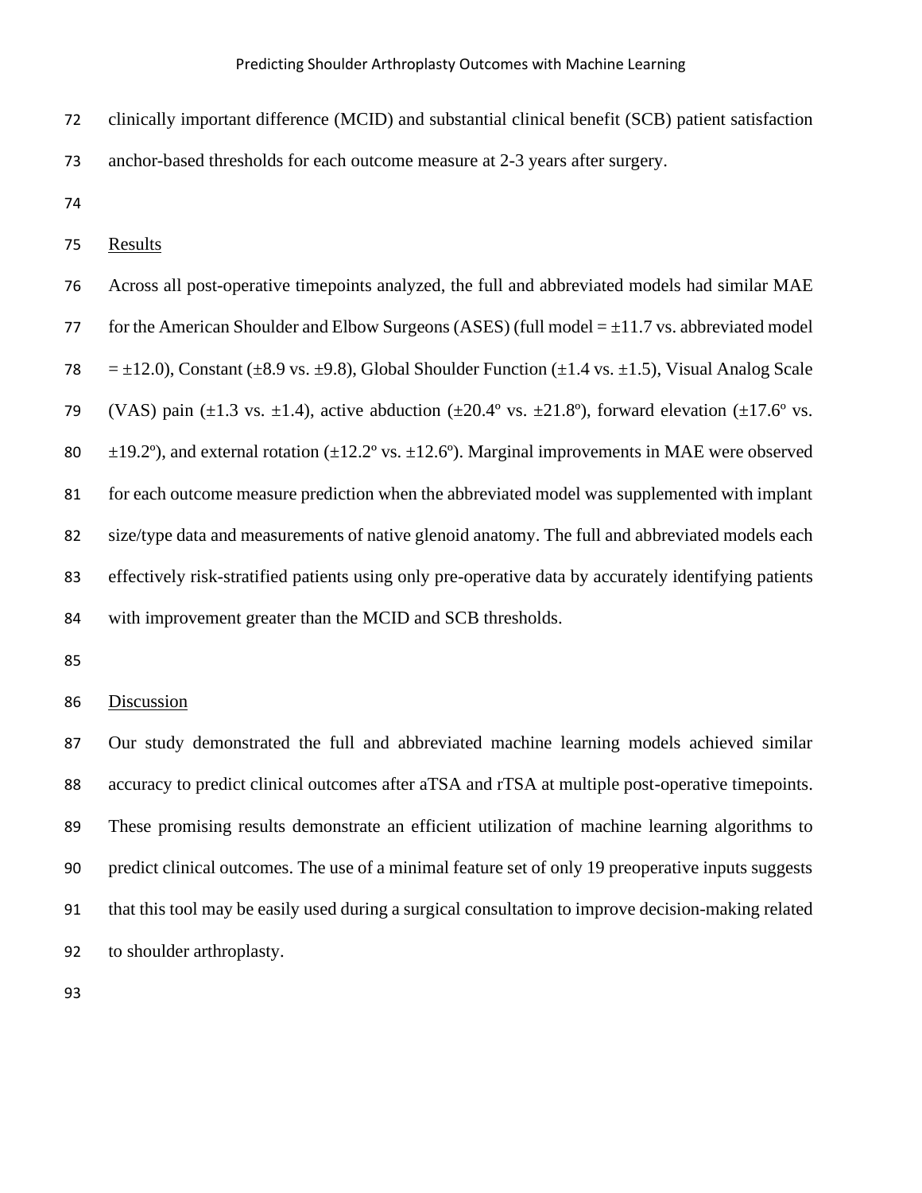clinically important difference (MCID) and substantial clinical benefit (SCB) patient satisfaction anchor-based thresholds for each outcome measure at 2-3 years after surgery.

## Results

Across all post-operative timepoints analyzed, the full and abbreviated models had similar MAE for the American Shoulder and Elbow Surgeons (ASES) (full model = ±11.7 vs. abbreviated model = ±12.0), Constant (±8.9 vs. ±9.8), Global Shoulder Function (±1.4 vs. ±1.5), Visual Analog Scale (VAS) pain (±1.3 vs. ±1.4), active abduction (±20.4º vs. ±21.8º), forward elevation (±17.6º vs. ±19.2º), and external rotation (±12.2º vs. ±12.6º). Marginal improvements in MAE were observed for each outcome measure prediction when the abbreviated model was supplemented with implant size/type data and measurements of native glenoid anatomy. The full and abbreviated models each effectively risk-stratified patients using only pre-operative data by accurately identifying patients with improvement greater than the MCID and SCB thresholds.

## Discussion

Our study demonstrated the full and abbreviated machine learning models achieved similar accuracy to predict clinical outcomes after aTSA and rTSA at multiple post-operative timepoints. These promising results demonstrate an efficient utilization of machine learning algorithms to predict clinical outcomes. The use of a minimal feature set of only 19 preoperative inputs suggests that this tool may be easily used during a surgical consultation to improve decision-making related to shoulder arthroplasty.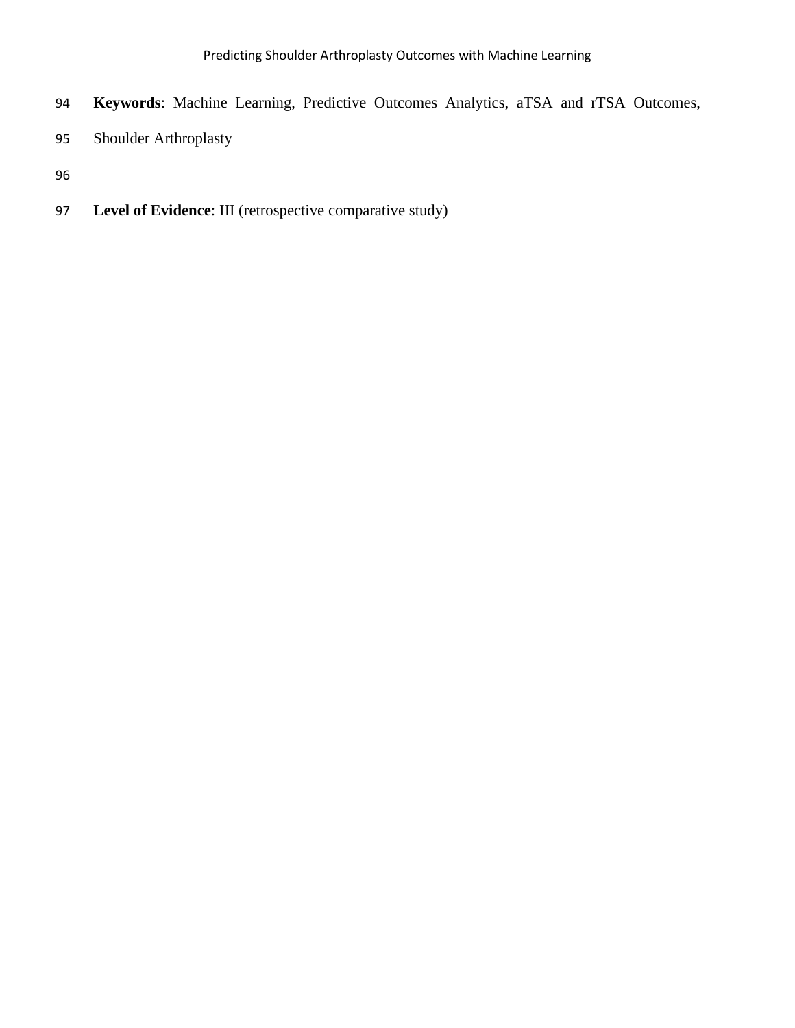**Keywords**: Machine Learning, Predictive Outcomes Analytics, aTSA and rTSA Outcomes, Shoulder Arthroplasty

**Level of Evidence**: III (retrospective comparative study)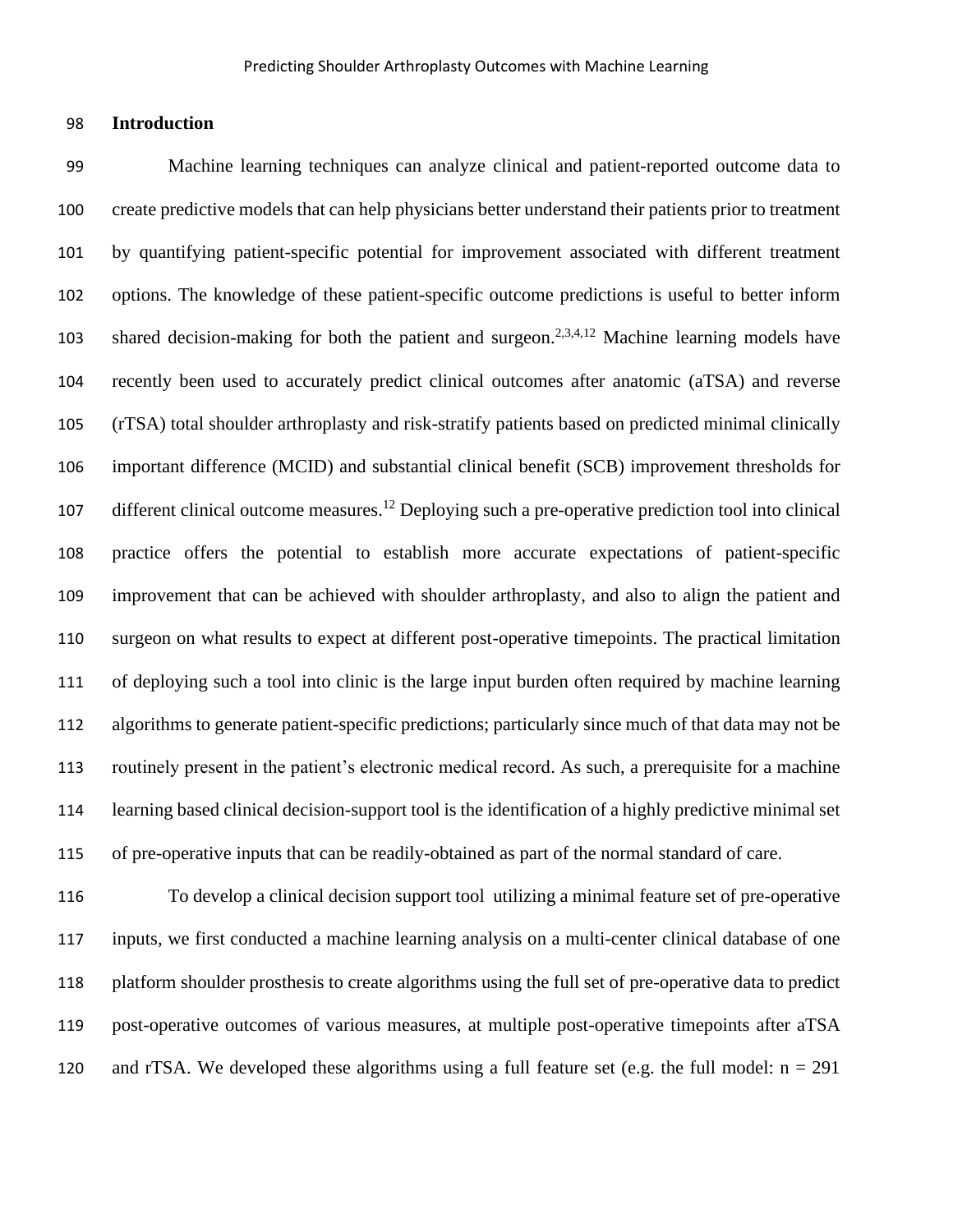## Introduction

Machine learning techniques can analyze clinical and patient-reported outcome data to create predictive models that can help physicians better understand their patients prior to treatment by quantifying patient-specific potential for improvement associated with different treatment options. The knowledge of these patient-specific outcome predictions is useful to better inform shared decision-making for both the patient and surgeon.[2,3,4,12] Machine learning models have recently been used to accurately predict clinical outcomes after anatomic (aTSA) and reverse (rTSA) total shoulder arthroplasty and risk-stratify patients based on predicted minimal clinically important difference (MCID) and substantial clinical benefit (SCB) improvement thresholds for different clinical outcome measures.[12] Deploying such a pre-operative prediction tool into clinical practice offers the potential to establish more accurate expectations of patient-specific improvement that can be achieved with shoulder arthroplasty, and also to align the patient and surgeon on what results to expect at different post-operative timepoints. The practical limitation of deploying such a tool into clinic is the large input burden often required by machine learning algorithms to generate patient-specific predictions; particularly since much of that data may not be routinely present in the patient's electronic medical record. As such, a prerequisite for a machine learning based clinical decision-support tool is the identification of a highly predictive minimal set of pre-operative inputs that can be readily-obtained as part of the normal standard of care.

To develop a clinical decision support tool utilizing a minimal feature set of pre-operative inputs, we first conducted a machine learning analysis on a multi-center clinical database of one platform shoulder prosthesis to create algorithms using the full set of pre-operative data to predict post-operative outcomes of various measures, at multiple post-operative timepoints after aTSA and rTSA. We developed these algorithms using a full feature set (e.g. the full model: n = 291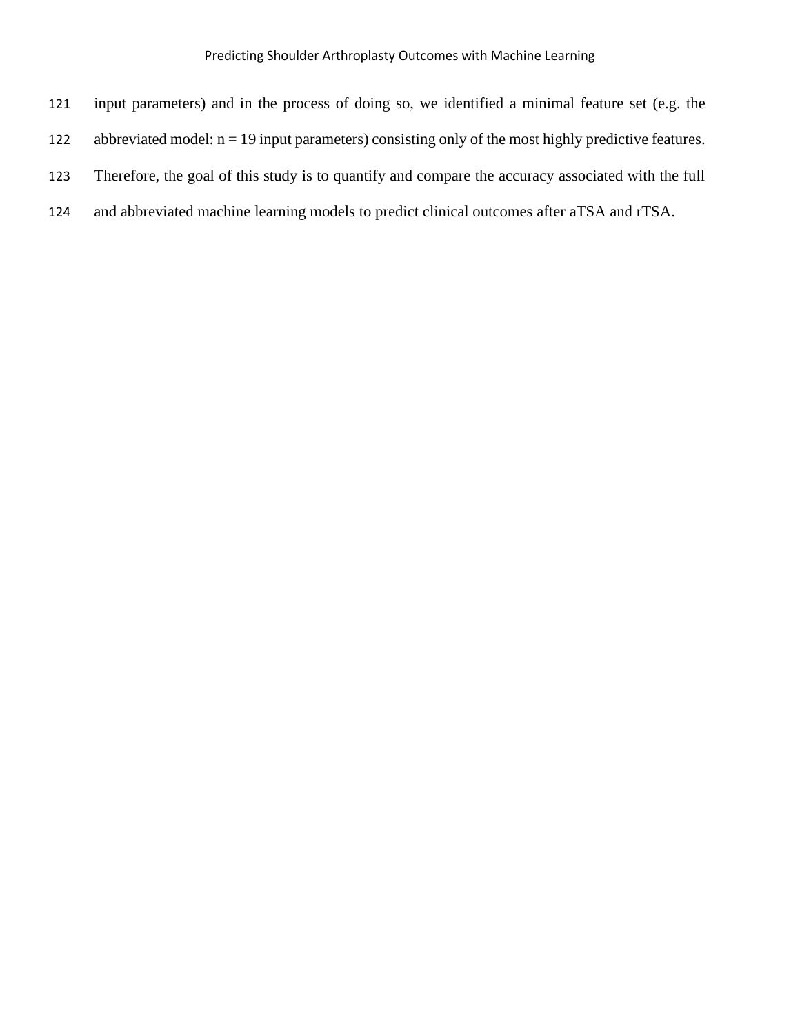input parameters) and in the process of doing so, we identified a minimal feature set (e.g. the abbreviated model: n = 19 input parameters) consisting only of the most highly predictive features. Therefore, the goal of this study is to quantify and compare the accuracy associated with the full and abbreviated machine learning models to predict clinical outcomes after aTSA and rTSA.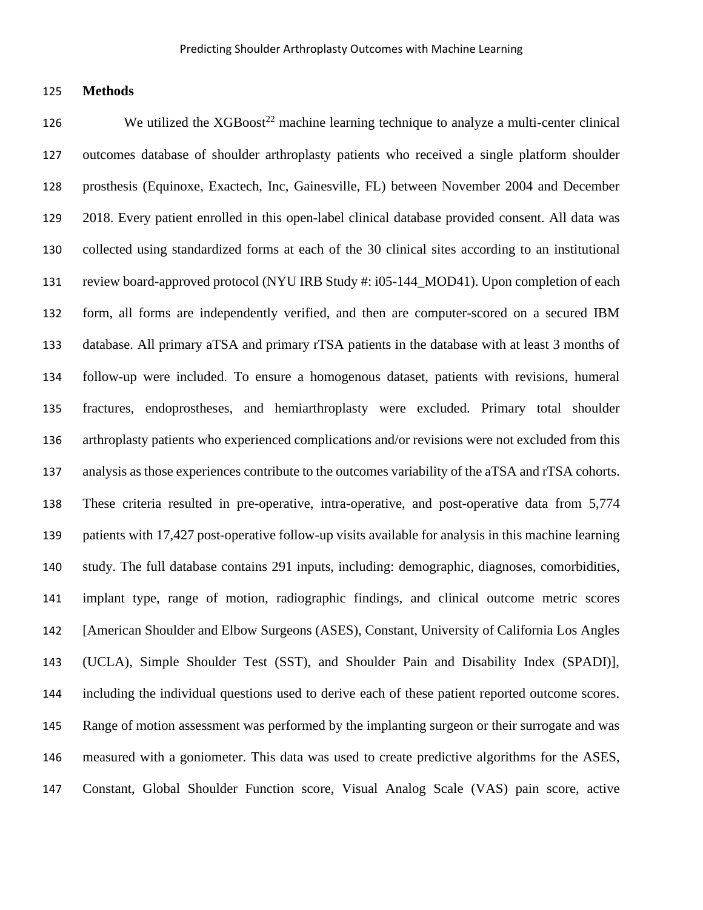## Methods

We utilized the XGBoost[22] machine learning technique to analyze a multi-center clinical outcomes database of shoulder arthroplasty patients who received a single platform shoulder prosthesis (Equinoxe, Exactech, Inc, Gainesville, FL) between November 2004 and December 2018. Every patient enrolled in this open-label clinical database provided consent. All data was collected using standardized forms at each of the 30 clinical sites according to an institutional review board-approved protocol (NYU IRB Study #: i05-144_MOD41). Upon completion of each form, all forms are independently verified, and then are computer-scored on a secured IBM database. All primary aTSA and primary rTSA patients in the database with at least 3 months of follow-up were included. To ensure a homogenous dataset, patients with revisions, humeral fractures, endoprostheses, and hemiarthroplasty were excluded. Primary total shoulder arthroplasty patients who experienced complications and/or revisions were not excluded from this analysis as those experiences contribute to the outcomes variability of the aTSA and rTSA cohorts. These criteria resulted in pre-operative, intra-operative, and post-operative data from 5,774 patients with 17,427 post-operative follow-up visits available for analysis in this machine learning study. The full database contains 291 inputs, including: demographic, diagnoses, comorbidities, implant type, range of motion, radiographic findings, and clinical outcome metric scores [American Shoulder and Elbow Surgeons (ASES), Constant, University of California Los Angles (UCLA), Simple Shoulder Test (SST), and Shoulder Pain and Disability Index (SPADI)], including the individual questions used to derive each of these patient reported outcome scores. Range of motion assessment was performed by the implanting surgeon or their surrogate and was measured with a goniometer. This data was used to create predictive algorithms for the ASES, Constant, Global Shoulder Function score, Visual Analog Scale (VAS) pain score, active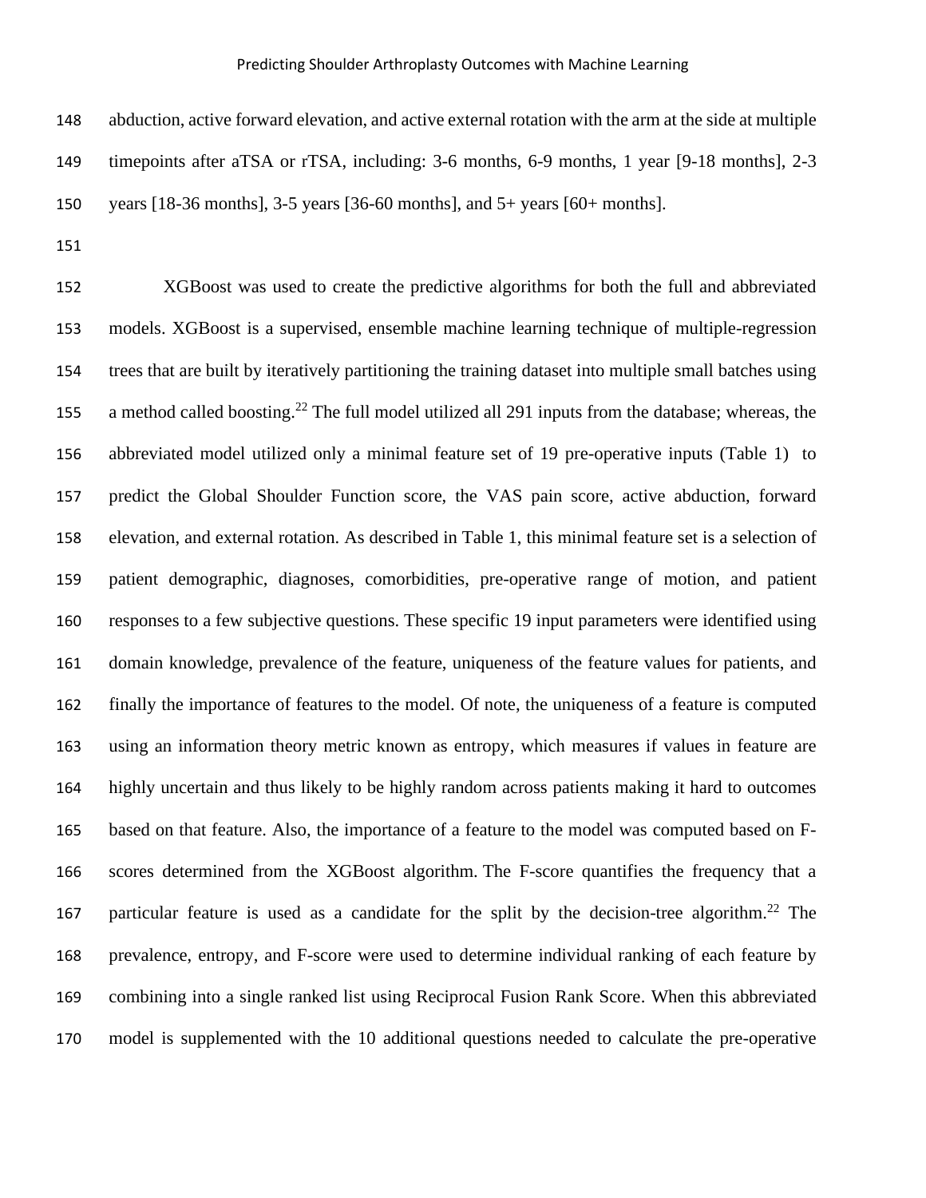abduction, active forward elevation, and active external rotation with the arm at the side at multiple timepoints after aTSA or rTSA, including: 3-6 months, 6-9 months, 1 year [9-18 months], 2-3 years [18-36 months], 3-5 years [36-60 months], and 5+ years [60+ months].

XGBoost was used to create the predictive algorithms for both the full and abbreviated models. XGBoost is a supervised, ensemble machine learning technique of multiple-regression trees that are built by iteratively partitioning the training dataset into multiple small batches using a method called boosting.[22] The full model utilized all 291 inputs from the database; whereas, the abbreviated model utilized only a minimal feature set of 19 pre-operative inputs (Table 1) to predict the Global Shoulder Function score, the VAS pain score, active abduction, forward elevation, and external rotation. As described in Table 1, this minimal feature set is a selection of patient demographic, diagnoses, comorbidities, pre-operative range of motion, and patient responses to a few subjective questions. These specific 19 input parameters were identified using domain knowledge, prevalence of the feature, uniqueness of the feature values for patients, and finally the importance of features to the model. Of note, the uniqueness of a feature is computed using an information theory metric known as entropy, which measures if values in feature are highly uncertain and thus likely to be highly random across patients making it hard to outcomes based on that feature. Also, the importance of a feature to the model was computed based on F-scores determined from the XGBoost algorithm. The F-score quantifies the frequency that a particular feature is used as a candidate for the split by the decision-tree algorithm.[22] The prevalence, entropy, and F-score were used to determine individual ranking of each feature by combining into a single ranked list using Reciprocal Fusion Rank Score. When this abbreviated model is supplemented with the 10 additional questions needed to calculate the pre-operative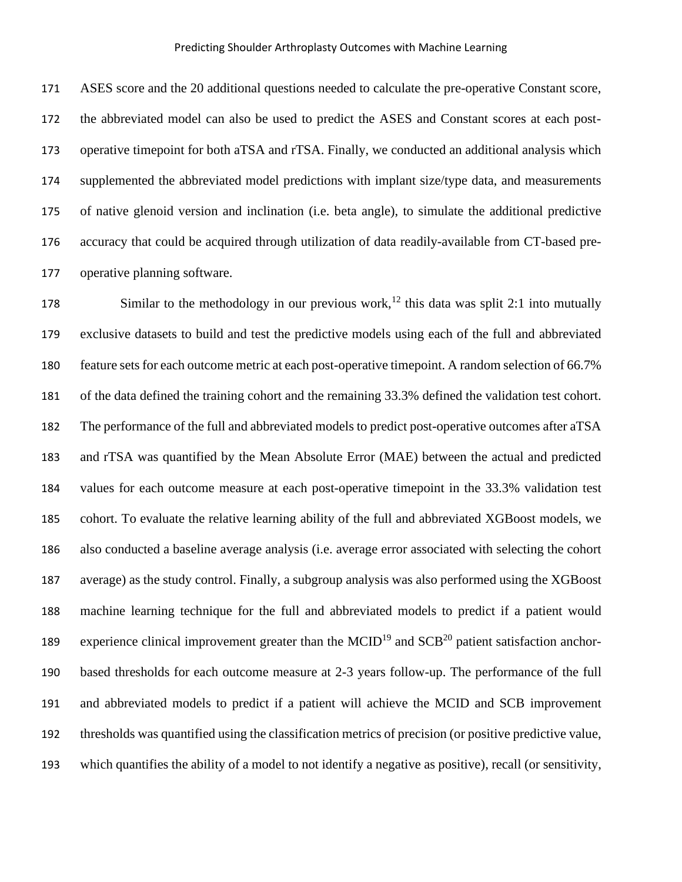ASES score and the 20 additional questions needed to calculate the pre-operative Constant score, the abbreviated model can also be used to predict the ASES and Constant scores at each post-operative timepoint for both aTSA and rTSA. Finally, we conducted an additional analysis which supplemented the abbreviated model predictions with implant size/type data, and measurements of native glenoid version and inclination (i.e. beta angle), to simulate the additional predictive accuracy that could be acquired through utilization of data readily-available from CT-based pre-operative planning software.

Similar to the methodology in our previous work,[12] this data was split 2:1 into mutually exclusive datasets to build and test the predictive models using each of the full and abbreviated feature sets for each outcome metric at each post-operative timepoint. A random selection of 66.7% of the data defined the training cohort and the remaining 33.3% defined the validation test cohort. The performance of the full and abbreviated models to predict post-operative outcomes after aTSA and rTSA was quantified by the Mean Absolute Error (MAE) between the actual and predicted values for each outcome measure at each post-operative timepoint in the 33.3% validation test cohort. To evaluate the relative learning ability of the full and abbreviated XGBoost models, we also conducted a baseline average analysis (i.e. average error associated with selecting the cohort average) as the study control. Finally, a subgroup analysis was also performed using the XGBoost machine learning technique for the full and abbreviated models to predict if a patient would experience clinical improvement greater than the MCID[19] and SCB[20] patient satisfaction anchor-based thresholds for each outcome measure at 2-3 years follow-up. The performance of the full and abbreviated models to predict if a patient will achieve the MCID and SCB improvement thresholds was quantified using the classification metrics of precision (or positive predictive value, which quantifies the ability of a model to not identify a negative as positive), recall (or sensitivity,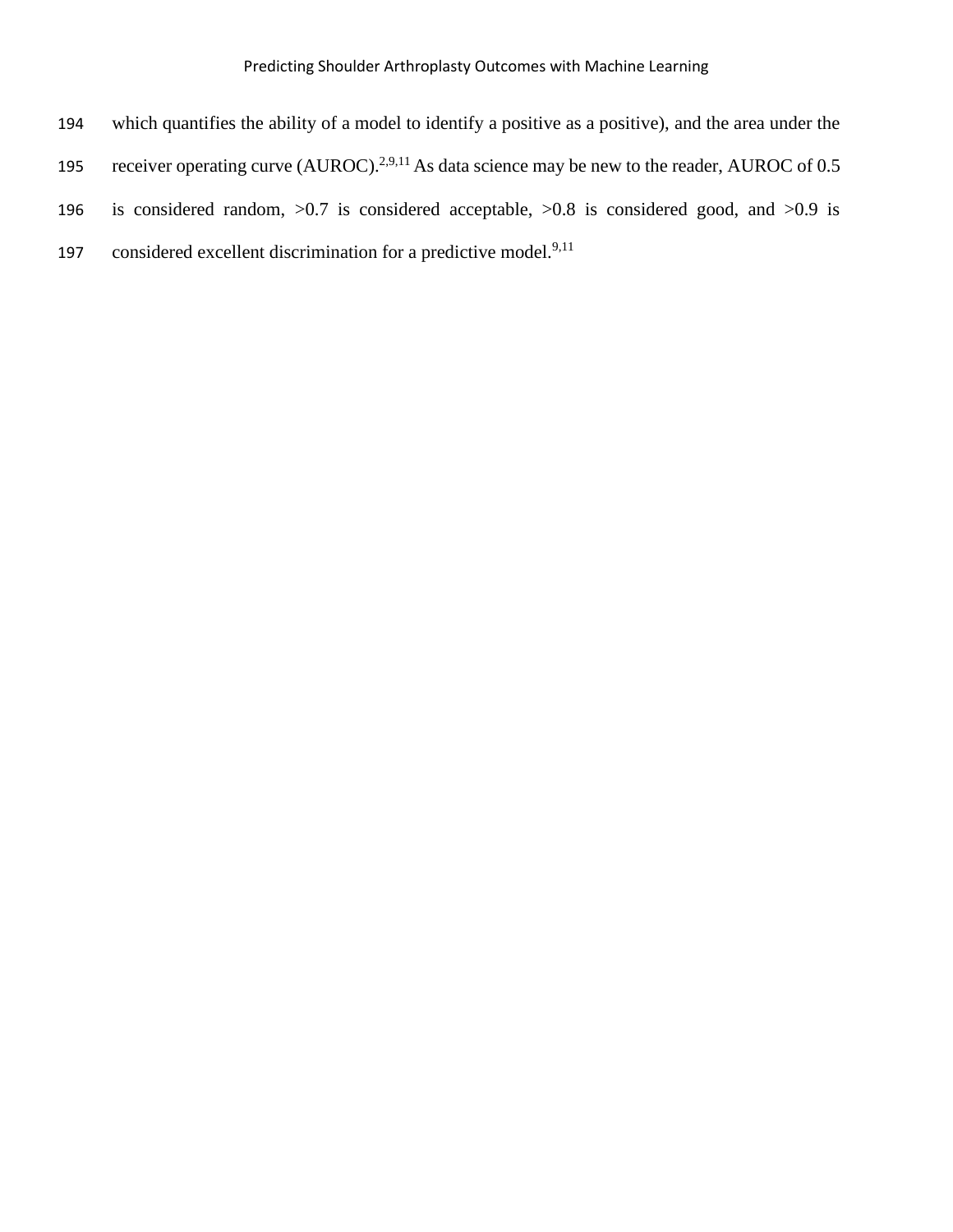which quantifies the ability of a model to identify a positive as a positive), and the area under the receiver operating curve (AUROC).[2,9,11] As data science may be new to the reader, AUROC of 0.5 is considered random, >0.7 is considered acceptable, >0.8 is considered good, and >0.9 is considered excellent discrimination for a predictive model.[9,11]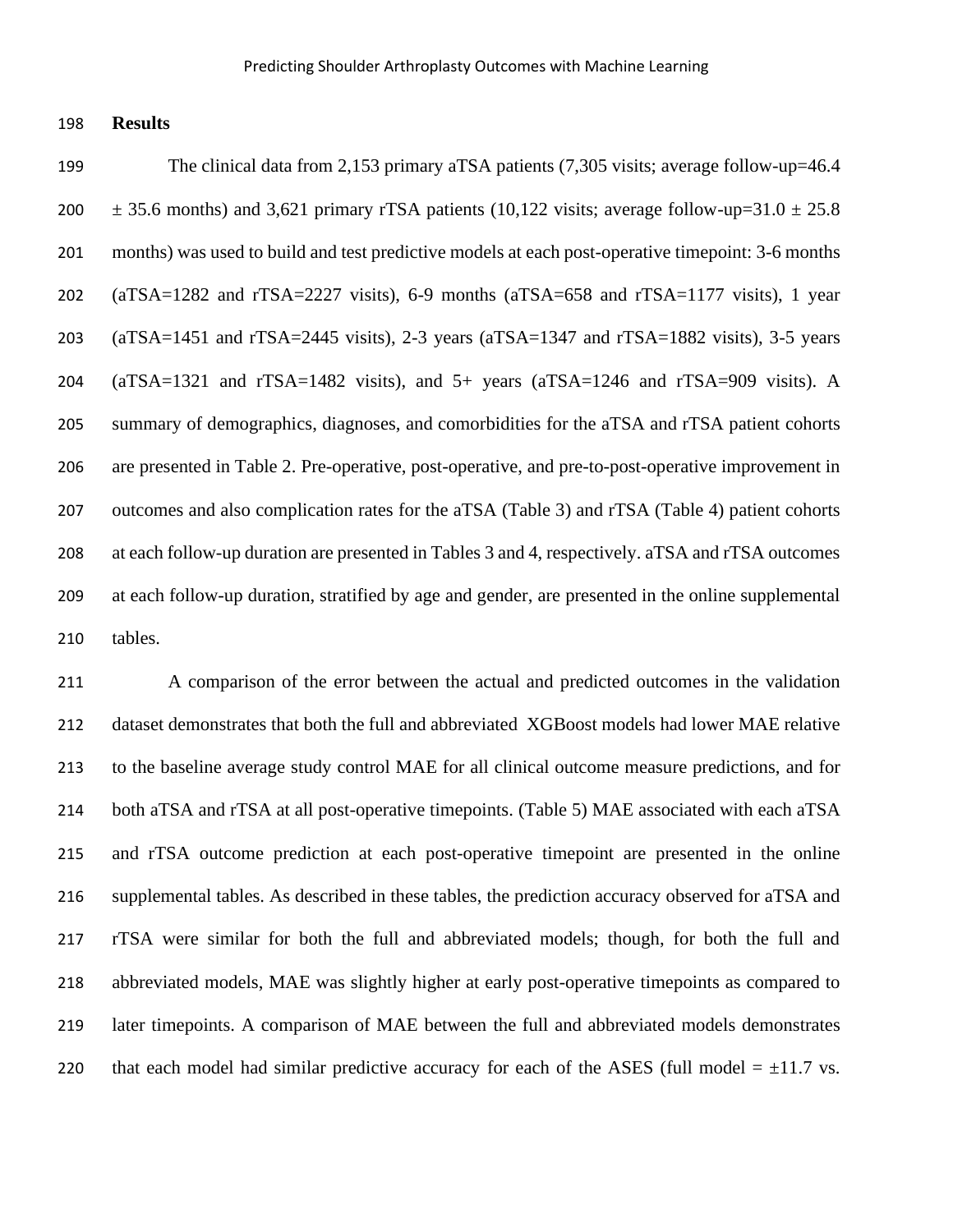## Results

The clinical data from 2,153 primary aTSA patients (7,305 visits; average follow-up=46.4 ± 35.6 months) and 3,621 primary rTSA patients (10,122 visits; average follow-up=31.0 ± 25.8 months) was used to build and test predictive models at each post-operative timepoint: 3-6 months (aTSA=1282 and rTSA=2227 visits), 6-9 months (aTSA=658 and rTSA=1177 visits), 1 year (aTSA=1451 and rTSA=2445 visits), 2-3 years (aTSA=1347 and rTSA=1882 visits), 3-5 years (aTSA=1321 and rTSA=1482 visits), and 5+ years (aTSA=1246 and rTSA=909 visits). A summary of demographics, diagnoses, and comorbidities for the aTSA and rTSA patient cohorts are presented in Table 2. Pre-operative, post-operative, and pre-to-post-operative improvement in outcomes and also complication rates for the aTSA (Table 3) and rTSA (Table 4) patient cohorts at each follow-up duration are presented in Tables 3 and 4, respectively. aTSA and rTSA outcomes at each follow-up duration, stratified by age and gender, are presented in the online supplemental tables.

A comparison of the error between the actual and predicted outcomes in the validation dataset demonstrates that both the full and abbreviated XGBoost models had lower MAE relative to the baseline average study control MAE for all clinical outcome measure predictions, and for both aTSA and rTSA at all post-operative timepoints. (Table 5) MAE associated with each aTSA and rTSA outcome prediction at each post-operative timepoint are presented in the online supplemental tables. As described in these tables, the prediction accuracy observed for aTSA and rTSA were similar for both the full and abbreviated models; though, for both the full and abbreviated models, MAE was slightly higher at early post-operative timepoints as compared to later timepoints. A comparison of MAE between the full and abbreviated models demonstrates that each model had similar predictive accuracy for each of the ASES (full model = ±11.7 vs.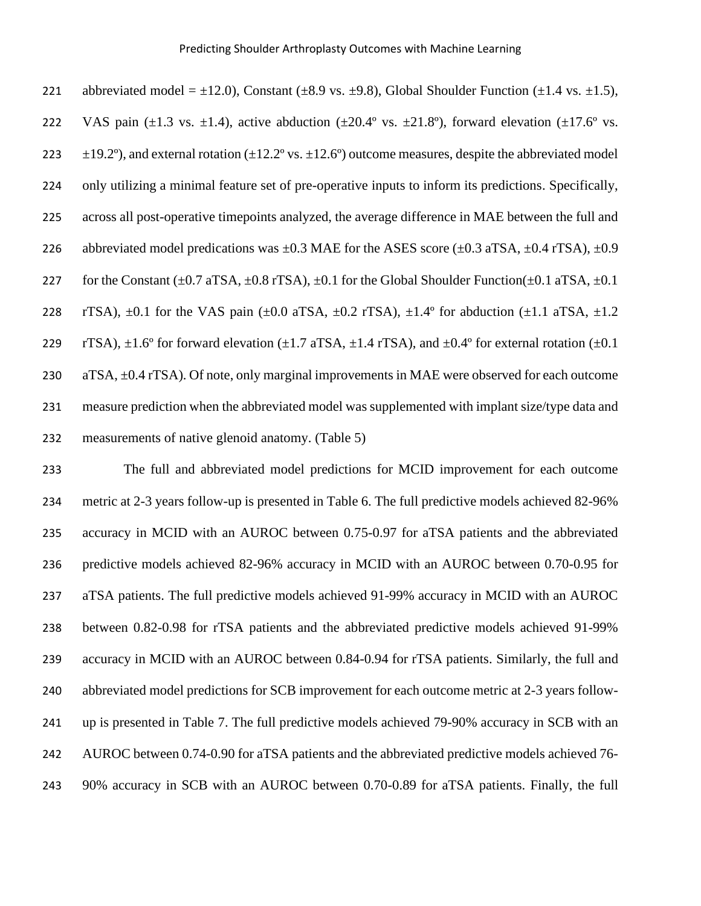abbreviated model = ±12.0), Constant (±8.9 vs. ±9.8), Global Shoulder Function (±1.4 vs. ±1.5), VAS pain (±1.3 vs. ±1.4), active abduction (±20.4º vs. ±21.8º), forward elevation (±17.6º vs. ±19.2º), and external rotation (±12.2º vs. ±12.6º) outcome measures, despite the abbreviated model only utilizing a minimal feature set of pre-operative inputs to inform its predictions. Specifically, across all post-operative timepoints analyzed, the average difference in MAE between the full and abbreviated model predications was ±0.3 MAE for the ASES score (±0.3 aTSA, ±0.4 rTSA), ±0.9 for the Constant (±0.7 aTSA, ±0.8 rTSA), ±0.1 for the Global Shoulder Function(±0.1 aTSA, ±0.1 rTSA), ±0.1 for the VAS pain (±0.0 aTSA, ±0.2 rTSA), ±1.4º for abduction (±1.1 aTSA, ±1.2 rTSA), ±1.6º for forward elevation (±1.7 aTSA, ±1.4 rTSA), and ±0.4º for external rotation (±0.1 aTSA, ±0.4 rTSA). Of note, only marginal improvements in MAE were observed for each outcome measure prediction when the abbreviated model was supplemented with implant size/type data and measurements of native glenoid anatomy. (Table 5)

The full and abbreviated model predictions for MCID improvement for each outcome metric at 2-3 years follow-up is presented in Table 6. The full predictive models achieved 82-96% accuracy in MCID with an AUROC between 0.75-0.97 for aTSA patients and the abbreviated predictive models achieved 82-96% accuracy in MCID with an AUROC between 0.70-0.95 for aTSA patients. The full predictive models achieved 91-99% accuracy in MCID with an AUROC between 0.82-0.98 for rTSA patients and the abbreviated predictive models achieved 91-99% accuracy in MCID with an AUROC between 0.84-0.94 for rTSA patients. Similarly, the full and abbreviated model predictions for SCB improvement for each outcome metric at 2-3 years follow-up is presented in Table 7. The full predictive models achieved 79-90% accuracy in SCB with an AUROC between 0.74-0.90 for aTSA patients and the abbreviated predictive models achieved 76-90% accuracy in SCB with an AUROC between 0.70-0.89 for aTSA patients. Finally, the full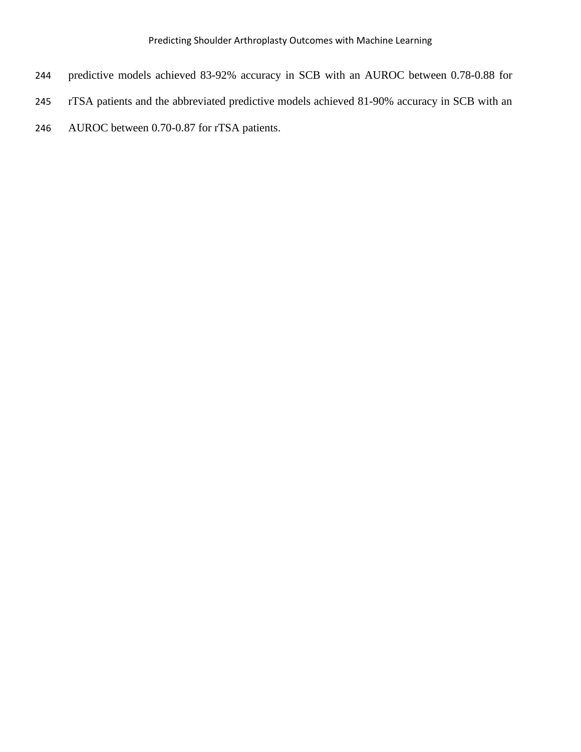predictive models achieved 83-92% accuracy in SCB with an AUROC between 0.78-0.88 for rTSA patients and the abbreviated predictive models achieved 81-90% accuracy in SCB with an AUROC between 0.70-0.87 for rTSA patients.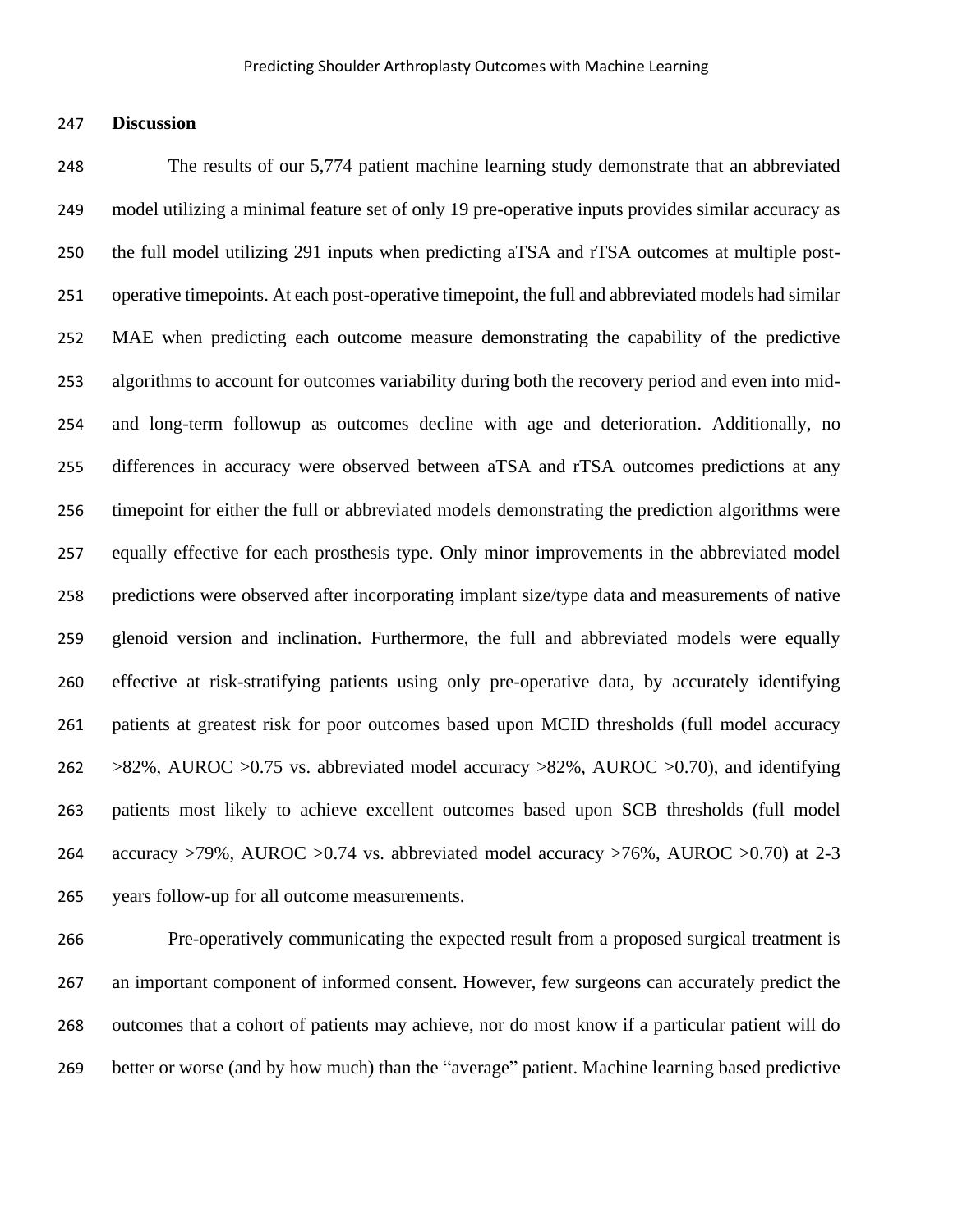## Discussion

The results of our 5,774 patient machine learning study demonstrate that an abbreviated model utilizing a minimal feature set of only 19 pre-operative inputs provides similar accuracy as the full model utilizing 291 inputs when predicting aTSA and rTSA outcomes at multiple post-operative timepoints. At each post-operative timepoint, the full and abbreviated models had similar MAE when predicting each outcome measure demonstrating the capability of the predictive algorithms to account for outcomes variability during both the recovery period and even into mid- and long-term followup as outcomes decline with age and deterioration. Additionally, no differences in accuracy were observed between aTSA and rTSA outcomes predictions at any timepoint for either the full or abbreviated models demonstrating the prediction algorithms were equally effective for each prosthesis type. Only minor improvements in the abbreviated model predictions were observed after incorporating implant size/type data and measurements of native glenoid version and inclination. Furthermore, the full and abbreviated models were equally effective at risk-stratifying patients using only pre-operative data, by accurately identifying patients at greatest risk for poor outcomes based upon MCID thresholds (full model accuracy >82%, AUROC >0.75 vs. abbreviated model accuracy >82%, AUROC >0.70), and identifying patients most likely to achieve excellent outcomes based upon SCB thresholds (full model accuracy >79%, AUROC >0.74 vs. abbreviated model accuracy >76%, AUROC >0.70) at 2-3 years follow-up for all outcome measurements.

Pre-operatively communicating the expected result from a proposed surgical treatment is an important component of informed consent. However, few surgeons can accurately predict the outcomes that a cohort of patients may achieve, nor do most know if a particular patient will do better or worse (and by how much) than the "average" patient. Machine learning based predictive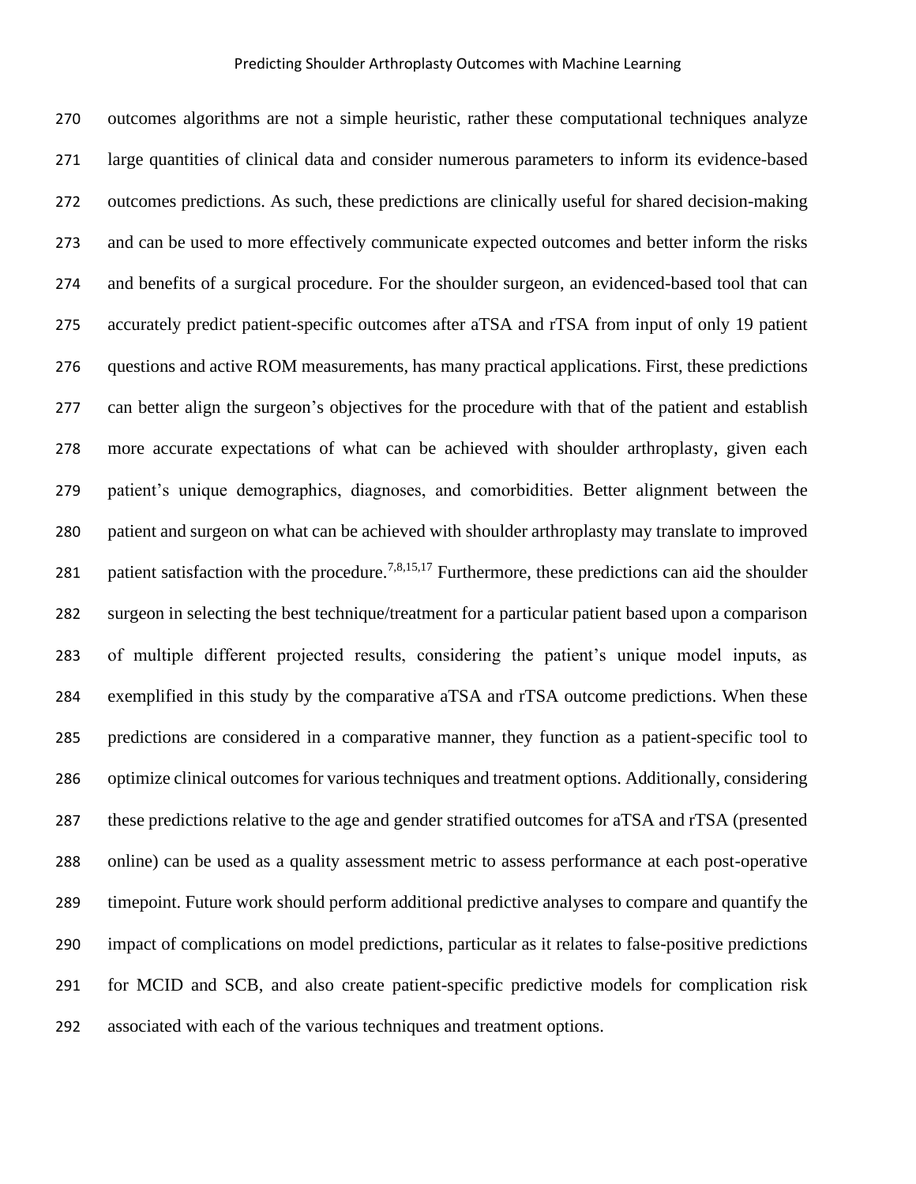outcomes algorithms are not a simple heuristic, rather these computational techniques analyze large quantities of clinical data and consider numerous parameters to inform its evidence-based outcomes predictions. As such, these predictions are clinically useful for shared decision-making and can be used to more effectively communicate expected outcomes and better inform the risks and benefits of a surgical procedure. For the shoulder surgeon, an evidenced-based tool that can accurately predict patient-specific outcomes after aTSA and rTSA from input of only 19 patient questions and active ROM measurements, has many practical applications. First, these predictions can better align the surgeon's objectives for the procedure with that of the patient and establish more accurate expectations of what can be achieved with shoulder arthroplasty, given each patient's unique demographics, diagnoses, and comorbidities. Better alignment between the patient and surgeon on what can be achieved with shoulder arthroplasty may translate to improved patient satisfaction with the procedure.[7,8,15,17] Furthermore, these predictions can aid the shoulder surgeon in selecting the best technique/treatment for a particular patient based upon a comparison of multiple different projected results, considering the patient's unique model inputs, as exemplified in this study by the comparative aTSA and rTSA outcome predictions. When these predictions are considered in a comparative manner, they function as a patient-specific tool to optimize clinical outcomes for various techniques and treatment options. Additionally, considering these predictions relative to the age and gender stratified outcomes for aTSA and rTSA (presented online) can be used as a quality assessment metric to assess performance at each post-operative timepoint. Future work should perform additional predictive analyses to compare and quantify the impact of complications on model predictions, particular as it relates to false-positive predictions for MCID and SCB, and also create patient-specific predictive models for complication risk associated with each of the various techniques and treatment options.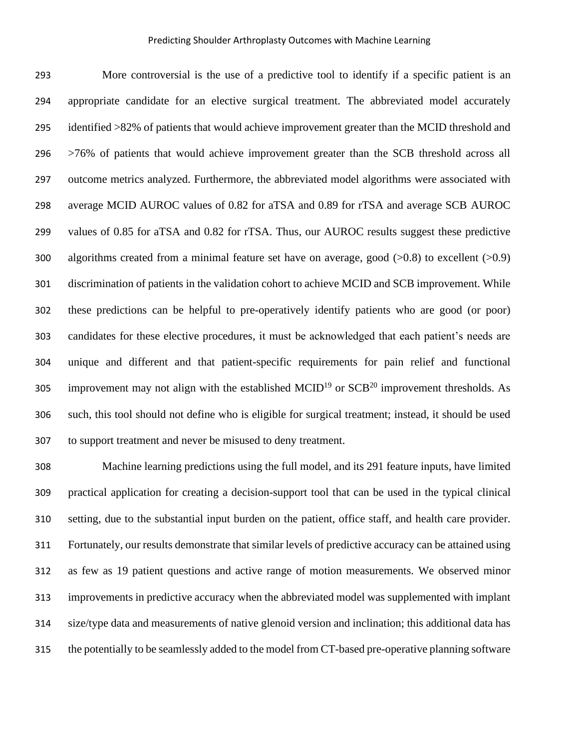More controversial is the use of a predictive tool to identify if a specific patient is an appropriate candidate for an elective surgical treatment. The abbreviated model accurately identified >82% of patients that would achieve improvement greater than the MCID threshold and >76% of patients that would achieve improvement greater than the SCB threshold across all outcome metrics analyzed. Furthermore, the abbreviated model algorithms were associated with average MCID AUROC values of 0.82 for aTSA and 0.89 for rTSA and average SCB AUROC values of 0.85 for aTSA and 0.82 for rTSA. Thus, our AUROC results suggest these predictive algorithms created from a minimal feature set have on average, good (>0.8) to excellent (>0.9) discrimination of patients in the validation cohort to achieve MCID and SCB improvement. While these predictions can be helpful to pre-operatively identify patients who are good (or poor) candidates for these elective procedures, it must be acknowledged that each patient's needs are unique and different and that patient-specific requirements for pain relief and functional improvement may not align with the established MCID[19] or SCB[20] improvement thresholds. As such, this tool should not define who is eligible for surgical treatment; instead, it should be used to support treatment and never be misused to deny treatment.

Machine learning predictions using the full model, and its 291 feature inputs, have limited practical application for creating a decision-support tool that can be used in the typical clinical setting, due to the substantial input burden on the patient, office staff, and health care provider. Fortunately, our results demonstrate that similar levels of predictive accuracy can be attained using as few as 19 patient questions and active range of motion measurements. We observed minor improvements in predictive accuracy when the abbreviated model was supplemented with implant size/type data and measurements of native glenoid version and inclination; this additional data has the potentially to be seamlessly added to the model from CT-based pre-operative planning software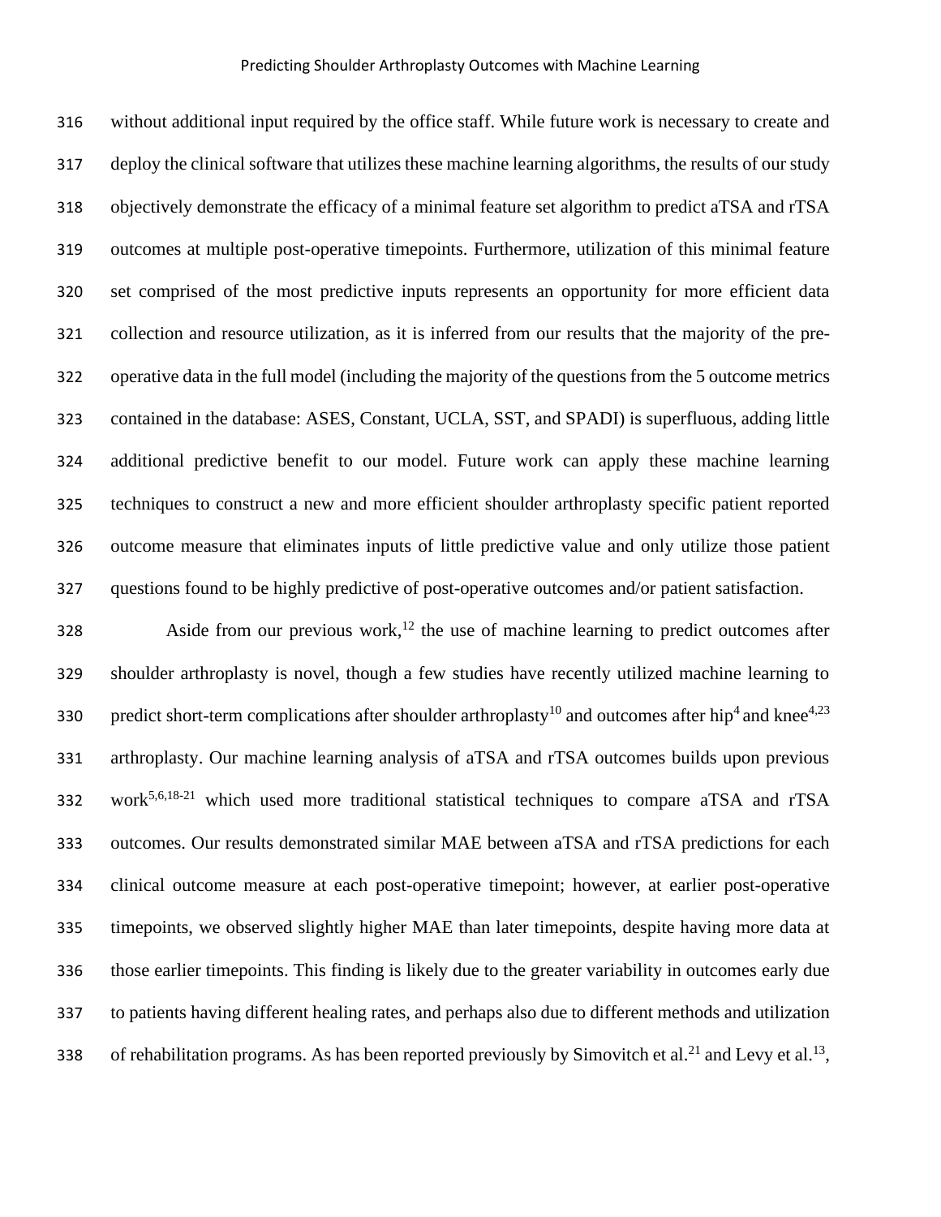without additional input required by the office staff. While future work is necessary to create and deploy the clinical software that utilizes these machine learning algorithms, the results of our study objectively demonstrate the efficacy of a minimal feature set algorithm to predict aTSA and rTSA outcomes at multiple post-operative timepoints. Furthermore, utilization of this minimal feature set comprised of the most predictive inputs represents an opportunity for more efficient data collection and resource utilization, as it is inferred from our results that the majority of the pre-operative data in the full model (including the majority of the questions from the 5 outcome metrics contained in the database: ASES, Constant, UCLA, SST, and SPADI) is superfluous, adding little additional predictive benefit to our model. Future work can apply these machine learning techniques to construct a new and more efficient shoulder arthroplasty specific patient reported outcome measure that eliminates inputs of little predictive value and only utilize those patient questions found to be highly predictive of post-operative outcomes and/or patient satisfaction.

Aside from our previous work,[12] the use of machine learning to predict outcomes after shoulder arthroplasty is novel, though a few studies have recently utilized machine learning to predict short-term complications after shoulder arthroplasty[10] and outcomes after hip[4] and knee[4,23] arthroplasty. Our machine learning analysis of aTSA and rTSA outcomes builds upon previous work[5,6,18-21] which used more traditional statistical techniques to compare aTSA and rTSA outcomes. Our results demonstrated similar MAE between aTSA and rTSA predictions for each clinical outcome measure at each post-operative timepoint; however, at earlier post-operative timepoints, we observed slightly higher MAE than later timepoints, despite having more data at those earlier timepoints. This finding is likely due to the greater variability in outcomes early due to patients having different healing rates, and perhaps also due to different methods and utilization of rehabilitation programs. As has been reported previously by Simovitch et al.[21] and Levy et al.[13],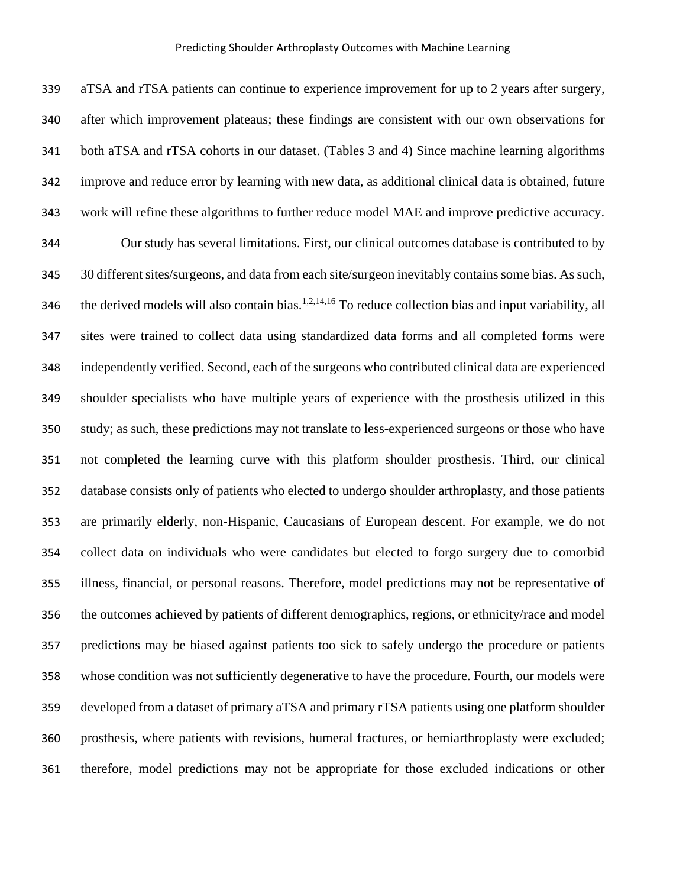aTSA and rTSA patients can continue to experience improvement for up to 2 years after surgery, after which improvement plateaus; these findings are consistent with our own observations for both aTSA and rTSA cohorts in our dataset. (Tables 3 and 4) Since machine learning algorithms improve and reduce error by learning with new data, as additional clinical data is obtained, future work will refine these algorithms to further reduce model MAE and improve predictive accuracy.

Our study has several limitations. First, our clinical outcomes database is contributed to by 30 different sites/surgeons, and data from each site/surgeon inevitably contains some bias. As such, the derived models will also contain bias.[1,2,14,16] To reduce collection bias and input variability, all sites were trained to collect data using standardized data forms and all completed forms were independently verified. Second, each of the surgeons who contributed clinical data are experienced shoulder specialists who have multiple years of experience with the prosthesis utilized in this study; as such, these predictions may not translate to less-experienced surgeons or those who have not completed the learning curve with this platform shoulder prosthesis. Third, our clinical database consists only of patients who elected to undergo shoulder arthroplasty, and those patients are primarily elderly, non-Hispanic, Caucasians of European descent. For example, we do not collect data on individuals who were candidates but elected to forgo surgery due to comorbid illness, financial, or personal reasons. Therefore, model predictions may not be representative of the outcomes achieved by patients of different demographics, regions, or ethnicity/race and model predictions may be biased against patients too sick to safely undergo the procedure or patients whose condition was not sufficiently degenerative to have the procedure. Fourth, our models were developed from a dataset of primary aTSA and primary rTSA patients using one platform shoulder prosthesis, where patients with revisions, humeral fractures, or hemiarthroplasty were excluded; therefore, model predictions may not be appropriate for those excluded indications or other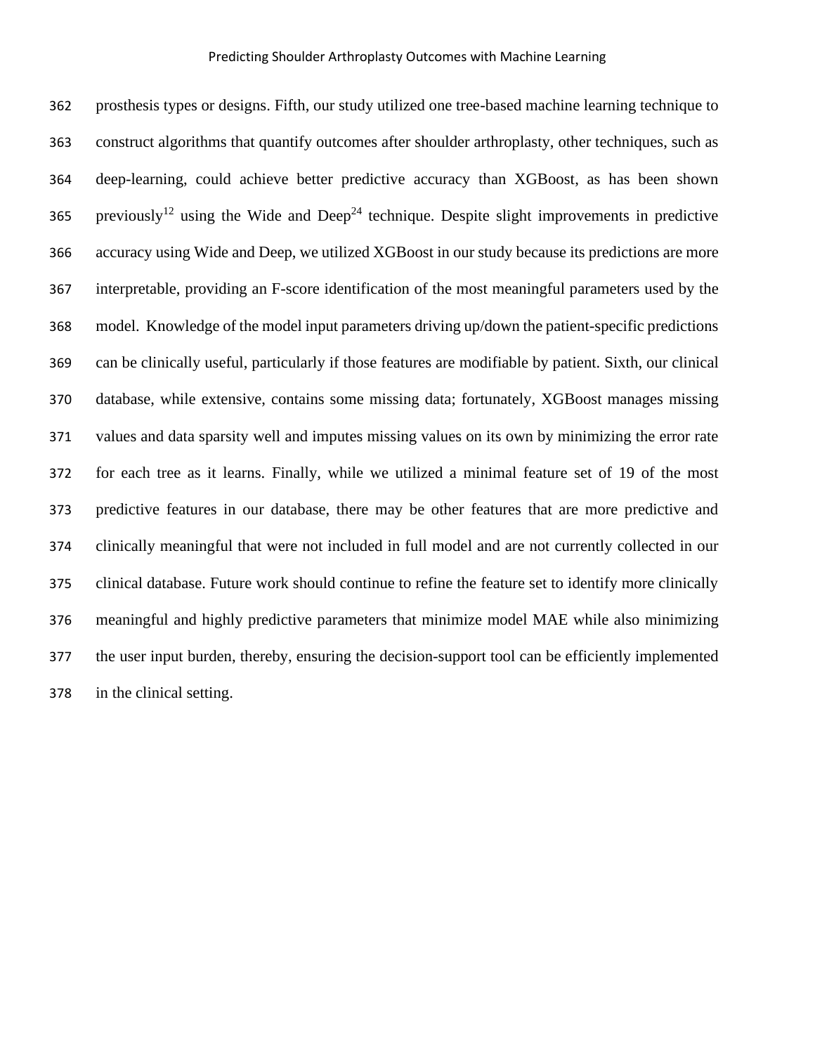prosthesis types or designs. Fifth, our study utilized one tree-based machine learning technique to construct algorithms that quantify outcomes after shoulder arthroplasty, other techniques, such as deep-learning, could achieve better predictive accuracy than XGBoost, as has been shown previously[12] using the Wide and Deep[24] technique. Despite slight improvements in predictive accuracy using Wide and Deep, we utilized XGBoost in our study because its predictions are more interpretable, providing an F-score identification of the most meaningful parameters used by the model. Knowledge of the model input parameters driving up/down the patient-specific predictions can be clinically useful, particularly if those features are modifiable by patient. Sixth, our clinical database, while extensive, contains some missing data; fortunately, XGBoost manages missing values and data sparsity well and imputes missing values on its own by minimizing the error rate for each tree as it learns. Finally, while we utilized a minimal feature set of 19 of the most predictive features in our database, there may be other features that are more predictive and clinically meaningful that were not included in full model and are not currently collected in our clinical database. Future work should continue to refine the feature set to identify more clinically meaningful and highly predictive parameters that minimize model MAE while also minimizing the user input burden, thereby, ensuring the decision-support tool can be efficiently implemented in the clinical setting.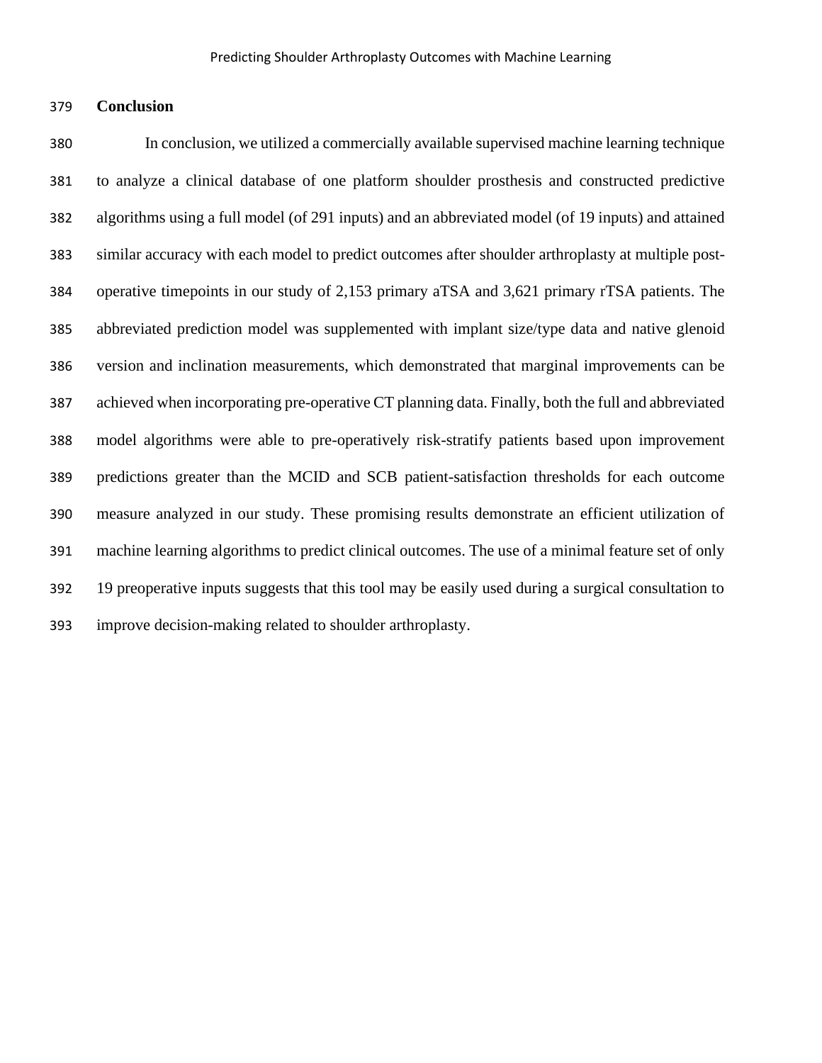## Conclusion

In conclusion, we utilized a commercially available supervised machine learning technique to analyze a clinical database of one platform shoulder prosthesis and constructed predictive algorithms using a full model (of 291 inputs) and an abbreviated model (of 19 inputs) and attained similar accuracy with each model to predict outcomes after shoulder arthroplasty at multiple post-operative timepoints in our study of 2,153 primary aTSA and 3,621 primary rTSA patients. The abbreviated prediction model was supplemented with implant size/type data and native glenoid version and inclination measurements, which demonstrated that marginal improvements can be achieved when incorporating pre-operative CT planning data. Finally, both the full and abbreviated model algorithms were able to pre-operatively risk-stratify patients based upon improvement predictions greater than the MCID and SCB patient-satisfaction thresholds for each outcome measure analyzed in our study. These promising results demonstrate an efficient utilization of machine learning algorithms to predict clinical outcomes. The use of a minimal feature set of only 19 preoperative inputs suggests that this tool may be easily used during a surgical consultation to improve decision-making related to shoulder arthroplasty.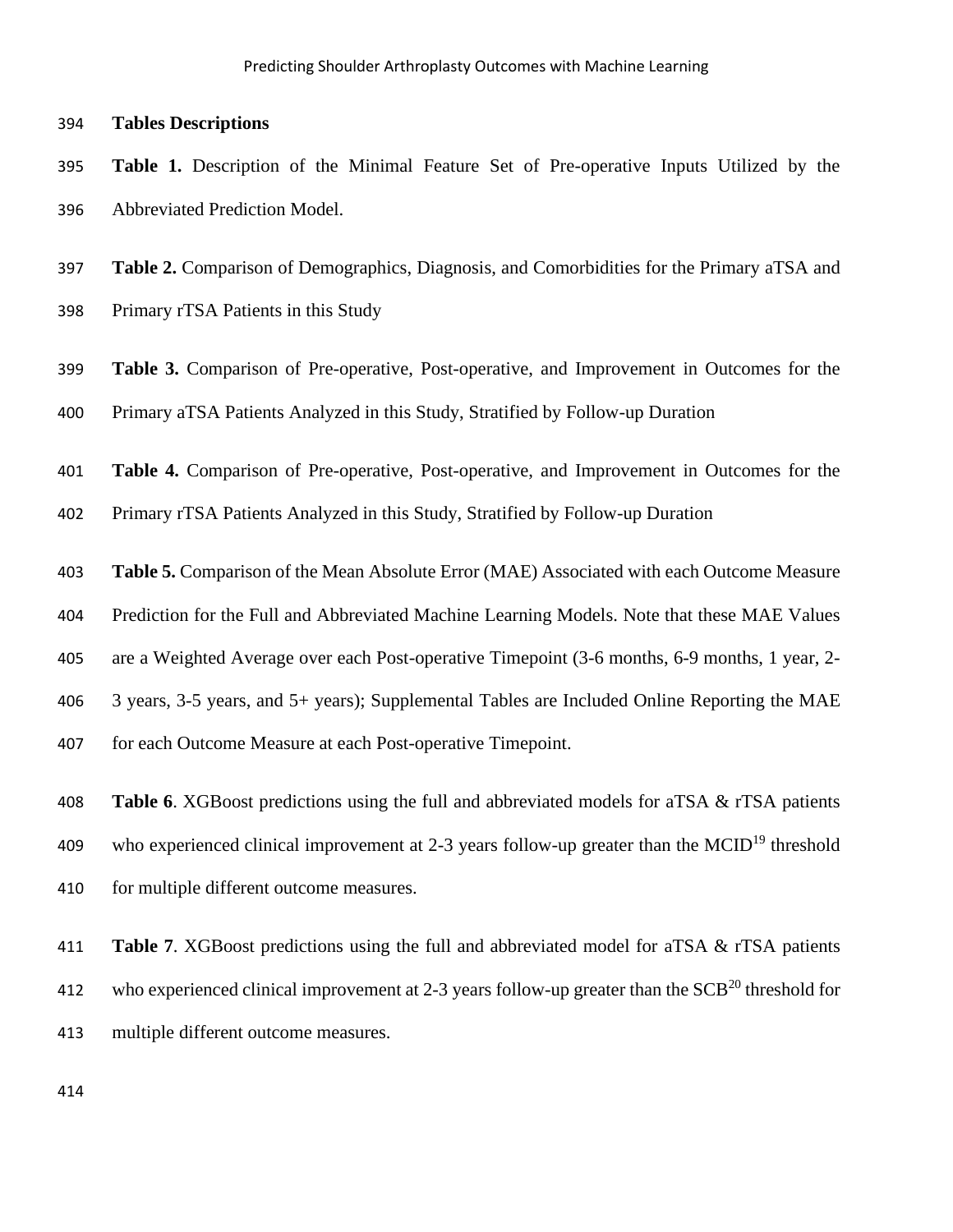**Tables Descriptions**

**Table 1.** Description of the Minimal Feature Set of Pre-operative Inputs Utilized by the Abbreviated Prediction Model.

**Table 2.** Comparison of Demographics, Diagnosis, and Comorbidities for the Primary aTSA and Primary rTSA Patients in this Study

**Table 3.** Comparison of Pre-operative, Post-operative, and Improvement in Outcomes for the Primary aTSA Patients Analyzed in this Study, Stratified by Follow-up Duration

**Table 4.** Comparison of Pre-operative, Post-operative, and Improvement in Outcomes for the Primary rTSA Patients Analyzed in this Study, Stratified by Follow-up Duration

**Table 5.** Comparison of the Mean Absolute Error (MAE) Associated with each Outcome Measure Prediction for the Full and Abbreviated Machine Learning Models. Note that these MAE Values are a Weighted Average over each Post-operative Timepoint (3-6 months, 6-9 months, 1 year, 2-3 years, 3-5 years, and 5+ years); Supplemental Tables are Included Online Reporting the MAE for each Outcome Measure at each Post-operative Timepoint.

**Table 6**. XGBoost predictions using the full and abbreviated models for aTSA & rTSA patients who experienced clinical improvement at 2-3 years follow-up greater than the MCID[19] threshold for multiple different outcome measures.

**Table 7**. XGBoost predictions using the full and abbreviated model for aTSA & rTSA patients who experienced clinical improvement at 2-3 years follow-up greater than the SCB[20] threshold for multiple different outcome measures.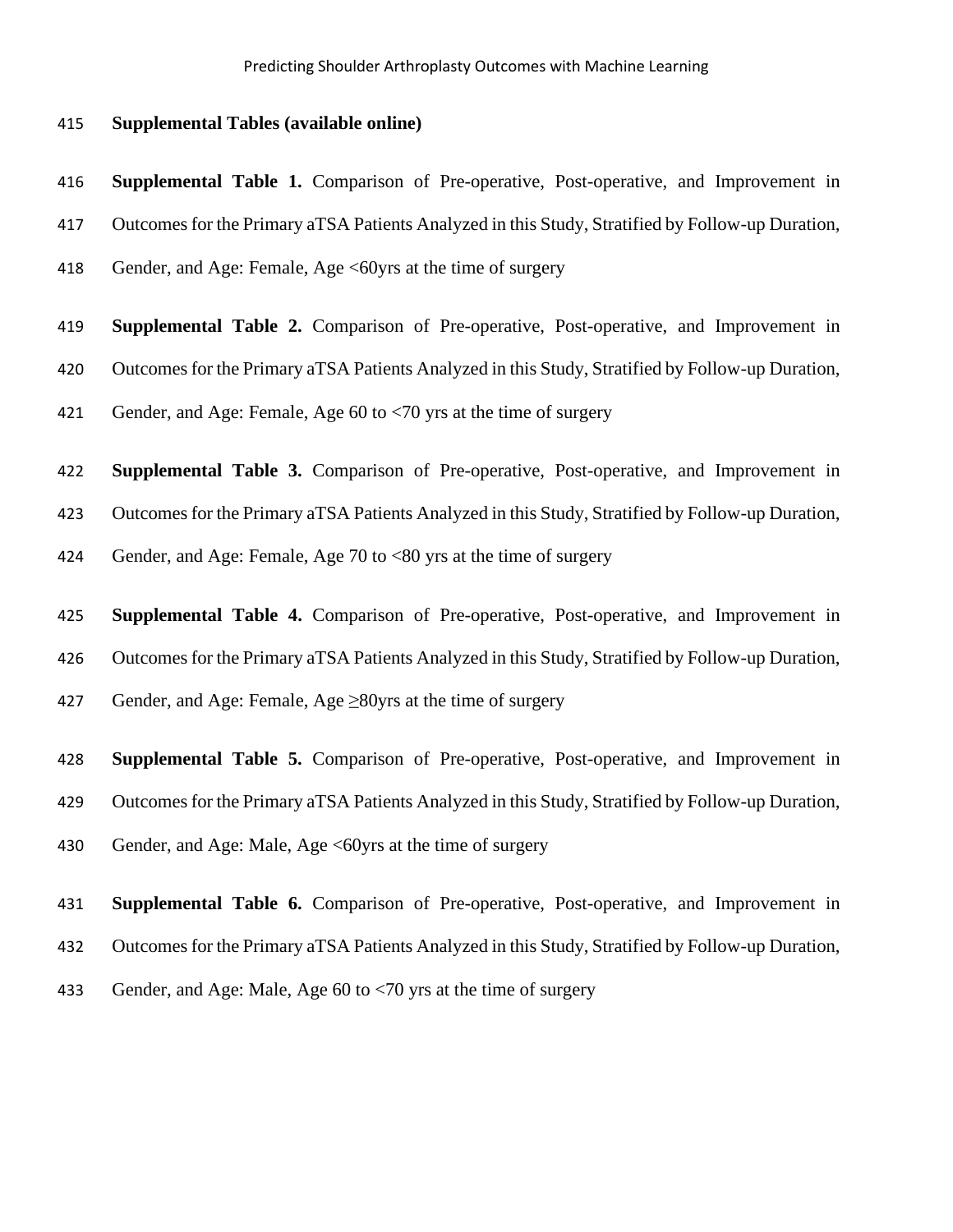**Supplemental Tables (available online)**

**Supplemental Table 1.** Comparison of Pre-operative, Post-operative, and Improvement in Outcomes for the Primary aTSA Patients Analyzed in this Study, Stratified by Follow-up Duration, Gender, and Age: Female, Age <60yrs at the time of surgery

**Supplemental Table 2.** Comparison of Pre-operative, Post-operative, and Improvement in Outcomes for the Primary aTSA Patients Analyzed in this Study, Stratified by Follow-up Duration, Gender, and Age: Female, Age 60 to <70 yrs at the time of surgery

**Supplemental Table 3.** Comparison of Pre-operative, Post-operative, and Improvement in Outcomes for the Primary aTSA Patients Analyzed in this Study, Stratified by Follow-up Duration, Gender, and Age: Female, Age 70 to <80 yrs at the time of surgery

**Supplemental Table 4.** Comparison of Pre-operative, Post-operative, and Improvement in Outcomes for the Primary aTSA Patients Analyzed in this Study, Stratified by Follow-up Duration, Gender, and Age: Female, Age ≥80yrs at the time of surgery

**Supplemental Table 5.** Comparison of Pre-operative, Post-operative, and Improvement in Outcomes for the Primary aTSA Patients Analyzed in this Study, Stratified by Follow-up Duration, Gender, and Age: Male, Age <60yrs at the time of surgery

**Supplemental Table 6.** Comparison of Pre-operative, Post-operative, and Improvement in Outcomes for the Primary aTSA Patients Analyzed in this Study, Stratified by Follow-up Duration, Gender, and Age: Male, Age 60 to <70 yrs at the time of surgery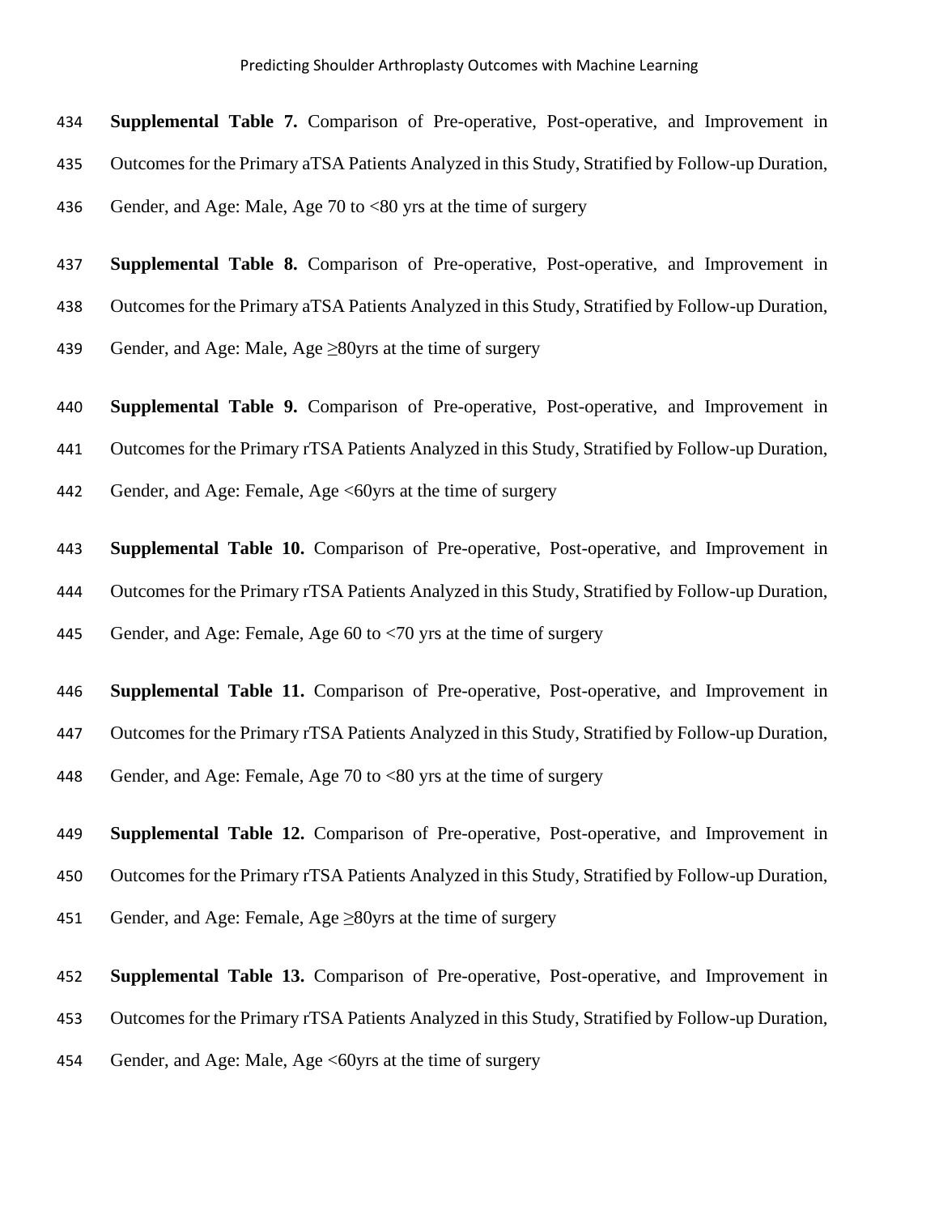**Supplemental Table 7.** Comparison of Pre-operative, Post-operative, and Improvement in Outcomes for the Primary aTSA Patients Analyzed in this Study, Stratified by Follow-up Duration, Gender, and Age: Male, Age 70 to <80 yrs at the time of surgery

**Supplemental Table 8.** Comparison of Pre-operative, Post-operative, and Improvement in Outcomes for the Primary aTSA Patients Analyzed in this Study, Stratified by Follow-up Duration, Gender, and Age: Male, Age ≥80yrs at the time of surgery

**Supplemental Table 9.** Comparison of Pre-operative, Post-operative, and Improvement in Outcomes for the Primary rTSA Patients Analyzed in this Study, Stratified by Follow-up Duration, Gender, and Age: Female, Age <60yrs at the time of surgery

**Supplemental Table 10.** Comparison of Pre-operative, Post-operative, and Improvement in Outcomes for the Primary rTSA Patients Analyzed in this Study, Stratified by Follow-up Duration, Gender, and Age: Female, Age 60 to <70 yrs at the time of surgery

**Supplemental Table 11.** Comparison of Pre-operative, Post-operative, and Improvement in Outcomes for the Primary rTSA Patients Analyzed in this Study, Stratified by Follow-up Duration, Gender, and Age: Female, Age 70 to <80 yrs at the time of surgery

**Supplemental Table 12.** Comparison of Pre-operative, Post-operative, and Improvement in Outcomes for the Primary rTSA Patients Analyzed in this Study, Stratified by Follow-up Duration, Gender, and Age: Female, Age ≥80yrs at the time of surgery

**Supplemental Table 13.** Comparison of Pre-operative, Post-operative, and Improvement in Outcomes for the Primary rTSA Patients Analyzed in this Study, Stratified by Follow-up Duration, Gender, and Age: Male, Age <60yrs at the time of surgery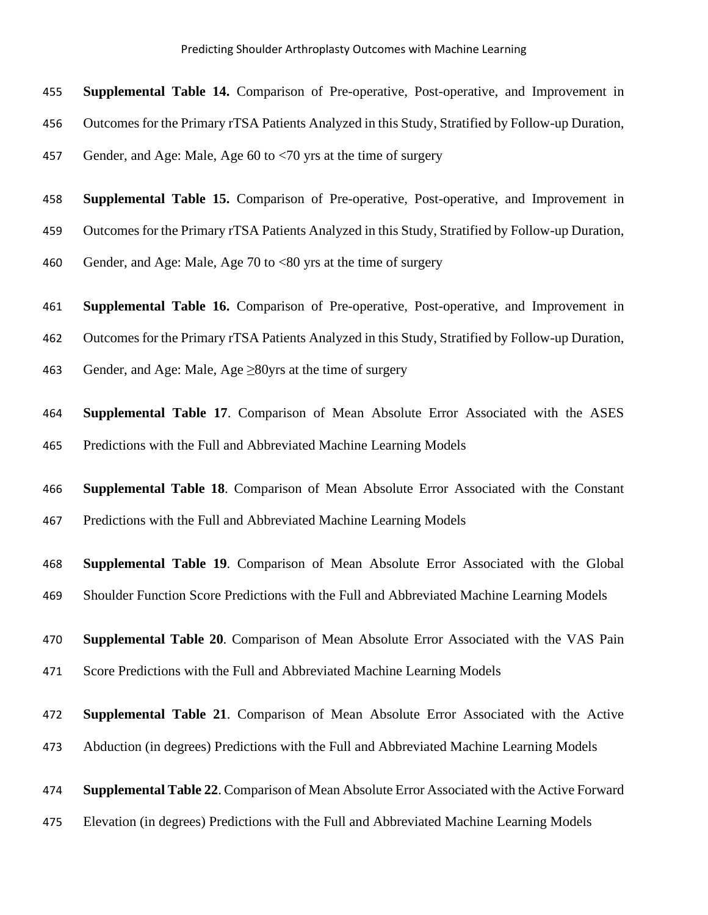**Supplemental Table 14.** Comparison of Pre-operative, Post-operative, and Improvement in Outcomes for the Primary rTSA Patients Analyzed in this Study, Stratified by Follow-up Duration, Gender, and Age: Male, Age 60 to <70 yrs at the time of surgery

**Supplemental Table 15.** Comparison of Pre-operative, Post-operative, and Improvement in Outcomes for the Primary rTSA Patients Analyzed in this Study, Stratified by Follow-up Duration, Gender, and Age: Male, Age 70 to <80 yrs at the time of surgery

**Supplemental Table 16.** Comparison of Pre-operative, Post-operative, and Improvement in Outcomes for the Primary rTSA Patients Analyzed in this Study, Stratified by Follow-up Duration, Gender, and Age: Male, Age ≥80yrs at the time of surgery

**Supplemental Table 17**. Comparison of Mean Absolute Error Associated with the ASES Predictions with the Full and Abbreviated Machine Learning Models

**Supplemental Table 18**. Comparison of Mean Absolute Error Associated with the Constant Predictions with the Full and Abbreviated Machine Learning Models

**Supplemental Table 19**. Comparison of Mean Absolute Error Associated with the Global Shoulder Function Score Predictions with the Full and Abbreviated Machine Learning Models

**Supplemental Table 20**. Comparison of Mean Absolute Error Associated with the VAS Pain Score Predictions with the Full and Abbreviated Machine Learning Models

**Supplemental Table 21**. Comparison of Mean Absolute Error Associated with the Active Abduction (in degrees) Predictions with the Full and Abbreviated Machine Learning Models

**Supplemental Table 22**. Comparison of Mean Absolute Error Associated with the Active Forward Elevation (in degrees) Predictions with the Full and Abbreviated Machine Learning Models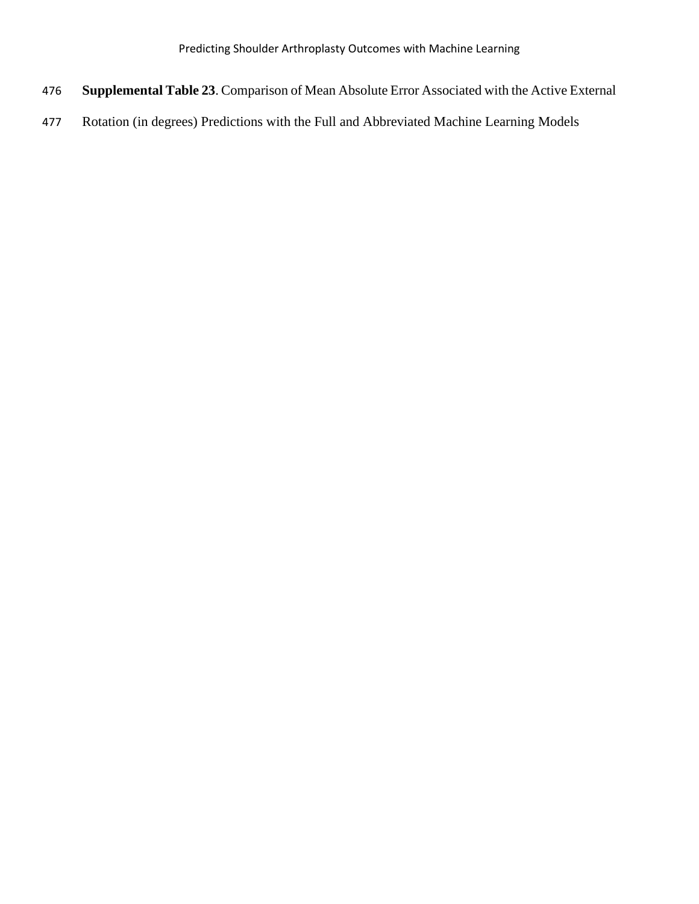**Supplemental Table 23**. Comparison of Mean Absolute Error Associated with the Active External Rotation (in degrees) Predictions with the Full and Abbreviated Machine Learning Models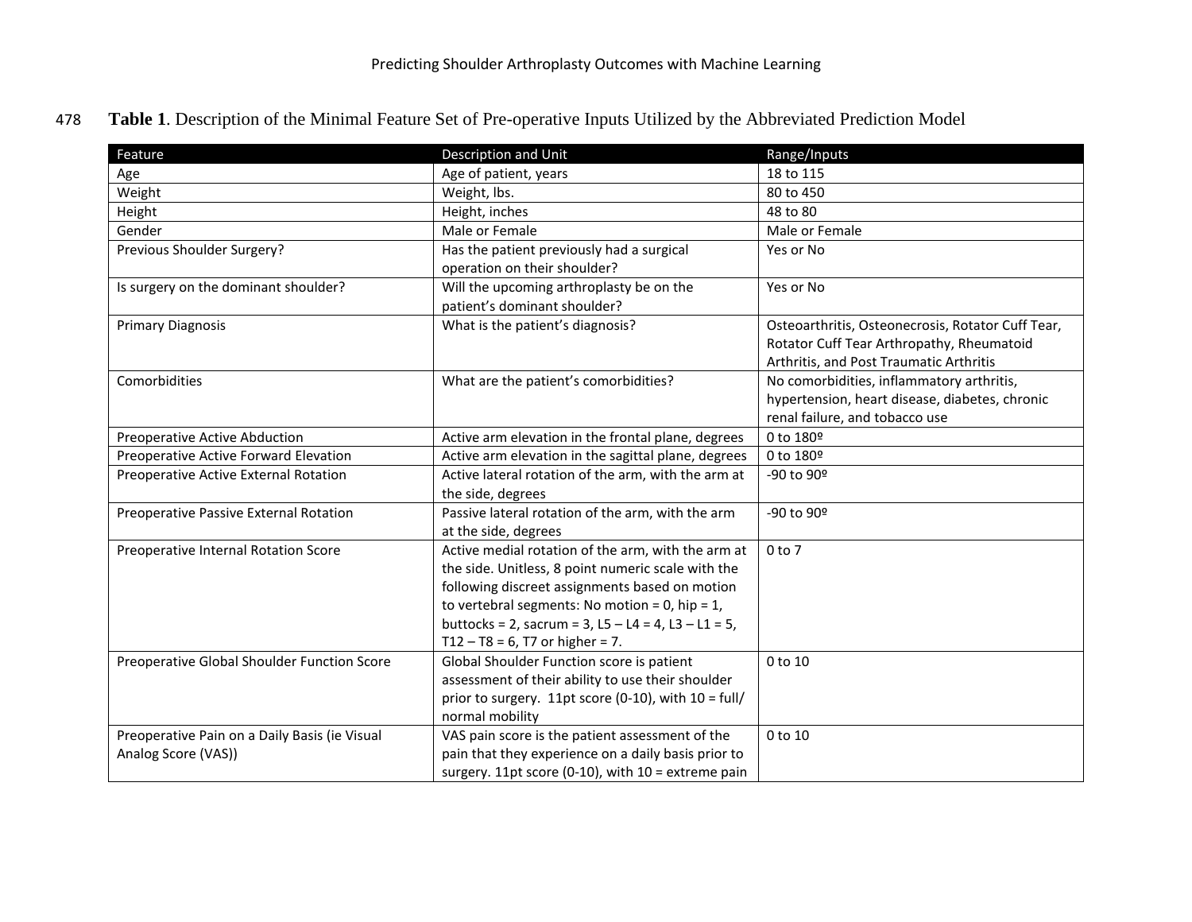**Table 1**. Description of the Minimal Feature Set of Pre-operative Inputs Utilized by the Abbreviated Prediction Model

| Feature | Description and Unit | Range/Inputs |
|---|---|---|
| Age | Age of patient, years | 18 to 115 |
| Weight | Weight, lbs. | 80 to 450 |
| Height | Height, inches | 48 to 80 |
| Gender | Male or Female | Male or Female |
| Previous Shoulder Surgery? | Has the patient previously had a surgical operation on their shoulder? | Yes or No |
| Is surgery on the dominant shoulder? | Will the upcoming arthroplasty be on the patient's dominant shoulder? | Yes or No |
| Primary Diagnosis | What is the patient's diagnosis? | Osteoarthritis, Osteonecrosis, Rotator Cuff Tear, Rotator Cuff Tear Arthropathy, Rheumatoid Arthritis, and Post Traumatic Arthritis |
| Comorbidities | What are the patient's comorbidities? | No comorbidities, inflammatory arthritis, hypertension, heart disease, diabetes, chronic renal failure, and tobacco use |
| Preoperative Active Abduction | Active arm elevation in the frontal plane, degrees | 0 to 180º |
| Preoperative Active Forward Elevation | Active arm elevation in the sagittal plane, degrees | 0 to 180º |
| Preoperative Active External Rotation | Active lateral rotation of the arm, with the arm at the side, degrees | -90 to 90º |
| Preoperative Passive External Rotation | Passive lateral rotation of the arm, with the arm at the side, degrees | -90 to 90º |
| Preoperative Internal Rotation Score | Active medial rotation of the arm, with the arm at the side. Unitless, 8 point numeric scale with the following discreet assignments based on motion to vertebral segments: No motion = 0, hip = 1, buttocks = 2, sacrum = 3, L5 – L4 = 4, L3 – L1 = 5, T12 – T8 = 6, T7 or higher = 7. | 0 to 7 |
| Preoperative Global Shoulder Function Score | Global Shoulder Function score is patient assessment of their ability to use their shoulder prior to surgery. 11pt score (0-10), with 10 = full/ normal mobility | 0 to 10 |
| Preoperative Pain on a Daily Basis (ie Visual Analog Score (VAS)) | VAS pain score is the patient assessment of the pain that they experience on a daily basis prior to surgery. 11pt score (0-10), with 10 = extreme pain | 0 to 10 |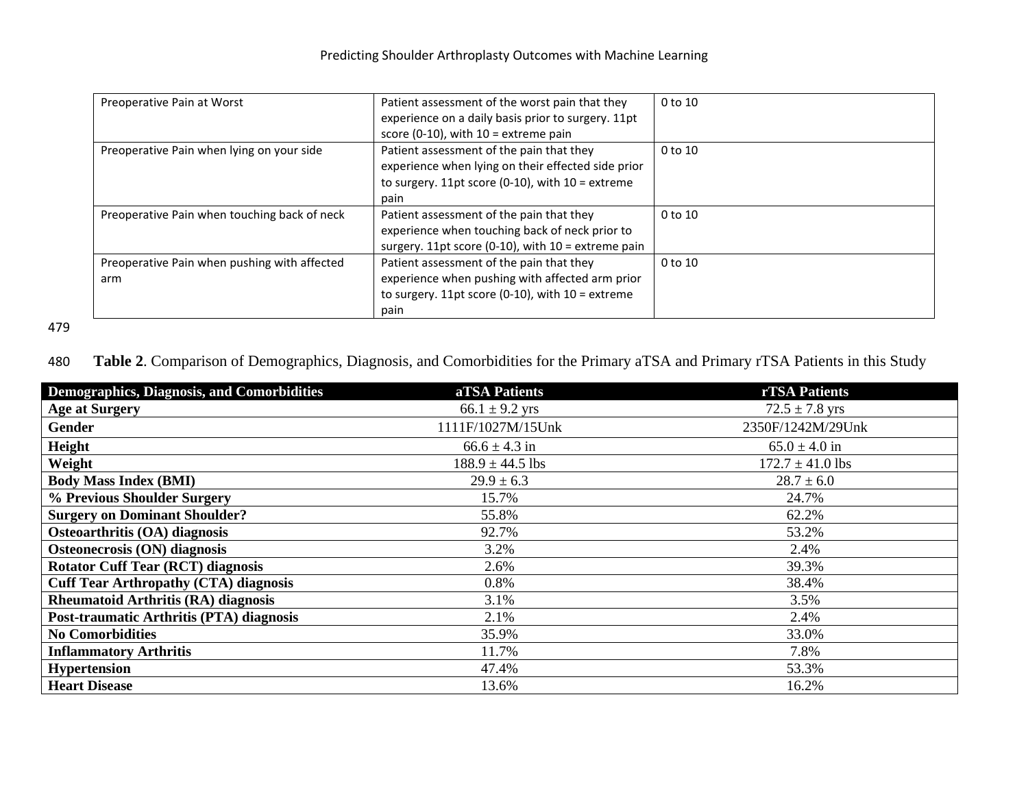| | | |
|---|---|---|
| Preoperative Pain at Worst | Patient assessment of the worst pain that they experience on a daily basis prior to surgery. 11pt score (0-10), with 10 = extreme pain | 0 to 10 |
| Preoperative Pain when lying on your side | Patient assessment of the pain that they experience when lying on their effected side prior to surgery. 11pt score (0-10), with 10 = extreme pain | 0 to 10 |
| Preoperative Pain when touching back of neck | Patient assessment of the pain that they experience when touching back of neck prior to surgery. 11pt score (0-10), with 10 = extreme pain | 0 to 10 |
| Preoperative Pain when pushing with affected arm | Patient assessment of the pain that they experience when pushing with affected arm prior to surgery. 11pt score (0-10), with 10 = extreme pain | 0 to 10 |

**Table 2**. Comparison of Demographics, Diagnosis, and Comorbidities for the Primary aTSA and Primary rTSA Patients in this Study

| Demographics, Diagnosis, and Comorbidities | aTSA Patients | rTSA Patients |
|---|---|---|
| **Age at Surgery** | 66.1 ± 9.2 yrs | 72.5 ± 7.8 yrs |
| **Gender** | 1111F/1027M/15Unk | 2350F/1242M/29Unk |
| **Height** | 66.6 ± 4.3 in | 65.0 ± 4.0 in |
| **Weight** | 188.9 ± 44.5 lbs | 172.7 ± 41.0 lbs |
| **Body Mass Index (BMI)** | 29.9 ± 6.3 | 28.7 ± 6.0 |
| **% Previous Shoulder Surgery** | 15.7% | 24.7% |
| **Surgery on Dominant Shoulder?** | 55.8% | 62.2% |
| **Osteoarthritis (OA) diagnosis** | 92.7% | 53.2% |
| **Osteonecrosis (ON) diagnosis** | 3.2% | 2.4% |
| **Rotator Cuff Tear (RCT) diagnosis** | 2.6% | 39.3% |
| **Cuff Tear Arthropathy (CTA) diagnosis** | 0.8% | 38.4% |
| **Rheumatoid Arthritis (RA) diagnosis** | 3.1% | 3.5% |
| **Post-traumatic Arthritis (PTA) diagnosis** | 2.1% | 2.4% |
| **No Comorbidities** | 35.9% | 33.0% |
| **Inflammatory Arthritis** | 11.7% | 7.8% |
| **Hypertension** | 47.4% | 53.3% |
| **Heart Disease** | 13.6% | 16.2% |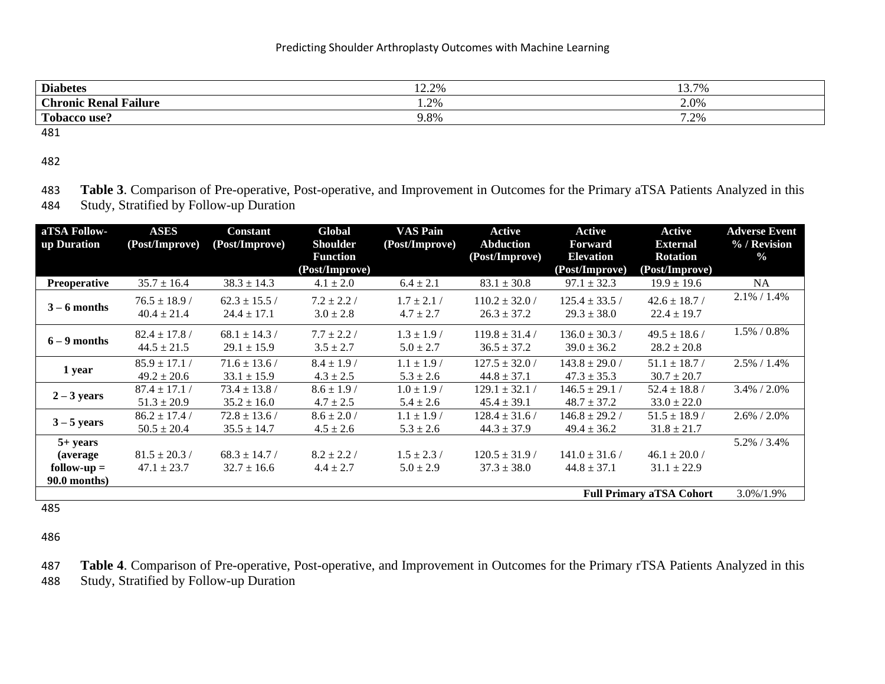| | | |
|---|---|---|
| **Diabetes** | 12.2% | 13.7% |
| **Chronic Renal Failure** | 1.2% | 2.0% |
| **Tobacco use?** | 9.8% | 7.2% |

**Table 3**. Comparison of Pre-operative, Post-operative, and Improvement in Outcomes for the Primary aTSA Patients Analyzed in this Study, Stratified by Follow-up Duration

| aTSA Follow-up Duration | ASES (Post/Improve) | Constant (Post/Improve) | Global Shoulder Function (Post/Improve) | VAS Pain (Post/Improve) | Active Abduction (Post/Improve) | Active Forward Elevation (Post/Improve) | Active External Rotation (Post/Improve) | Adverse Event % / Revision % |
|---|---|---|---|---|---|---|---|---|
| **Preoperative** | 35.7 ± 16.4 | 38.3 ± 14.3 | 4.1 ± 2.0 | 6.4 ± 2.1 | 83.1 ± 30.8 | 97.1 ± 32.3 | 19.9 ± 19.6 | NA |
| **3 – 6 months** | 76.5 ± 18.9 / 40.4 ± 21.4 | 62.3 ± 15.5 / 24.4 ± 17.1 | 7.2 ± 2.2 / 3.0 ± 2.8 | 1.7 ± 2.1 / 4.7 ± 2.7 | 110.2 ± 32.0 / 26.3 ± 37.2 | 125.4 ± 33.5 / 29.3 ± 38.0 | 42.6 ± 18.7 / 22.4 ± 19.7 | 2.1% / 1.4% |
| **6 – 9 months** | 82.4 ± 17.8 / 44.5 ± 21.5 | 68.1 ± 14.3 / 29.1 ± 15.9 | 7.7 ± 2.2 / 3.5 ± 2.7 | 1.3 ± 1.9 / 5.0 ± 2.7 | 119.8 ± 31.4 / 36.5 ± 37.2 | 136.0 ± 30.3 / 39.0 ± 36.2 | 49.5 ± 18.6 / 28.2 ± 20.8 | 1.5% / 0.8% |
| **1 year** | 85.9 ± 17.1 / 49.2 ± 20.6 | 71.6 ± 13.6 / 33.1 ± 15.9 | 8.4 ± 1.9 / 4.3 ± 2.5 | 1.1 ± 1.9 / 5.3 ± 2.6 | 127.5 ± 32.0 / 44.8 ± 37.1 | 143.8 ± 29.0 / 47.3 ± 35.3 | 51.1 ± 18.7 / 30.7 ± 20.7 | 2.5% / 1.4% |
| **2 – 3 years** | 87.4 ± 17.1 / 51.3 ± 20.9 | 73.4 ± 13.8 / 35.2 ± 16.0 | 8.6 ± 1.9 / 4.7 ± 2.5 | 1.0 ± 1.9 / 5.4 ± 2.6 | 129.1 ± 32.1 / 45.4 ± 39.1 | 146.5 ± 29.1 / 48.7 ± 37.2 | 52.4 ± 18.8 / 33.0 ± 22.0 | 3.4% / 2.0% |
| **3 – 5 years** | 86.2 ± 17.4 / 50.5 ± 20.4 | 72.8 ± 13.6 / 35.5 ± 14.7 | 8.6 ± 2.0 / 4.5 ± 2.6 | 1.1 ± 1.9 / 5.3 ± 2.6 | 128.4 ± 31.6 / 44.3 ± 37.9 | 146.8 ± 29.2 / 49.4 ± 36.2 | 51.5 ± 18.9 / 31.8 ± 21.7 | 2.6% / 2.0% |
| **5+ years (average follow-up = 90.0 months)** | 81.5 ± 20.3 / 47.1 ± 23.7 | 68.3 ± 14.7 / 32.7 ± 16.6 | 8.2 ± 2.2 / 4.4 ± 2.7 | 1.5 ± 2.3 / 5.0 ± 2.9 | 120.5 ± 31.9 / 37.3 ± 38.0 | 141.0 ± 31.6 / 44.8 ± 37.1 | 46.1 ± 20.0 / 31.1 ± 22.9 | 5.2% / 3.4% |
| | | | | | | | **Full Primary aTSA Cohort** | 3.0%/1.9% |

**Table 4**. Comparison of Pre-operative, Post-operative, and Improvement in Outcomes for the Primary rTSA Patients Analyzed in this Study, Stratified by Follow-up Duration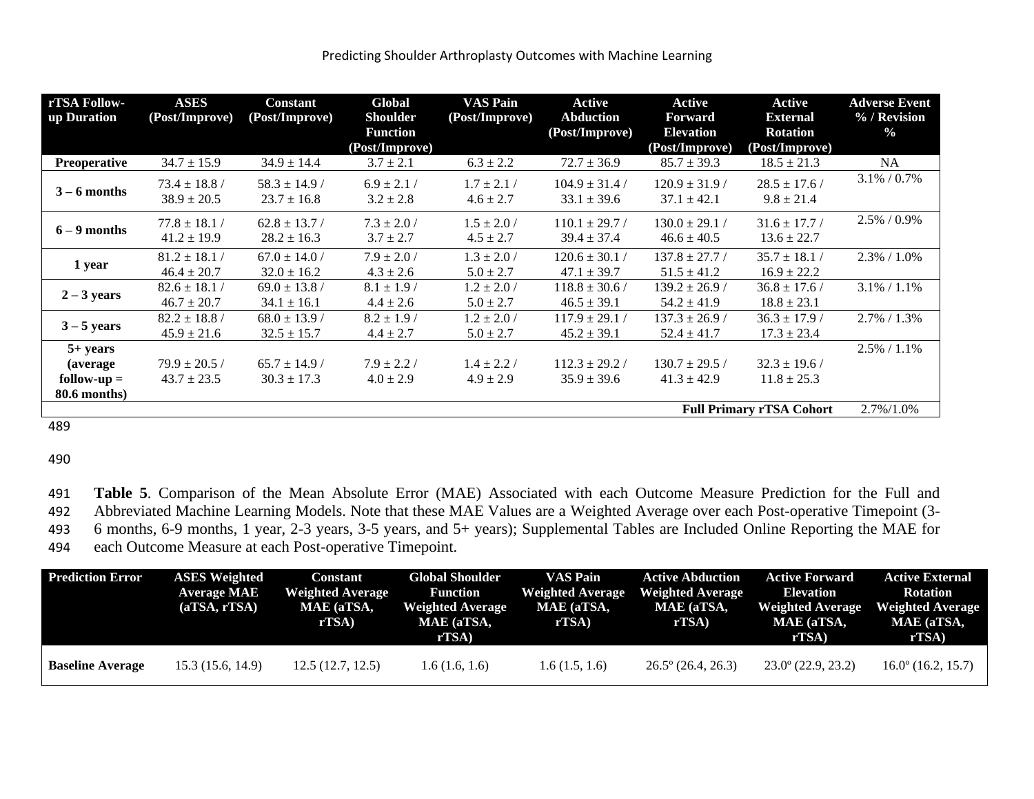| rTSA Follow-up Duration | ASES (Post/Improve) | Constant (Post/Improve) | Global Shoulder Function (Post/Improve) | VAS Pain (Post/Improve) | Active Abduction (Post/Improve) | Active Forward Elevation (Post/Improve) | Active External Rotation (Post/Improve) | Adverse Event % / Revision % |
|---|---|---|---|---|---|---|---|---|
| **Preoperative** | 34.7 ± 15.9 | 34.9 ± 14.4 | 3.7 ± 2.1 | 6.3 ± 2.2 | 72.7 ± 36.9 | 85.7 ± 39.3 | 18.5 ± 21.3 | NA |
| **3 – 6 months** | 73.4 ± 18.8 / 38.9 ± 20.5 | 58.3 ± 14.9 / 23.7 ± 16.8 | 6.9 ± 2.1 / 3.2 ± 2.8 | 1.7 ± 2.1 / 4.6 ± 2.7 | 104.9 ± 31.4 / 33.1 ± 39.6 | 120.9 ± 31.9 / 37.1 ± 42.1 | 28.5 ± 17.6 / 9.8 ± 21.4 | 3.1% / 0.7% |
| **6 – 9 months** | 77.8 ± 18.1 / 41.2 ± 19.9 | 62.8 ± 13.7 / 28.2 ± 16.3 | 7.3 ± 2.0 / 3.7 ± 2.7 | 1.5 ± 2.0 / 4.5 ± 2.7 | 110.1 ± 29.7 / 39.4 ± 37.4 | 130.0 ± 29.1 / 46.6 ± 40.5 | 31.6 ± 17.7 / 13.6 ± 22.7 | 2.5% / 0.9% |
| **1 year** | 81.2 ± 18.1 / 46.4 ± 20.7 | 67.0 ± 14.0 / 32.0 ± 16.2 | 7.9 ± 2.0 / 4.3 ± 2.6 | 1.3 ± 2.0 / 5.0 ± 2.7 | 120.6 ± 30.1 / 47.1 ± 39.7 | 137.8 ± 27.7 / 51.5 ± 41.2 | 35.7 ± 18.1 / 16.9 ± 22.2 | 2.3% / 1.0% |
| **2 – 3 years** | 82.6 ± 18.1 / 46.7 ± 20.7 | 69.0 ± 13.8 / 34.1 ± 16.1 | 8.1 ± 1.9 / 4.4 ± 2.6 | 1.2 ± 2.0 / 5.0 ± 2.7 | 118.8 ± 30.6 / 46.5 ± 39.1 | 139.2 ± 26.9 / 54.2 ± 41.9 | 36.8 ± 17.6 / 18.8 ± 23.1 | 3.1% / 1.1% |
| **3 – 5 years** | 82.2 ± 18.8 / 45.9 ± 21.6 | 68.0 ± 13.9 / 32.5 ± 15.7 | 8.2 ± 1.9 / 4.4 ± 2.7 | 1.2 ± 2.0 / 5.0 ± 2.7 | 117.9 ± 29.1 / 45.2 ± 39.1 | 137.3 ± 26.9 / 52.4 ± 41.7 | 36.3 ± 17.9 / 17.3 ± 23.4 | 2.7% / 1.3% |
| **5+ years (average follow-up = 80.6 months)** | 79.9 ± 20.5 / 43.7 ± 23.5 | 65.7 ± 14.9 / 30.3 ± 17.3 | 7.9 ± 2.2 / 4.0 ± 2.9 | 1.4 ± 2.2 / 4.9 ± 2.9 | 112.3 ± 29.2 / 35.9 ± 39.6 | 130.7 ± 29.5 / 41.3 ± 42.9 | 32.3 ± 19.6 / 11.8 ± 25.3 | 2.5% / 1.1% |
| | | | | | | | **Full Primary rTSA Cohort** | 2.7%/1.0% |

**Table 5**. Comparison of the Mean Absolute Error (MAE) Associated with each Outcome Measure Prediction for the Full and Abbreviated Machine Learning Models. Note that these MAE Values are a Weighted Average over each Post-operative Timepoint (3-6 months, 6-9 months, 1 year, 2-3 years, 3-5 years, and 5+ years); Supplemental Tables are Included Online Reporting the MAE for each Outcome Measure at each Post-operative Timepoint.

| Prediction Error | ASES Weighted Average MAE (aTSA, rTSA) | Constant Weighted Average MAE (aTSA, rTSA) | Global Shoulder Function Weighted Average MAE (aTSA, rTSA) | VAS Pain Weighted Average MAE (aTSA, rTSA) | Active Abduction Weighted Average MAE (aTSA, rTSA) | Active Forward Elevation Weighted Average MAE (aTSA, rTSA) | Active External Rotation Weighted Average MAE (aTSA, rTSA) |
|---|---|---|---|---|---|---|---|
| **Baseline Average** | 15.3 (15.6, 14.9) | 12.5 (12.7, 12.5) | 1.6 (1.6, 1.6) | 1.6 (1.5, 1.6) | 26.5º (26.4, 26.3) | 23.0º (22.9, 23.2) | 16.0º (16.2, 15.7) |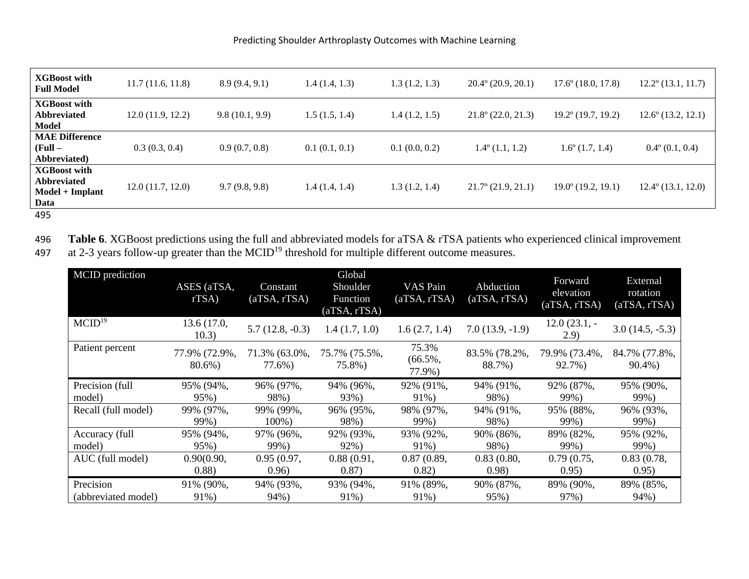| | | | | | | | |
|---|---|---|---|---|---|---|---|
| **XGBoost with Full Model** | 11.7 (11.6, 11.8) | 8.9 (9.4, 9.1) | 1.4 (1.4, 1.3) | 1.3 (1.2, 1.3) | 20.4º (20.9, 20.1) | 17.6º (18.0, 17.8) | 12.2º (13.1, 11.7) |
| **XGBoost with Abbreviated Model** | 12.0 (11.9, 12.2) | 9.8 (10.1, 9.9) | 1.5 (1.5, 1.4) | 1.4 (1.2, 1.5) | 21.8º (22.0, 21.3) | 19.2º (19.7, 19.2) | 12.6º (13.2, 12.1) |
| **MAE Difference (Full – Abbreviated)** | 0.3 (0.3, 0.4) | 0.9 (0.7, 0.8) | 0.1 (0.1, 0.1) | 0.1 (0.0, 0.2) | 1.4º (1.1, 1.2) | 1.6º (1.7, 1.4) | 0.4º (0.1, 0.4) |
| **XGBoost with Abbreviated Model + Implant Data** | 12.0 (11.7, 12.0) | 9.7 (9.8, 9.8) | 1.4 (1.4, 1.4) | 1.3 (1.2, 1.4) | 21.7º (21.9, 21.1) | 19.0º (19.2, 19.1) | 12.4º (13.1, 12.0) |

**Table 6**. XGBoost predictions using the full and abbreviated models for aTSA & rTSA patients who experienced clinical improvement at 2-3 years follow-up greater than the MCID[19] threshold for multiple different outcome measures.

| MCID prediction | ASES (aTSA, rTSA) | Constant (aTSA, rTSA) | Global Shoulder Function (aTSA, rTSA) | VAS Pain (aTSA, rTSA) | Abduction (aTSA, rTSA) | Forward elevation (aTSA, rTSA) | External rotation (aTSA, rTSA) |
|---|---|---|---|---|---|---|---|
| MCID[19] | 13.6 (17.0, 10.3) | 5.7 (12.8, -0.3) | 1.4 (1.7, 1.0) | 1.6 (2.7, 1.4) | 7.0 (13.9, -1.9) | 12.0 (23.1, -2.9) | 3.0 (14.5, -5.3) |
| Patient percent | 77.9% (72.9%, 80.6%) | 71.3% (63.0%, 77.6%) | 75.7% (75.5%, 75.8%) | 75.3% (66.5%, 77.9%) | 83.5% (78.2%, 88.7%) | 79.9% (73.4%, 92.7%) | 84.7% (77.8%, 90.4%) |
| Precision (full model) | 95% (94%, 95%) | 96% (97%, 98%) | 94% (96%, 93%) | 92% (91%, 91%) | 94% (91%, 98%) | 92% (87%, 99%) | 95% (90%, 99%) |
| Recall (full model) | 99% (97%, 99%) | 99% (99%, 100%) | 96% (95%, 98%) | 98% (97%, 99%) | 94% (91%, 98%) | 95% (88%, 99%) | 96% (93%, 99%) |
| Accuracy (full model) | 95% (94%, 95%) | 97% (96%, 99%) | 92% (93%, 92%) | 93% (92%, 91%) | 90% (86%, 98%) | 89% (82%, 99%) | 95% (92%, 99%) |
| AUC (full model) | 0.90(0.90, 0.88) | 0.95 (0.97, 0.96) | 0.88 (0.91, 0.87) | 0.87 (0.89, 0.82) | 0.83 (0.80, 0.98) | 0.79 (0.75, 0.95) | 0.83 (0.78, 0.95) |
| Precision (abbreviated model) | 91% (90%, 91%) | 94% (93%, 94%) | 93% (94%, 91%) | 91% (89%, 91%) | 90% (87%, 95%) | 89% (90%, 97%) | 89% (85%, 94%) |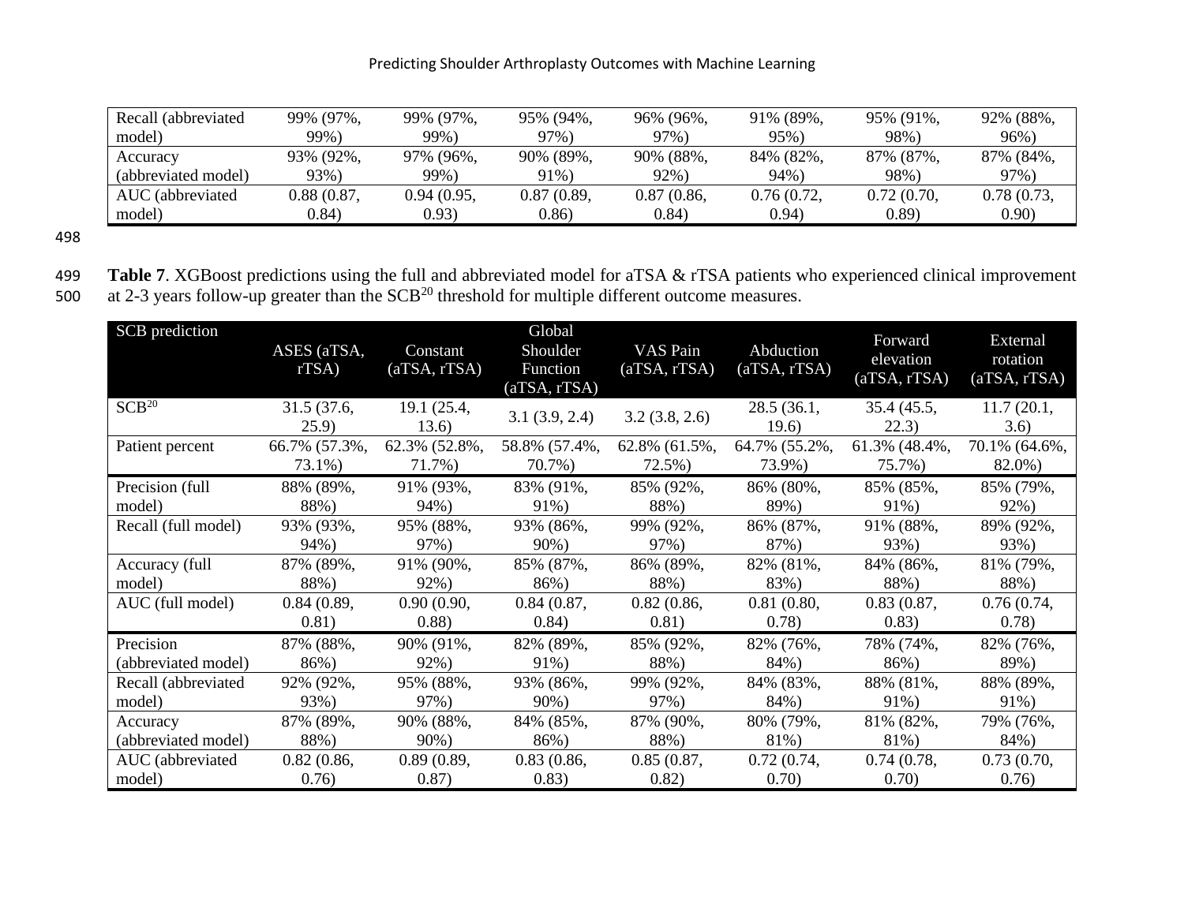| | | | | | | | |
|---|---|---|---|---|---|---|---|
| Recall (abbreviated model) | 99% (97%, 99%) | 99% (97%, 99%) | 95% (94%, 97%) | 96% (96%, 97%) | 91% (89%, 95%) | 95% (91%, 98%) | 92% (88%, 96%) |
| Accuracy (abbreviated model) | 93% (92%, 93%) | 97% (96%, 99%) | 90% (89%, 91%) | 90% (88%, 92%) | 84% (82%, 94%) | 87% (87%, 98%) | 87% (84%, 97%) |
| AUC (abbreviated model) | 0.88 (0.87, 0.84) | 0.94 (0.95, 0.93) | 0.87 (0.89, 0.86) | 0.87 (0.86, 0.84) | 0.76 (0.72, 0.94) | 0.72 (0.70, 0.89) | 0.78 (0.73, 0.90) |

**Table 7**. XGBoost predictions using the full and abbreviated model for aTSA & rTSA patients who experienced clinical improvement at 2-3 years follow-up greater than the SCB[20] threshold for multiple different outcome measures.

| SCB prediction | ASES (aTSA, rTSA) | Constant (aTSA, rTSA) | Global Shoulder Function (aTSA, rTSA) | VAS Pain (aTSA, rTSA) | Abduction (aTSA, rTSA) | Forward elevation (aTSA, rTSA) | External rotation (aTSA, rTSA) |
|---|---|---|---|---|---|---|---|
| SCB[20] | 31.5 (37.6, 25.9) | 19.1 (25.4, 13.6) | 3.1 (3.9, 2.4) | 3.2 (3.8, 2.6) | 28.5 (36.1, 19.6) | 35.4 (45.5, 22.3) | 11.7 (20.1, 3.6) |
| Patient percent | 66.7% (57.3%, 73.1%) | 62.3% (52.8%, 71.7%) | 58.8% (57.4%, 70.7%) | 62.8% (61.5%, 72.5%) | 64.7% (55.2%, 73.9%) | 61.3% (48.4%, 75.7%) | 70.1% (64.6%, 82.0%) |
| Precision (full model) | 88% (89%, 88%) | 91% (93%, 94%) | 83% (91%, 91%) | 85% (92%, 88%) | 86% (80%, 89%) | 85% (85%, 91%) | 85% (79%, 92%) |
| Recall (full model) | 93% (93%, 94%) | 95% (88%, 97%) | 93% (86%, 90%) | 99% (92%, 97%) | 86% (87%, 87%) | 91% (88%, 93%) | 89% (92%, 93%) |
| Accuracy (full model) | 87% (89%, 88%) | 91% (90%, 92%) | 85% (87%, 86%) | 86% (89%, 88%) | 82% (81%, 83%) | 84% (86%, 88%) | 81% (79%, 88%) |
| AUC (full model) | 0.84 (0.89, 0.81) | 0.90 (0.90, 0.88) | 0.84 (0.87, 0.84) | 0.82 (0.86, 0.81) | 0.81 (0.80, 0.78) | 0.83 (0.87, 0.83) | 0.76 (0.74, 0.78) |
| Precision (abbreviated model) | 87% (88%, 86%) | 90% (91%, 92%) | 82% (89%, 91%) | 85% (92%, 88%) | 82% (76%, 84%) | 78% (74%, 86%) | 82% (76%, 89%) |
| Recall (abbreviated model) | 92% (92%, 93%) | 95% (88%, 97%) | 93% (86%, 90%) | 99% (92%, 97%) | 84% (83%, 84%) | 88% (81%, 91%) | 88% (89%, 91%) |
| Accuracy (abbreviated model) | 87% (89%, 88%) | 90% (88%, 90%) | 84% (85%, 86%) | 87% (90%, 88%) | 80% (79%, 81%) | 81% (82%, 81%) | 79% (76%, 84%) |
| AUC (abbreviated model) | 0.82 (0.86, 0.76) | 0.89 (0.89, 0.87) | 0.83 (0.86, 0.83) | 0.85 (0.87, 0.82) | 0.72 (0.74, 0.70) | 0.74 (0.78, 0.70) | 0.73 (0.70, 0.76) |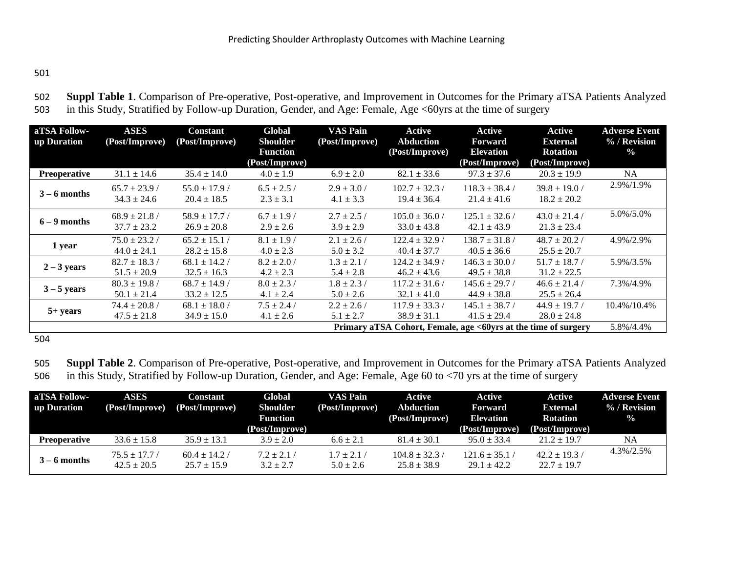**Suppl Table 1**. Comparison of Pre-operative, Post-operative, and Improvement in Outcomes for the Primary aTSA Patients Analyzed in this Study, Stratified by Follow-up Duration, Gender, and Age: Female, Age <60yrs at the time of surgery

| aTSA Follow-up Duration | ASES (Post/Improve) | Constant (Post/Improve) | Global Shoulder Function (Post/Improve) | VAS Pain (Post/Improve) | Active Abduction (Post/Improve) | Active Forward Elevation (Post/Improve) | Active External Rotation (Post/Improve) | Adverse Event % / Revision % |
|---|---|---|---|---|---|---|---|---|
| **Preoperative** | 31.1 ± 14.6 | 35.4 ± 14.0 | 4.0 ± 1.9 | 6.9 ± 2.0 | 82.1 ± 33.6 | 97.3 ± 37.6 | 20.3 ± 19.9 | NA |
| **3 – 6 months** | 65.7 ± 23.9 / 34.3 ± 24.6 | 55.0 ± 17.9 / 20.4 ± 18.5 | 6.5 ± 2.5 / 2.3 ± 3.1 | 2.9 ± 3.0 / 4.1 ± 3.3 | 102.7 ± 32.3 / 19.4 ± 36.4 | 118.3 ± 38.4 / 21.4 ± 41.6 | 39.8 ± 19.0 / 18.2 ± 20.2 | 2.9%/1.9% |
| **6 – 9 months** | 68.9 ± 21.8 / 37.7 ± 23.2 | 58.9 ± 17.7 / 26.9 ± 20.8 | 6.7 ± 1.9 / 2.9 ± 2.6 | 2.7 ± 2.5 / 3.9 ± 2.9 | 105.0 ± 36.0 / 33.0 ± 43.8 | 125.1 ± 32.6 / 42.1 ± 43.9 | 43.0 ± 21.4 / 21.3 ± 23.4 | 5.0%/5.0% |
| **1 year** | 75.0 ± 23.2 / 44.0 ± 24.1 | 65.2 ± 15.1 / 28.2 ± 15.8 | 8.1 ± 1.9 / 4.0 ± 2.3 | 2.1 ± 2.6 / 5.0 ± 3.2 | 122.4 ± 32.9 / 40.4 ± 37.7 | 138.7 ± 31.8 / 40.5 ± 36.6 | 48.7 ± 20.2 / 25.5 ± 20.7 | 4.9%/2.9% |
| **2 – 3 years** | 82.7 ± 18.3 / 51.5 ± 20.9 | 68.1 ± 14.2 / 32.5 ± 16.3 | 8.2 ± 2.0 / 4.2 ± 2.3 | 1.3 ± 2.1 / 5.4 ± 2.8 | 124.2 ± 34.9 / 46.2 ± 43.6 | 146.3 ± 30.0 / 49.5 ± 38.8 | 51.7 ± 18.7 / 31.2 ± 22.5 | 5.9%/3.5% |
| **3 – 5 years** | 80.3 ± 19.8 / 50.1 ± 21.4 | 68.7 ± 14.9 / 33.2 ± 12.5 | 8.0 ± 2.3 / 4.1 ± 2.4 | 1.8 ± 2.3 / 5.0 ± 2.6 | 117.2 ± 31.6 / 32.1 ± 41.0 | 145.6 ± 29.7 / 44.9 ± 38.8 | 46.6 ± 21.4 / 25.5 ± 26.4 | 7.3%/4.9% |
| **5+ years** | 74.4 ± 20.8 / 47.5 ± 21.8 | 68.1 ± 18.0 / 34.9 ± 15.0 | 7.5 ± 2.4 / 4.1 ± 2.6 | 2.2 ± 2.6 / 5.1 ± 2.7 | 117.9 ± 33.3 / 38.9 ± 31.1 | 145.1 ± 38.7 / 41.5 ± 29.4 | 44.9 ± 19.7 / 28.0 ± 24.8 | 10.4%/10.4% |
| | | | | | | | **Primary aTSA Cohort, Female, age <60yrs at the time of surgery** | 5.8%/4.4% |

**Suppl Table 2**. Comparison of Pre-operative, Post-operative, and Improvement in Outcomes for the Primary aTSA Patients Analyzed in this Study, Stratified by Follow-up Duration, Gender, and Age: Female, Age 60 to <70 yrs at the time of surgery

| aTSA Follow-up Duration | ASES (Post/Improve) | Constant (Post/Improve) | Global Shoulder Function (Post/Improve) | VAS Pain (Post/Improve) | Active Abduction (Post/Improve) | Active Forward Elevation (Post/Improve) | Active External Rotation (Post/Improve) | Adverse Event % / Revision % |
|---|---|---|---|---|---|---|---|---|
| **Preoperative** | 33.6 ± 15.8 | 35.9 ± 13.1 | 3.9 ± 2.0 | 6.6 ± 2.1 | 81.4 ± 30.1 | 95.0 ± 33.4 | 21.2 ± 19.7 | NA |
| **3 – 6 months** | 75.5 ± 17.7 / 42.5 ± 20.5 | 60.4 ± 14.2 / 25.7 ± 15.9 | 7.2 ± 2.1 / 3.2 ± 2.7 | 1.7 ± 2.1 / 5.0 ± 2.6 | 104.8 ± 32.3 / 25.8 ± 38.9 | 121.6 ± 35.1 / 29.1 ± 42.2 | 42.2 ± 19.3 / 22.7 ± 19.7 | 4.3%/2.5% |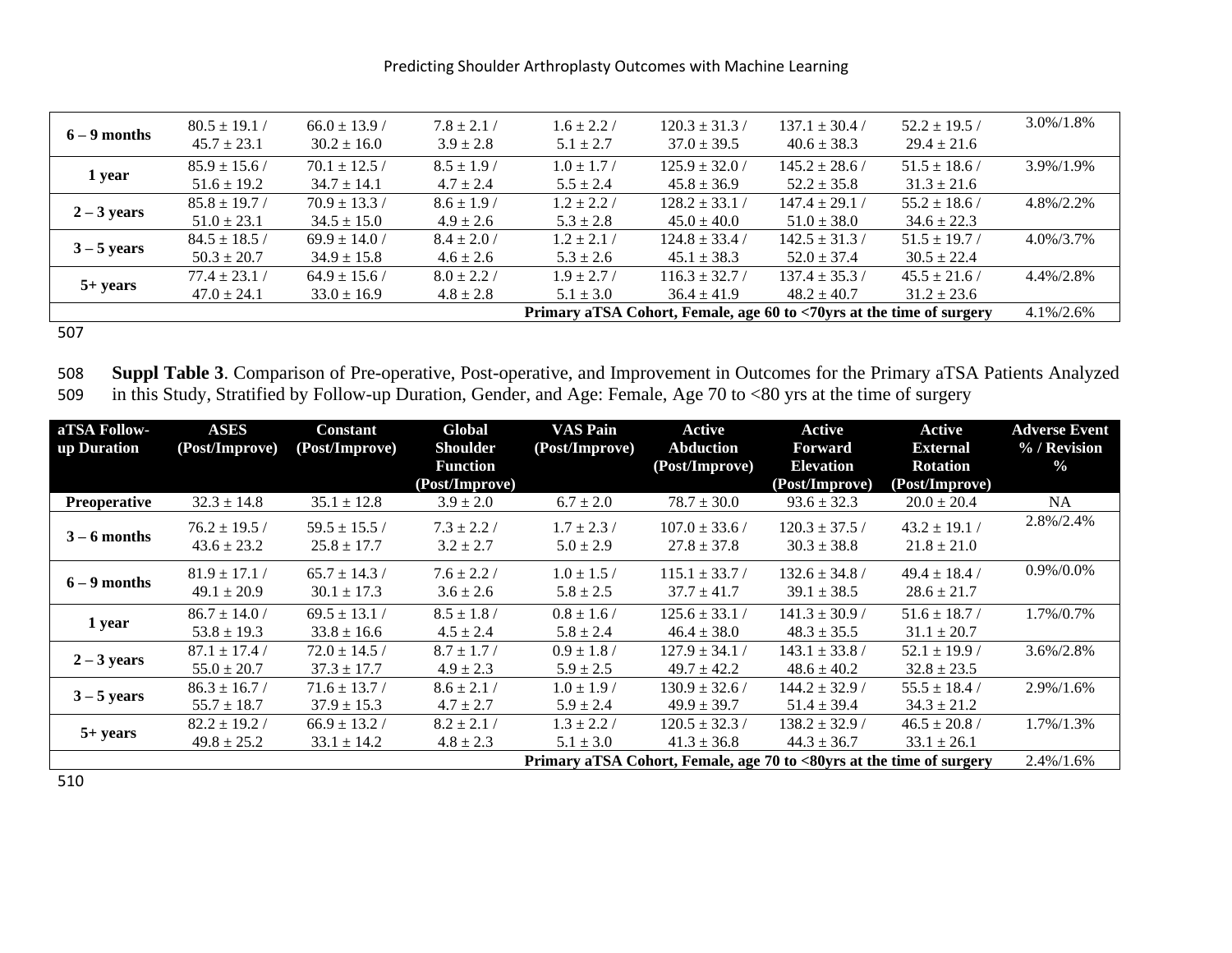| | | | | | | | | |
|---|---|---|---|---|---|---|---|---|
| **6 – 9 months** | 80.5 ± 19.1 / 45.7 ± 23.1 | 66.0 ± 13.9 / 30.2 ± 16.0 | 7.8 ± 2.1 / 3.9 ± 2.8 | 1.6 ± 2.2 / 5.1 ± 2.7 | 120.3 ± 31.3 / 37.0 ± 39.5 | 137.1 ± 30.4 / 40.6 ± 38.3 | 52.2 ± 19.5 / 29.4 ± 21.6 | 3.0%/1.8% |
| **1 year** | 85.9 ± 15.6 / 51.6 ± 19.2 | 70.1 ± 12.5 / 34.7 ± 14.1 | 8.5 ± 1.9 / 4.7 ± 2.4 | 1.0 ± 1.7 / 5.5 ± 2.4 | 125.9 ± 32.0 / 45.8 ± 36.9 | 145.2 ± 28.6 / 52.2 ± 35.8 | 51.5 ± 18.6 / 31.3 ± 21.6 | 3.9%/1.9% |
| **2 – 3 years** | 85.8 ± 19.7 / 51.0 ± 23.1 | 70.9 ± 13.3 / 34.5 ± 15.0 | 8.6 ± 1.9 / 4.9 ± 2.6 | 1.2 ± 2.2 / 5.3 ± 2.8 | 128.2 ± 33.1 / 45.0 ± 40.0 | 147.4 ± 29.1 / 51.0 ± 38.0 | 55.2 ± 18.6 / 34.6 ± 22.3 | 4.8%/2.2% |
| **3 – 5 years** | 84.5 ± 18.5 / 50.3 ± 20.7 | 69.9 ± 14.0 / 34.9 ± 15.8 | 8.4 ± 2.0 / 4.6 ± 2.6 | 1.2 ± 2.1 / 5.3 ± 2.6 | 124.8 ± 33.4 / 45.1 ± 38.3 | 142.5 ± 31.3 / 52.0 ± 37.4 | 51.5 ± 19.7 / 30.5 ± 22.4 | 4.0%/3.7% |
| **5+ years** | 77.4 ± 23.1 / 47.0 ± 24.1 | 64.9 ± 15.6 / 33.0 ± 16.9 | 8.0 ± 2.2 / 4.8 ± 2.8 | 1.9 ± 2.7 / 5.1 ± 3.0 | 116.3 ± 32.7 / 36.4 ± 41.9 | 137.4 ± 35.3 / 48.2 ± 40.7 | 45.5 ± 21.6 / 31.2 ± 23.6 | 4.4%/2.8% |
| | | | | | | | **Primary aTSA Cohort, Female, age 60 to <70yrs at the time of surgery** | 4.1%/2.6% |

**Suppl Table 3**. Comparison of Pre-operative, Post-operative, and Improvement in Outcomes for the Primary aTSA Patients Analyzed in this Study, Stratified by Follow-up Duration, Gender, and Age: Female, Age 70 to <80 yrs at the time of surgery

| aTSA Follow-up Duration | ASES (Post/Improve) | Constant (Post/Improve) | Global Shoulder Function (Post/Improve) | VAS Pain (Post/Improve) | Active Abduction (Post/Improve) | Active Forward Elevation (Post/Improve) | Active External Rotation (Post/Improve) | Adverse Event % / Revision % |
|---|---|---|---|---|---|---|---|---|
| **Preoperative** | 32.3 ± 14.8 | 35.1 ± 12.8 | 3.9 ± 2.0 | 6.7 ± 2.0 | 78.7 ± 30.0 | 93.6 ± 32.3 | 20.0 ± 20.4 | NA |
| **3 – 6 months** | 76.2 ± 19.5 / 43.6 ± 23.2 | 59.5 ± 15.5 / 25.8 ± 17.7 | 7.3 ± 2.2 / 3.2 ± 2.7 | 1.7 ± 2.3 / 5.0 ± 2.9 | 107.0 ± 33.6 / 27.8 ± 37.8 | 120.3 ± 37.5 / 30.3 ± 38.8 | 43.2 ± 19.1 / 21.8 ± 21.0 | 2.8%/2.4% |
| **6 – 9 months** | 81.9 ± 17.1 / 49.1 ± 20.9 | 65.7 ± 14.3 / 30.1 ± 17.3 | 7.6 ± 2.2 / 3.6 ± 2.6 | 1.0 ± 1.5 / 5.8 ± 2.5 | 115.1 ± 33.7 / 37.7 ± 41.7 | 132.6 ± 34.8 / 39.1 ± 38.5 | 49.4 ± 18.4 / 28.6 ± 21.7 | 0.9%/0.0% |
| **1 year** | 86.7 ± 14.0 / 53.8 ± 19.3 | 69.5 ± 13.1 / 33.8 ± 16.6 | 8.5 ± 1.8 / 4.5 ± 2.4 | 0.8 ± 1.6 / 5.8 ± 2.4 | 125.6 ± 33.1 / 46.4 ± 38.0 | 141.3 ± 30.9 / 48.3 ± 35.5 | 51.6 ± 18.7 / 31.1 ± 20.7 | 1.7%/0.7% |
| **2 – 3 years** | 87.1 ± 17.4 / 55.0 ± 20.7 | 72.0 ± 14.5 / 37.3 ± 17.7 | 8.7 ± 1.7 / 4.9 ± 2.3 | 0.9 ± 1.8 / 5.9 ± 2.5 | 127.9 ± 34.1 / 49.7 ± 42.2 | 143.1 ± 33.8 / 48.6 ± 40.2 | 52.1 ± 19.9 / 32.8 ± 23.5 | 3.6%/2.8% |
| **3 – 5 years** | 86.3 ± 16.7 / 55.7 ± 18.7 | 71.6 ± 13.7 / 37.9 ± 15.3 | 8.6 ± 2.1 / 4.7 ± 2.7 | 1.0 ± 1.9 / 5.9 ± 2.4 | 130.9 ± 32.6 / 49.9 ± 39.7 | 144.2 ± 32.9 / 51.4 ± 39.4 | 55.5 ± 18.4 / 34.3 ± 21.2 | 2.9%/1.6% |
| **5+ years** | 82.2 ± 19.2 / 49.8 ± 25.2 | 66.9 ± 13.2 / 33.1 ± 14.2 | 8.2 ± 2.1 / 4.8 ± 2.3 | 1.3 ± 2.2 / 5.1 ± 3.0 | 120.5 ± 32.3 / 41.3 ± 36.8 | 138.2 ± 32.9 / 44.3 ± 36.7 | 46.5 ± 20.8 / 33.1 ± 26.1 | 1.7%/1.3% |
| | | | | | | | **Primary aTSA Cohort, Female, age 70 to <80yrs at the time of surgery** | 2.4%/1.6% |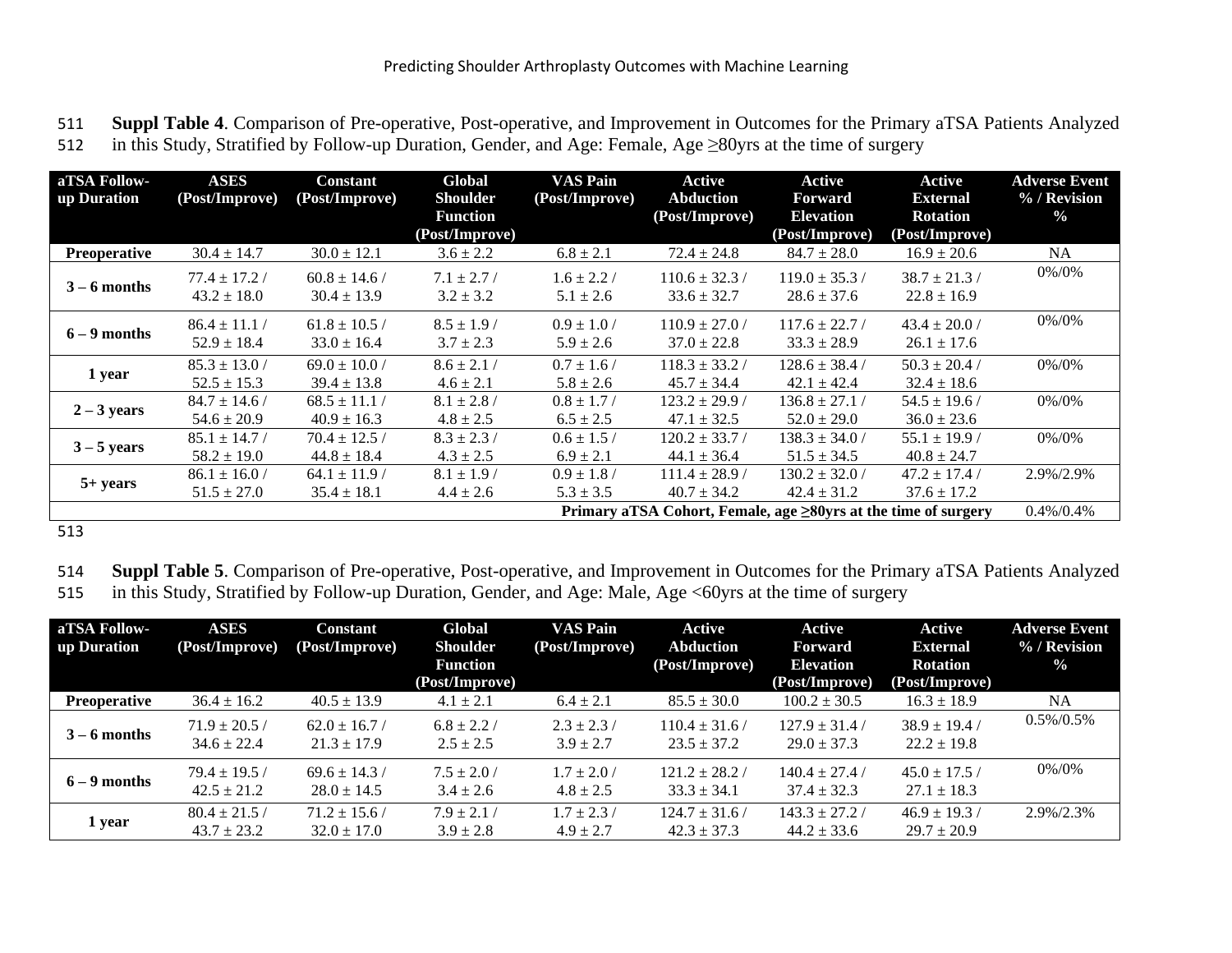**Suppl Table 4**. Comparison of Pre-operative, Post-operative, and Improvement in Outcomes for the Primary aTSA Patients Analyzed in this Study, Stratified by Follow-up Duration, Gender, and Age: Female, Age ≥80yrs at the time of surgery

| aTSA Follow-up Duration | ASES (Post/Improve) | Constant (Post/Improve) | Global Shoulder Function (Post/Improve) | VAS Pain (Post/Improve) | Active Abduction (Post/Improve) | Active Forward Elevation (Post/Improve) | Active External Rotation (Post/Improve) | Adverse Event % / Revision % |
|---|---|---|---|---|---|---|---|---|
| **Preoperative** | 30.4 ± 14.7 | 30.0 ± 12.1 | 3.6 ± 2.2 | 6.8 ± 2.1 | 72.4 ± 24.8 | 84.7 ± 28.0 | 16.9 ± 20.6 | NA |
| **3 – 6 months** | 77.4 ± 17.2 / 43.2 ± 18.0 | 60.8 ± 14.6 / 30.4 ± 13.9 | 7.1 ± 2.7 / 3.2 ± 3.2 | 1.6 ± 2.2 / 5.1 ± 2.6 | 110.6 ± 32.3 / 33.6 ± 32.7 | 119.0 ± 35.3 / 28.6 ± 37.6 | 38.7 ± 21.3 / 22.8 ± 16.9 | 0%/0% |
| **6 – 9 months** | 86.4 ± 11.1 / 52.9 ± 18.4 | 61.8 ± 10.5 / 33.0 ± 16.4 | 8.5 ± 1.9 / 3.7 ± 2.3 | 0.9 ± 1.0 / 5.9 ± 2.6 | 110.9 ± 27.0 / 37.0 ± 22.8 | 117.6 ± 22.7 / 33.3 ± 28.9 | 43.4 ± 20.0 / 26.1 ± 17.6 | 0%/0% |
| **1 year** | 85.3 ± 13.0 / 52.5 ± 15.3 | 69.0 ± 10.0 / 39.4 ± 13.8 | 8.6 ± 2.1 / 4.6 ± 2.1 | 0.7 ± 1.6 / 5.8 ± 2.6 | 118.3 ± 33.2 / 45.7 ± 34.4 | 128.6 ± 38.4 / 42.1 ± 42.4 | 50.3 ± 20.4 / 32.4 ± 18.6 | 0%/0% |
| **2 – 3 years** | 84.7 ± 14.6 / 54.6 ± 20.9 | 68.5 ± 11.1 / 40.9 ± 16.3 | 8.1 ± 2.8 / 4.8 ± 2.5 | 0.8 ± 1.7 / 6.5 ± 2.5 | 123.2 ± 29.9 / 47.1 ± 32.5 | 136.8 ± 27.1 / 52.0 ± 29.0 | 54.5 ± 19.6 / 36.0 ± 23.6 | 0%/0% |
| **3 – 5 years** | 85.1 ± 14.7 / 58.2 ± 19.0 | 70.4 ± 12.5 / 44.8 ± 18.4 | 8.3 ± 2.3 / 4.3 ± 2.5 | 0.6 ± 1.5 / 6.9 ± 2.1 | 120.2 ± 33.7 / 44.1 ± 36.4 | 138.3 ± 34.0 / 51.5 ± 34.5 | 55.1 ± 19.9 / 40.8 ± 24.7 | 0%/0% |
| **5+ years** | 86.1 ± 16.0 / 51.5 ± 27.0 | 64.1 ± 11.9 / 35.4 ± 18.1 | 8.1 ± 1.9 / 4.4 ± 2.6 | 0.9 ± 1.8 / 5.3 ± 3.5 | 111.4 ± 28.9 / 40.7 ± 34.2 | 130.2 ± 32.0 / 42.4 ± 31.2 | 47.2 ± 17.4 / 37.6 ± 17.2 | 2.9%/2.9% |
| **Primary aTSA Cohort, Female, age ≥80yrs at the time of surgery** | | | | | | | | 0.4%/0.4% |

**Suppl Table 5**. Comparison of Pre-operative, Post-operative, and Improvement in Outcomes for the Primary aTSA Patients Analyzed in this Study, Stratified by Follow-up Duration, Gender, and Age: Male, Age <60yrs at the time of surgery

| aTSA Follow-up Duration | ASES (Post/Improve) | Constant (Post/Improve) | Global Shoulder Function (Post/Improve) | VAS Pain (Post/Improve) | Active Abduction (Post/Improve) | Active Forward Elevation (Post/Improve) | Active External Rotation (Post/Improve) | Adverse Event % / Revision % |
|---|---|---|---|---|---|---|---|---|
| **Preoperative** | 36.4 ± 16.2 | 40.5 ± 13.9 | 4.1 ± 2.1 | 6.4 ± 2.1 | 85.5 ± 30.0 | 100.2 ± 30.5 | 16.3 ± 18.9 | NA |
| **3 – 6 months** | 71.9 ± 20.5 / 34.6 ± 22.4 | 62.0 ± 16.7 / 21.3 ± 17.9 | 6.8 ± 2.2 / 2.5 ± 2.5 | 2.3 ± 2.3 / 3.9 ± 2.7 | 110.4 ± 31.6 / 23.5 ± 37.2 | 127.9 ± 31.4 / 29.0 ± 37.3 | 38.9 ± 19.4 / 22.2 ± 19.8 | 0.5%/0.5% |
| **6 – 9 months** | 79.4 ± 19.5 / 42.5 ± 21.2 | 69.6 ± 14.3 / 28.0 ± 14.5 | 7.5 ± 2.0 / 3.4 ± 2.6 | 1.7 ± 2.0 / 4.8 ± 2.5 | 121.2 ± 28.2 / 33.3 ± 34.1 | 140.4 ± 27.4 / 37.4 ± 32.3 | 45.0 ± 17.5 / 27.1 ± 18.3 | 0%/0% |
| **1 year** | 80.4 ± 21.5 / 43.7 ± 23.2 | 71.2 ± 15.6 / 32.0 ± 17.0 | 7.9 ± 2.1 / 3.9 ± 2.8 | 1.7 ± 2.3 / 4.9 ± 2.7 | 124.7 ± 31.6 / 42.3 ± 37.3 | 143.3 ± 27.2 / 44.2 ± 33.6 | 46.9 ± 19.3 / 29.7 ± 20.9 | 2.9%/2.3% |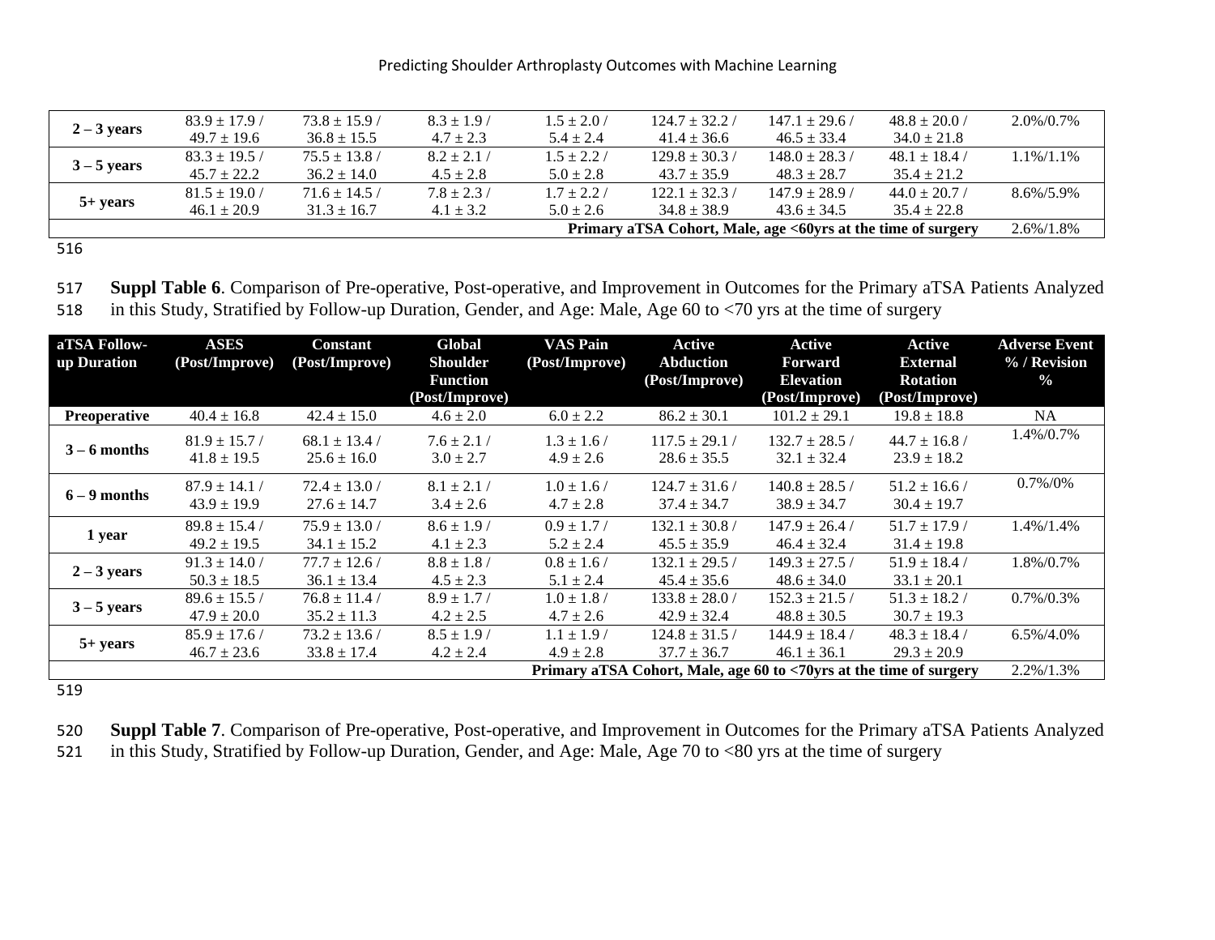| | | | | | | | | |
|---|---|---|---|---|---|---|---|---|
| **2 – 3 years** | 83.9 ± 17.9 / 49.7 ± 19.6 | 73.8 ± 15.9 / 36.8 ± 15.5 | 8.3 ± 1.9 / 4.7 ± 2.3 | 1.5 ± 2.0 / 5.4 ± 2.4 | 124.7 ± 32.2 / 41.4 ± 36.6 | 147.1 ± 29.6 / 46.5 ± 33.4 | 48.8 ± 20.0 / 34.0 ± 21.8 | 2.0%/0.7% |
| **3 – 5 years** | 83.3 ± 19.5 / 45.7 ± 22.2 | 75.5 ± 13.8 / 36.2 ± 14.0 | 8.2 ± 2.1 / 4.5 ± 2.8 | 1.5 ± 2.2 / 5.0 ± 2.8 | 129.8 ± 30.3 / 43.7 ± 35.9 | 148.0 ± 28.3 / 48.3 ± 28.7 | 48.1 ± 18.4 / 35.4 ± 21.2 | 1.1%/1.1% |
| **5+ years** | 81.5 ± 19.0 / 46.1 ± 20.9 | 71.6 ± 14.5 / 31.3 ± 16.7 | 7.8 ± 2.3 / 4.1 ± 3.2 | 1.7 ± 2.2 / 5.0 ± 2.6 | 122.1 ± 32.3 / 34.8 ± 38.9 | 147.9 ± 28.9 / 43.6 ± 34.5 | 44.0 ± 20.7 / 35.4 ± 22.8 | 8.6%/5.9% |
| | | | | | | | **Primary aTSA Cohort, Male, age <60yrs at the time of surgery** | 2.6%/1.8% |

**Suppl Table 6**. Comparison of Pre-operative, Post-operative, and Improvement in Outcomes for the Primary aTSA Patients Analyzed in this Study, Stratified by Follow-up Duration, Gender, and Age: Male, Age 60 to <70 yrs at the time of surgery

| aTSA Follow-up Duration | ASES (Post/Improve) | Constant (Post/Improve) | Global Shoulder Function (Post/Improve) | VAS Pain (Post/Improve) | Active Abduction (Post/Improve) | Active Forward Elevation (Post/Improve) | Active External Rotation (Post/Improve) | Adverse Event % / Revision % |
|---|---|---|---|---|---|---|---|---|
| **Preoperative** | 40.4 ± 16.8 | 42.4 ± 15.0 | 4.6 ± 2.0 | 6.0 ± 2.2 | 86.2 ± 30.1 | 101.2 ± 29.1 | 19.8 ± 18.8 | NA |
| **3 – 6 months** | 81.9 ± 15.7 / 41.8 ± 19.5 | 68.1 ± 13.4 / 25.6 ± 16.0 | 7.6 ± 2.1 / 3.0 ± 2.7 | 1.3 ± 1.6 / 4.9 ± 2.6 | 117.5 ± 29.1 / 28.6 ± 35.5 | 132.7 ± 28.5 / 32.1 ± 32.4 | 44.7 ± 16.8 / 23.9 ± 18.2 | 1.4%/0.7% |
| **6 – 9 months** | 87.9 ± 14.1 / 43.9 ± 19.9 | 72.4 ± 13.0 / 27.6 ± 14.7 | 8.1 ± 2.1 / 3.4 ± 2.6 | 1.0 ± 1.6 / 4.7 ± 2.8 | 124.7 ± 31.6 / 37.4 ± 34.7 | 140.8 ± 28.5 / 38.9 ± 34.7 | 51.2 ± 16.6 / 30.4 ± 19.7 | 0.7%/0% |
| **1 year** | 89.8 ± 15.4 / 49.2 ± 19.5 | 75.9 ± 13.0 / 34.1 ± 15.2 | 8.6 ± 1.9 / 4.1 ± 2.3 | 0.9 ± 1.7 / 5.2 ± 2.4 | 132.1 ± 30.8 / 45.5 ± 35.9 | 147.9 ± 26.4 / 46.4 ± 32.4 | 51.7 ± 17.9 / 31.4 ± 19.8 | 1.4%/1.4% |
| **2 – 3 years** | 91.3 ± 14.0 / 50.3 ± 18.5 | 77.7 ± 12.6 / 36.1 ± 13.4 | 8.8 ± 1.8 / 4.5 ± 2.3 | 0.8 ± 1.6 / 5.1 ± 2.4 | 132.1 ± 29.5 / 45.4 ± 35.6 | 149.3 ± 27.5 / 48.6 ± 34.0 | 51.9 ± 18.4 / 33.1 ± 20.1 | 1.8%/0.7% |
| **3 – 5 years** | 89.6 ± 15.5 / 47.9 ± 20.0 | 76.8 ± 11.4 / 35.2 ± 11.3 | 8.9 ± 1.7 / 4.2 ± 2.5 | 1.0 ± 1.8 / 4.7 ± 2.6 | 133.8 ± 28.0 / 42.9 ± 32.4 | 152.3 ± 21.5 / 48.8 ± 30.5 | 51.3 ± 18.2 / 30.7 ± 19.3 | 0.7%/0.3% |
| **5+ years** | 85.9 ± 17.6 / 46.7 ± 23.6 | 73.2 ± 13.6 / 33.8 ± 17.4 | 8.5 ± 1.9 / 4.2 ± 2.4 | 1.1 ± 1.9 / 4.9 ± 2.8 | 124.8 ± 31.5 / 37.7 ± 36.7 | 144.9 ± 18.4 / 46.1 ± 36.1 | 48.3 ± 18.4 / 29.3 ± 20.9 | 6.5%/4.0% |
| | | | | | | | **Primary aTSA Cohort, Male, age 60 to <70yrs at the time of surgery** | 2.2%/1.3% |

**Suppl Table 7**. Comparison of Pre-operative, Post-operative, and Improvement in Outcomes for the Primary aTSA Patients Analyzed in this Study, Stratified by Follow-up Duration, Gender, and Age: Male, Age 70 to <80 yrs at the time of surgery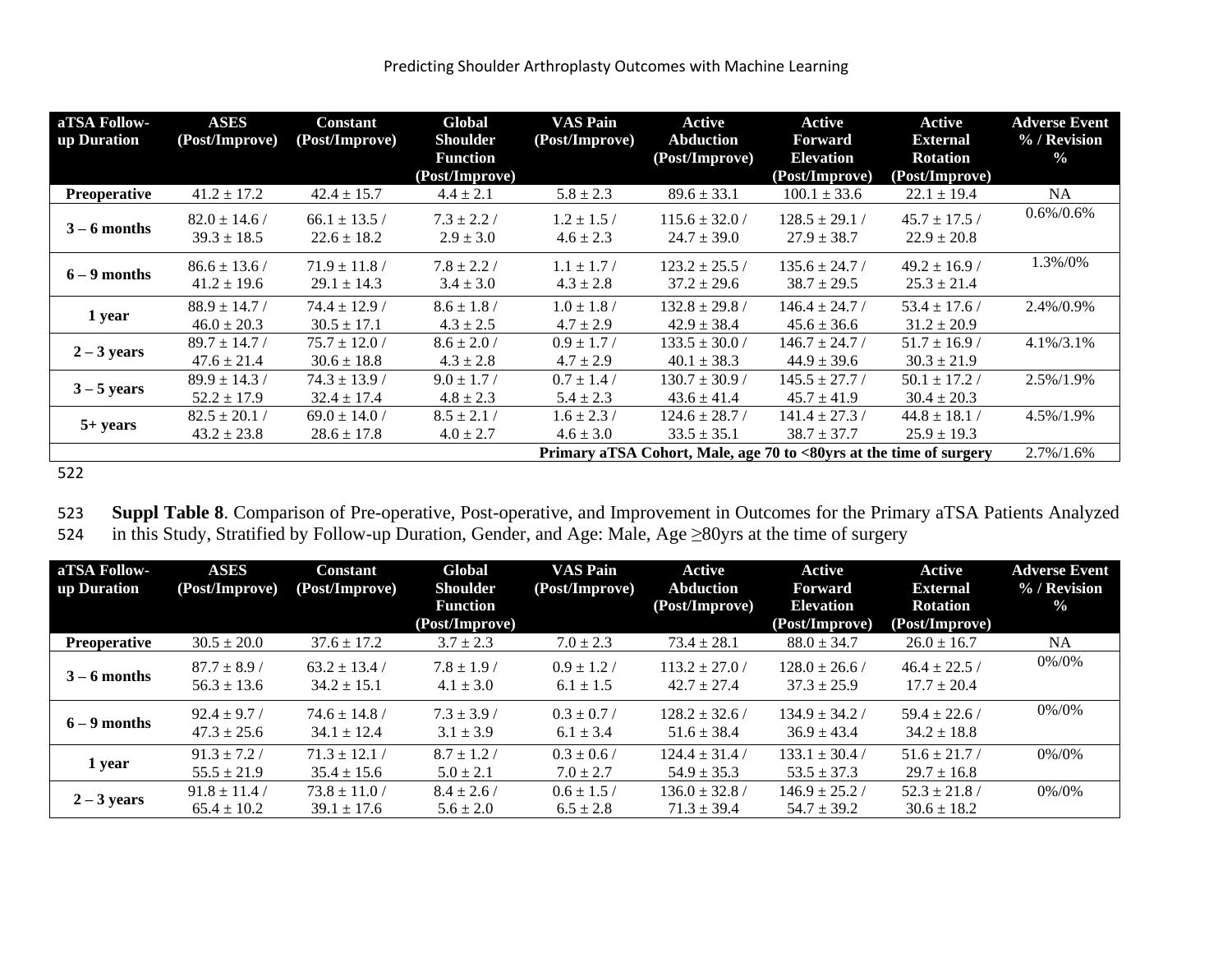| aTSA Follow-up Duration | ASES (Post/Improve) | Constant (Post/Improve) | Global Shoulder Function (Post/Improve) | VAS Pain (Post/Improve) | Active Abduction (Post/Improve) | Active Forward Elevation (Post/Improve) | Active External Rotation (Post/Improve) | Adverse Event % / Revision % |
|---|---|---|---|---|---|---|---|---|
| **Preoperative** | 41.2 ± 17.2 | 42.4 ± 15.7 | 4.4 ± 2.1 | 5.8 ± 2.3 | 89.6 ± 33.1 | 100.1 ± 33.6 | 22.1 ± 19.4 | NA |
| **3 – 6 months** | 82.0 ± 14.6 / 39.3 ± 18.5 | 66.1 ± 13.5 / 22.6 ± 18.2 | 7.3 ± 2.2 / 2.9 ± 3.0 | 1.2 ± 1.5 / 4.6 ± 2.3 | 115.6 ± 32.0 / 24.7 ± 39.0 | 128.5 ± 29.1 / 27.9 ± 38.7 | 45.7 ± 17.5 / 22.9 ± 20.8 | 0.6%/0.6% |
| **6 – 9 months** | 86.6 ± 13.6 / 41.2 ± 19.6 | 71.9 ± 11.8 / 29.1 ± 14.3 | 7.8 ± 2.2 / 3.4 ± 3.0 | 1.1 ± 1.7 / 4.3 ± 2.8 | 123.2 ± 25.5 / 37.2 ± 29.6 | 135.6 ± 24.7 / 38.7 ± 29.5 | 49.2 ± 16.9 / 25.3 ± 21.4 | 1.3%/0% |
| **1 year** | 88.9 ± 14.7 / 46.0 ± 20.3 | 74.4 ± 12.9 / 30.5 ± 17.1 | 8.6 ± 1.8 / 4.3 ± 2.5 | 1.0 ± 1.8 / 4.7 ± 2.9 | 132.8 ± 29.8 / 42.9 ± 38.4 | 146.4 ± 24.7 / 45.6 ± 36.6 | 53.4 ± 17.6 / 31.2 ± 20.9 | 2.4%/0.9% |
| **2 – 3 years** | 89.7 ± 14.7 / 47.6 ± 21.4 | 75.7 ± 12.0 / 30.6 ± 18.8 | 8.6 ± 2.0 / 4.3 ± 2.8 | 0.9 ± 1.7 / 4.7 ± 2.9 | 133.5 ± 30.0 / 40.1 ± 38.3 | 146.7 ± 24.7 / 44.9 ± 39.6 | 51.7 ± 16.9 / 30.3 ± 21.9 | 4.1%/3.1% |
| **3 – 5 years** | 89.9 ± 14.3 / 52.2 ± 17.9 | 74.3 ± 13.9 / 32.4 ± 17.4 | 9.0 ± 1.7 / 4.8 ± 2.3 | 0.7 ± 1.4 / 5.4 ± 2.3 | 130.7 ± 30.9 / 43.6 ± 41.4 | 145.5 ± 27.7 / 45.7 ± 41.9 | 50.1 ± 17.2 / 30.4 ± 20.3 | 2.5%/1.9% |
| **5+ years** | 82.5 ± 20.1 / 43.2 ± 23.8 | 69.0 ± 14.0 / 28.6 ± 17.8 | 8.5 ± 2.1 / 4.0 ± 2.7 | 1.6 ± 2.3 / 4.6 ± 3.0 | 124.6 ± 28.7 / 33.5 ± 35.1 | 141.4 ± 27.3 / 38.7 ± 37.7 | 44.8 ± 18.1 / 25.9 ± 19.3 | 4.5%/1.9% |
| | | | | **Primary aTSA Cohort, Male, age 70 to <80yrs at the time of surgery** | | | | 2.7%/1.6% |

**Suppl Table 8**. Comparison of Pre-operative, Post-operative, and Improvement in Outcomes for the Primary aTSA Patients Analyzed in this Study, Stratified by Follow-up Duration, Gender, and Age: Male, Age ≥80yrs at the time of surgery

| aTSA Follow-up Duration | ASES (Post/Improve) | Constant (Post/Improve) | Global Shoulder Function (Post/Improve) | VAS Pain (Post/Improve) | Active Abduction (Post/Improve) | Active Forward Elevation (Post/Improve) | Active External Rotation (Post/Improve) | Adverse Event % / Revision % |
|---|---|---|---|---|---|---|---|---|
| **Preoperative** | 30.5 ± 20.0 | 37.6 ± 17.2 | 3.7 ± 2.3 | 7.0 ± 2.3 | 73.4 ± 28.1 | 88.0 ± 34.7 | 26.0 ± 16.7 | NA |
| **3 – 6 months** | 87.7 ± 8.9 / 56.3 ± 13.6 | 63.2 ± 13.4 / 34.2 ± 15.1 | 7.8 ± 1.9 / 4.1 ± 3.0 | 0.9 ± 1.2 / 6.1 ± 1.5 | 113.2 ± 27.0 / 42.7 ± 27.4 | 128.0 ± 26.6 / 37.3 ± 25.9 | 46.4 ± 22.5 / 17.7 ± 20.4 | 0%/0% |
| **6 – 9 months** | 92.4 ± 9.7 / 47.3 ± 25.6 | 74.6 ± 14.8 / 34.1 ± 12.4 | 7.3 ± 3.9 / 3.1 ± 3.9 | 0.3 ± 0.7 / 6.1 ± 3.4 | 128.2 ± 32.6 / 51.6 ± 38.4 | 134.9 ± 34.2 / 36.9 ± 43.4 | 59.4 ± 22.6 / 34.2 ± 18.8 | 0%/0% |
| **1 year** | 91.3 ± 7.2 / 55.5 ± 21.9 | 71.3 ± 12.1 / 35.4 ± 15.6 | 8.7 ± 1.2 / 5.0 ± 2.1 | 0.3 ± 0.6 / 7.0 ± 2.7 | 124.4 ± 31.4 / 54.9 ± 35.3 | 133.1 ± 30.4 / 53.5 ± 37.3 | 51.6 ± 21.7 / 29.7 ± 16.8 | 0%/0% |
| **2 – 3 years** | 91.8 ± 11.4 / 65.4 ± 10.2 | 73.8 ± 11.0 / 39.1 ± 17.6 | 8.4 ± 2.6 / 5.6 ± 2.0 | 0.6 ± 1.5 / 6.5 ± 2.8 | 136.0 ± 32.8 / 71.3 ± 39.4 | 146.9 ± 25.2 / 54.7 ± 39.2 | 52.3 ± 21.8 / 30.6 ± 18.2 | 0%/0% |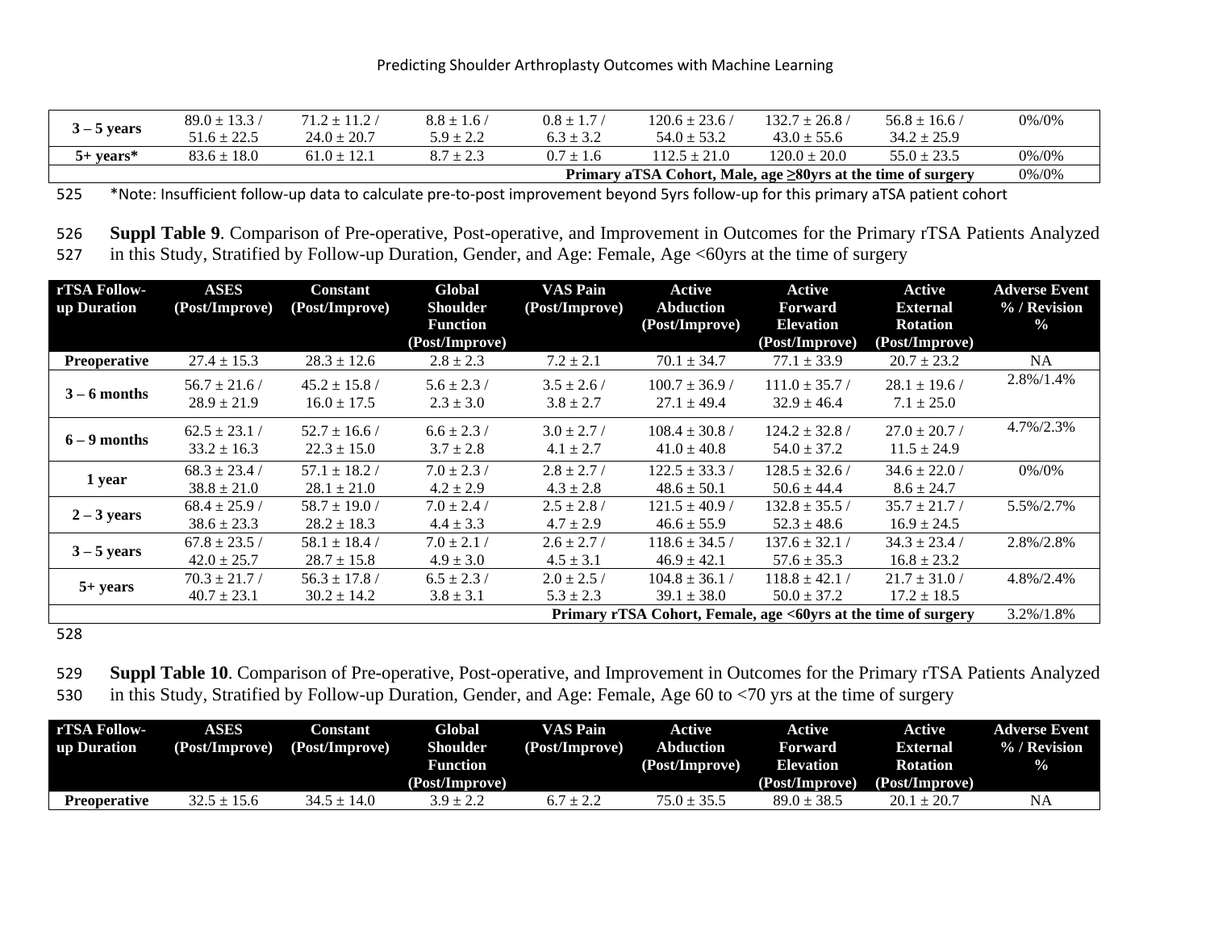| 3 – 5 years | 89.0 ± 13.3 / 51.6 ± 22.5 | 71.2 ± 11.2 / 24.0 ± 20.7 | 8.8 ± 1.6 / 5.9 ± 2.2 | 0.8 ± 1.7 / 6.3 ± 3.2 | 120.6 ± 23.6 / 54.0 ± 53.2 | 132.7 ± 26.8 / 43.0 ± 55.6 | 56.8 ± 16.6 / 34.2 ± 25.9 | 0%/0% |
|---|---|---|---|---|---|---|---|---|
| 5+ years* | 83.6 ± 18.0 | 61.0 ± 12.1 | 8.7 ± 2.3 | 0.7 ± 1.6 | 112.5 ± 21.0 | 120.0 ± 20.0 | 55.0 ± 23.5 | 0%/0% |
| **Primary aTSA Cohort, Male, age ≥80yrs at the time of surgery** | | | | | | | | 0%/0% |

*Note: Insufficient follow-up data to calculate pre-to-post improvement beyond 5yrs follow-up for this primary aTSA patient cohort

**Suppl Table 9**. Comparison of Pre-operative, Post-operative, and Improvement in Outcomes for the Primary rTSA Patients Analyzed in this Study, Stratified by Follow-up Duration, Gender, and Age: Female, Age <60yrs at the time of surgery

| rTSA Follow-up Duration | ASES (Post/Improve) | Constant (Post/Improve) | Global Shoulder Function (Post/Improve) | VAS Pain (Post/Improve) | Active Abduction (Post/Improve) | Active Forward Elevation (Post/Improve) | Active External Rotation (Post/Improve) | Adverse Event % / Revision % |
|---|---|---|---|---|---|---|---|---|
| Preoperative | 27.4 ± 15.3 | 28.3 ± 12.6 | 2.8 ± 2.3 | 7.2 ± 2.1 | 70.1 ± 34.7 | 77.1 ± 33.9 | 20.7 ± 23.2 | NA |
| 3 – 6 months | 56.7 ± 21.6 / 28.9 ± 21.9 | 45.2 ± 15.8 / 16.0 ± 17.5 | 5.6 ± 2.3 / 2.3 ± 3.0 | 3.5 ± 2.6 / 3.8 ± 2.7 | 100.7 ± 36.9 / 27.1 ± 49.4 | 111.0 ± 35.7 / 32.9 ± 46.4 | 28.1 ± 19.6 / 7.1 ± 25.0 | 2.8%/1.4% |
| 6 – 9 months | 62.5 ± 23.1 / 33.2 ± 16.3 | 52.7 ± 16.6 / 22.3 ± 15.0 | 6.6 ± 2.3 / 3.7 ± 2.8 | 3.0 ± 2.7 / 4.1 ± 2.7 | 108.4 ± 30.8 / 41.0 ± 40.8 | 124.2 ± 32.8 / 54.0 ± 37.2 | 27.0 ± 20.7 / 11.5 ± 24.9 | 4.7%/2.3% |
| 1 year | 68.3 ± 23.4 / 38.8 ± 21.0 | 57.1 ± 18.2 / 28.1 ± 21.0 | 7.0 ± 2.3 / 4.2 ± 2.9 | 2.8 ± 2.7 / 4.3 ± 2.8 | 122.5 ± 33.3 / 48.6 ± 50.1 | 128.5 ± 32.6 / 50.6 ± 44.4 | 34.6 ± 22.0 / 8.6 ± 24.7 | 0%/0% |
| 2 – 3 years | 68.4 ± 25.9 / 38.6 ± 23.3 | 58.7 ± 19.0 / 28.2 ± 18.3 | 7.0 ± 2.4 / 4.4 ± 3.3 | 2.5 ± 2.8 / 4.7 ± 2.9 | 121.5 ± 40.9 / 46.6 ± 55.9 | 132.8 ± 35.5 / 52.3 ± 48.6 | 35.7 ± 21.7 / 16.9 ± 24.5 | 5.5%/2.7% |
| 3 – 5 years | 67.8 ± 23.5 / 42.0 ± 25.7 | 58.1 ± 18.4 / 28.7 ± 15.8 | 7.0 ± 2.1 / 4.9 ± 3.0 | 2.6 ± 2.7 / 4.5 ± 3.1 | 118.6 ± 34.5 / 46.9 ± 42.1 | 137.6 ± 32.1 / 57.6 ± 35.3 | 34.3 ± 23.4 / 16.8 ± 23.2 | 2.8%/2.8% |
| 5+ years | 70.3 ± 21.7 / 40.7 ± 23.1 | 56.3 ± 17.8 / 30.2 ± 14.2 | 6.5 ± 2.3 / 3.8 ± 3.1 | 2.0 ± 2.5 / 5.3 ± 2.3 | 104.8 ± 36.1 / 39.1 ± 38.0 | 118.8 ± 42.1 / 50.0 ± 37.2 | 21.7 ± 31.0 / 17.2 ± 18.5 | 4.8%/2.4% |
| **Primary rTSA Cohort, Female, age <60yrs at the time of surgery** | | | | | | | | 3.2%/1.8% |

**Suppl Table 10**. Comparison of Pre-operative, Post-operative, and Improvement in Outcomes for the Primary rTSA Patients Analyzed in this Study, Stratified by Follow-up Duration, Gender, and Age: Female, Age 60 to <70 yrs at the time of surgery

| rTSA Follow-up Duration | ASES (Post/Improve) | Constant (Post/Improve) | Global Shoulder Function (Post/Improve) | VAS Pain (Post/Improve) | Active Abduction (Post/Improve) | Active Forward Elevation (Post/Improve) | Active External Rotation (Post/Improve) | Adverse Event % / Revision % |
|---|---|---|---|---|---|---|---|---|
| Preoperative | 32.5 ± 15.6 | 34.5 ± 14.0 | 3.9 ± 2.2 | 6.7 ± 2.2 | 75.0 ± 35.5 | 89.0 ± 38.5 | 20.1 ± 20.7 | NA |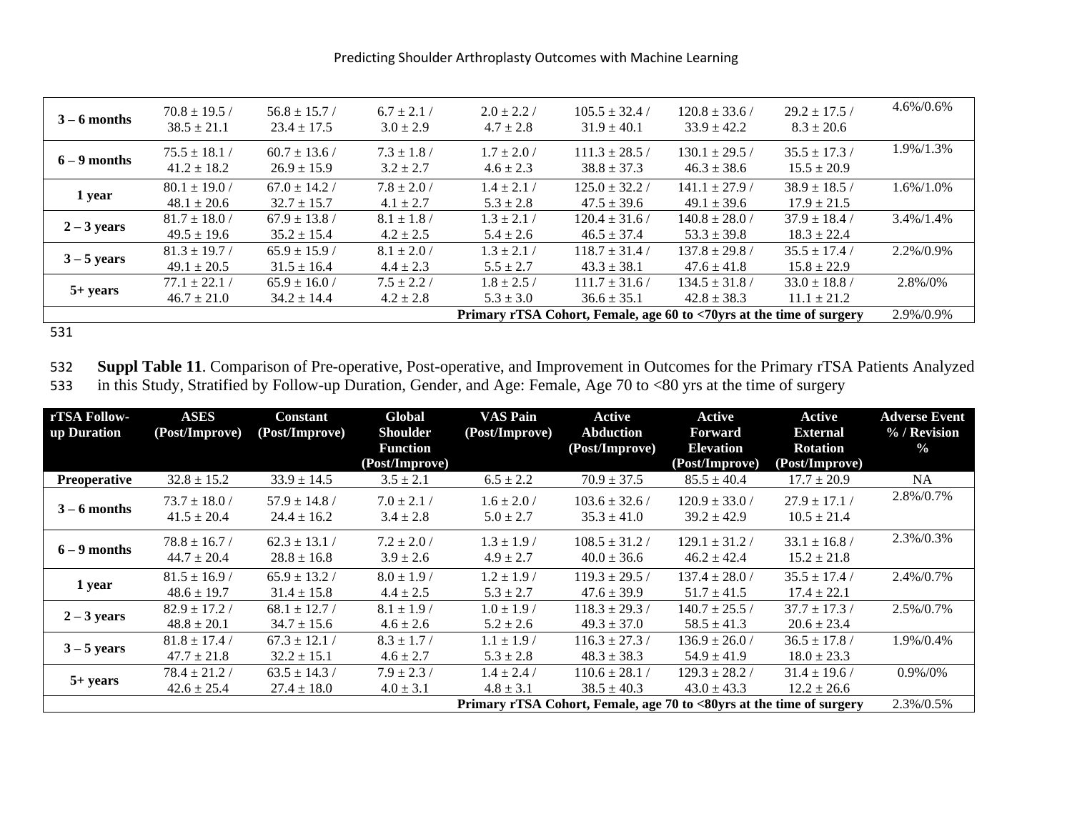| | | | | | | | | |
|---|---|---|---|---|---|---|---|---|
| **3 – 6 months** | 70.8 ± 19.5 / 38.5 ± 21.1 | 56.8 ± 15.7 / 23.4 ± 17.5 | 6.7 ± 2.1 / 3.0 ± 2.9 | 2.0 ± 2.2 / 4.7 ± 2.8 | 105.5 ± 32.4 / 31.9 ± 40.1 | 120.8 ± 33.6 / 33.9 ± 42.2 | 29.2 ± 17.5 / 8.3 ± 20.6 | 4.6%/0.6% |
| **6 – 9 months** | 75.5 ± 18.1 / 41.2 ± 18.2 | 60.7 ± 13.6 / 26.9 ± 15.9 | 7.3 ± 1.8 / 3.2 ± 2.7 | 1.7 ± 2.0 / 4.6 ± 2.3 | 111.3 ± 28.5 / 38.8 ± 37.3 | 130.1 ± 29.5 / 46.3 ± 38.6 | 35.5 ± 17.3 / 15.5 ± 20.9 | 1.9%/1.3% |
| **1 year** | 80.1 ± 19.0 / 48.1 ± 20.6 | 67.0 ± 14.2 / 32.7 ± 15.7 | 7.8 ± 2.0 / 4.1 ± 2.7 | 1.4 ± 2.1 / 5.3 ± 2.8 | 125.0 ± 32.2 / 47.5 ± 39.6 | 141.1 ± 27.9 / 49.1 ± 39.6 | 38.9 ± 18.5 / 17.9 ± 21.5 | 1.6%/1.0% |
| **2 – 3 years** | 81.7 ± 18.0 / 49.5 ± 19.6 | 67.9 ± 13.8 / 35.2 ± 15.4 | 8.1 ± 1.8 / 4.2 ± 2.5 | 1.3 ± 2.1 / 5.4 ± 2.6 | 120.4 ± 31.6 / 46.5 ± 37.4 | 140.8 ± 28.0 / 53.3 ± 39.8 | 37.9 ± 18.4 / 18.3 ± 22.4 | 3.4%/1.4% |
| **3 – 5 years** | 81.3 ± 19.7 / 49.1 ± 20.5 | 65.9 ± 15.9 / 31.5 ± 16.4 | 8.1 ± 2.0 / 4.4 ± 2.3 | 1.3 ± 2.1 / 5.5 ± 2.7 | 118.7 ± 31.4 / 43.3 ± 38.1 | 137.8 ± 29.8 / 47.6 ± 41.8 | 35.5 ± 17.4 / 15.8 ± 22.9 | 2.2%/0.9% |
| **5+ years** | 77.1 ± 22.1 / 46.7 ± 21.0 | 65.9 ± 16.0 / 34.2 ± 14.4 | 7.5 ± 2.2 / 4.2 ± 2.8 | 1.8 ± 2.5 / 5.3 ± 3.0 | 111.7 ± 31.6 / 36.6 ± 35.1 | 134.5 ± 31.8 / 42.8 ± 38.3 | 33.0 ± 18.8 / 11.1 ± 21.2 | 2.8%/0% |
| **Primary rTSA Cohort, Female, age 60 to <70yrs at the time of surgery** | | | | | | | | 2.9%/0.9% |

**Suppl Table 11**. Comparison of Pre-operative, Post-operative, and Improvement in Outcomes for the Primary rTSA Patients Analyzed in this Study, Stratified by Follow-up Duration, Gender, and Age: Female, Age 70 to <80 yrs at the time of surgery

| rTSA Follow-up Duration | ASES (Post/Improve) | Constant (Post/Improve) | Global Shoulder Function (Post/Improve) | VAS Pain (Post/Improve) | Active Abduction (Post/Improve) | Active Forward Elevation (Post/Improve) | Active External Rotation (Post/Improve) | Adverse Event % / Revision % |
|---|---|---|---|---|---|---|---|---|
| **Preoperative** | 32.8 ± 15.2 | 33.9 ± 14.5 | 3.5 ± 2.1 | 6.5 ± 2.2 | 70.9 ± 37.5 | 85.5 ± 40.4 | 17.7 ± 20.9 | NA |
| **3 – 6 months** | 73.7 ± 18.0 / 41.5 ± 20.4 | 57.9 ± 14.8 / 24.4 ± 16.2 | 7.0 ± 2.1 / 3.4 ± 2.8 | 1.6 ± 2.0 / 5.0 ± 2.7 | 103.6 ± 32.6 / 35.3 ± 41.0 | 120.9 ± 33.0 / 39.2 ± 42.9 | 27.9 ± 17.1 / 10.5 ± 21.4 | 2.8%/0.7% |
| **6 – 9 months** | 78.8 ± 16.7 / 44.7 ± 20.4 | 62.3 ± 13.1 / 28.8 ± 16.8 | 7.2 ± 2.0 / 3.9 ± 2.6 | 1.3 ± 1.9 / 4.9 ± 2.7 | 108.5 ± 31.2 / 40.0 ± 36.6 | 129.1 ± 31.2 / 46.2 ± 42.4 | 33.1 ± 16.8 / 15.2 ± 21.8 | 2.3%/0.3% |
| **1 year** | 81.5 ± 16.9 / 48.6 ± 19.7 | 65.9 ± 13.2 / 31.4 ± 15.8 | 8.0 ± 1.9 / 4.4 ± 2.5 | 1.2 ± 1.9 / 5.3 ± 2.7 | 119.3 ± 29.5 / 47.6 ± 39.9 | 137.4 ± 28.0 / 51.7 ± 41.5 | 35.5 ± 17.4 / 17.4 ± 22.1 | 2.4%/0.7% |
| **2 – 3 years** | 82.9 ± 17.2 / 48.8 ± 20.1 | 68.1 ± 12.7 / 34.7 ± 15.6 | 8.1 ± 1.9 / 4.6 ± 2.6 | 1.0 ± 1.9 / 5.2 ± 2.6 | 118.3 ± 29.3 / 49.3 ± 37.0 | 140.7 ± 25.5 / 58.5 ± 41.3 | 37.7 ± 17.3 / 20.6 ± 23.4 | 2.5%/0.7% |
| **3 – 5 years** | 81.8 ± 17.4 / 47.7 ± 21.8 | 67.3 ± 12.1 / 32.2 ± 15.1 | 8.3 ± 1.7 / 4.6 ± 2.7 | 1.1 ± 1.9 / 5.3 ± 2.8 | 116.3 ± 27.3 / 48.3 ± 38.3 | 136.9 ± 26.0 / 54.9 ± 41.9 | 36.5 ± 17.8 / 18.0 ± 23.3 | 1.9%/0.4% |
| **5+ years** | 78.4 ± 21.2 / 42.6 ± 25.4 | 63.5 ± 14.3 / 27.4 ± 18.0 | 7.9 ± 2.3 / 4.0 ± 3.1 | 1.4 ± 2.4 / 4.8 ± 3.1 | 110.6 ± 28.1 / 38.5 ± 40.3 | 129.3 ± 28.2 / 43.0 ± 43.3 | 31.4 ± 19.6 / 12.2 ± 26.6 | 0.9%/0% |
| **Primary rTSA Cohort, Female, age 70 to <80yrs at the time of surgery** | | | | | | | | 2.3%/0.5% |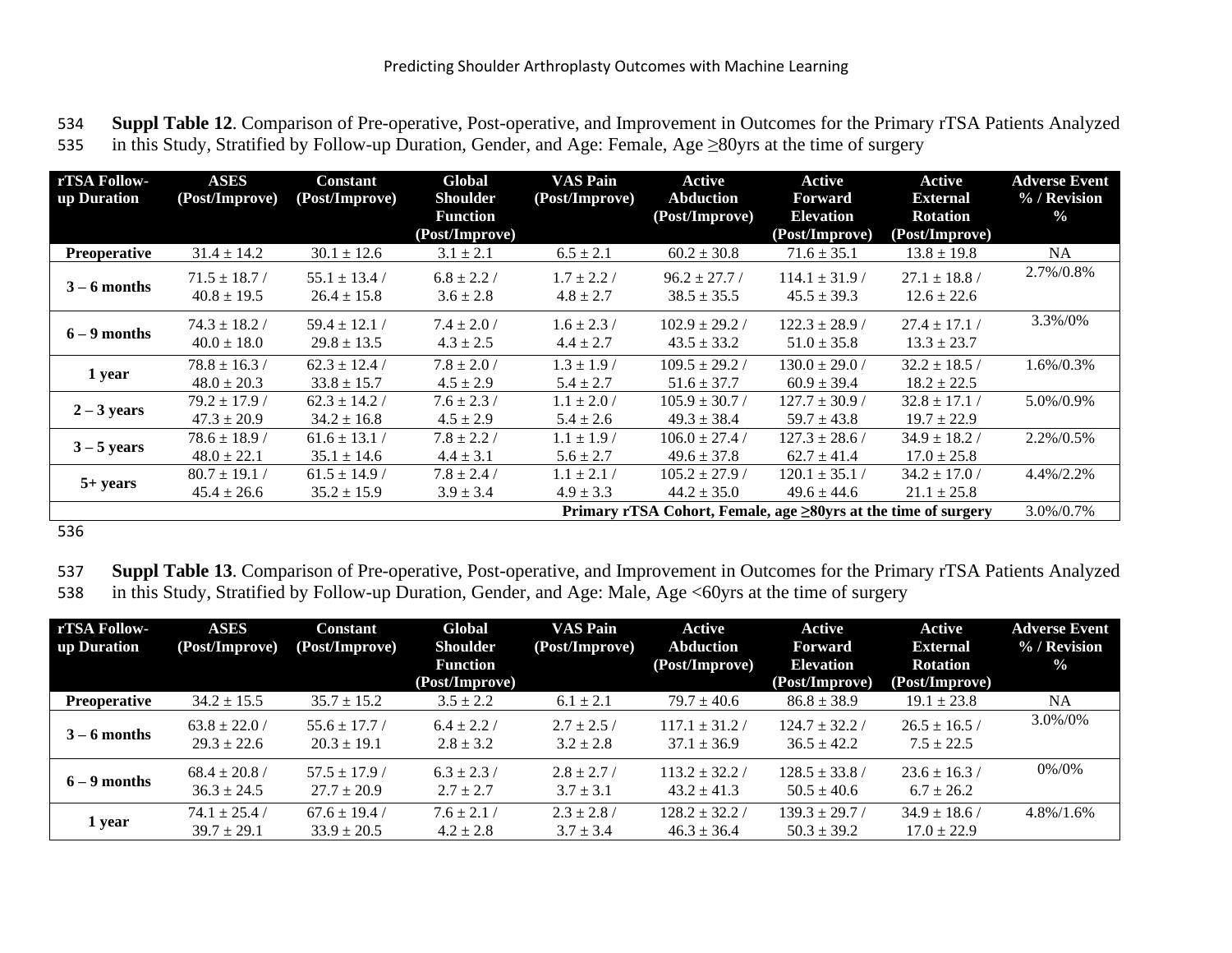**Suppl Table 12**. Comparison of Pre-operative, Post-operative, and Improvement in Outcomes for the Primary rTSA Patients Analyzed in this Study, Stratified by Follow-up Duration, Gender, and Age: Female, Age ≥80yrs at the time of surgery

| rTSA Follow-up Duration | ASES (Post/Improve) | Constant (Post/Improve) | Global Shoulder Function (Post/Improve) | VAS Pain (Post/Improve) | Active Abduction (Post/Improve) | Active Forward Elevation (Post/Improve) | Active External Rotation (Post/Improve) | Adverse Event % / Revision % |
|---|---|---|---|---|---|---|---|---|
| **Preoperative** | 31.4 ± 14.2 | 30.1 ± 12.6 | 3.1 ± 2.1 | 6.5 ± 2.1 | 60.2 ± 30.8 | 71.6 ± 35.1 | 13.8 ± 19.8 | NA |
| **3 – 6 months** | 71.5 ± 18.7 / 40.8 ± 19.5 | 55.1 ± 13.4 / 26.4 ± 15.8 | 6.8 ± 2.2 / 3.6 ± 2.8 | 1.7 ± 2.2 / 4.8 ± 2.7 | 96.2 ± 27.7 / 38.5 ± 35.5 | 114.1 ± 31.9 / 45.5 ± 39.3 | 27.1 ± 18.8 / 12.6 ± 22.6 | 2.7%/0.8% |
| **6 – 9 months** | 74.3 ± 18.2 / 40.0 ± 18.0 | 59.4 ± 12.1 / 29.8 ± 13.5 | 7.4 ± 2.0 / 4.3 ± 2.5 | 1.6 ± 2.3 / 4.4 ± 2.7 | 102.9 ± 29.2 / 43.5 ± 33.2 | 122.3 ± 28.9 / 51.0 ± 35.8 | 27.4 ± 17.1 / 13.3 ± 23.7 | 3.3%/0% |
| **1 year** | 78.8 ± 16.3 / 48.0 ± 20.3 | 62.3 ± 12.4 / 33.8 ± 15.7 | 7.8 ± 2.0 / 4.5 ± 2.9 | 1.3 ± 1.9 / 5.4 ± 2.7 | 109.5 ± 29.2 / 51.6 ± 37.7 | 130.0 ± 29.0 / 60.9 ± 39.4 | 32.2 ± 18.5 / 18.2 ± 22.5 | 1.6%/0.3% |
| **2 – 3 years** | 79.2 ± 17.9 / 47.3 ± 20.9 | 62.3 ± 14.2 / 34.2 ± 16.8 | 7.6 ± 2.3 / 4.5 ± 2.9 | 1.1 ± 2.0 / 5.4 ± 2.6 | 105.9 ± 30.7 / 49.3 ± 38.4 | 127.7 ± 30.9 / 59.7 ± 43.8 | 32.8 ± 17.1 / 19.7 ± 22.9 | 5.0%/0.9% |
| **3 – 5 years** | 78.6 ± 18.9 / 48.0 ± 22.1 | 61.6 ± 13.1 / 35.1 ± 14.6 | 7.8 ± 2.2 / 4.4 ± 3.1 | 1.1 ± 1.9 / 5.6 ± 2.7 | 106.0 ± 27.4 / 49.6 ± 37.8 | 127.3 ± 28.6 / 62.7 ± 41.4 | 34.9 ± 18.2 / 17.0 ± 25.8 | 2.2%/0.5% |
| **5+ years** | 80.7 ± 19.1 / 45.4 ± 26.6 | 61.5 ± 14.9 / 35.2 ± 15.9 | 7.8 ± 2.4 / 3.9 ± 3.4 | 1.1 ± 2.1 / 4.9 ± 3.3 | 105.2 ± 27.9 / 44.2 ± 35.0 | 120.1 ± 35.1 / 49.6 ± 44.6 | 34.2 ± 17.0 / 21.1 ± 25.8 | 4.4%/2.2% |
| | | | | | | | **Primary rTSA Cohort, Female, age ≥80yrs at the time of surgery** | 3.0%/0.7% |

**Suppl Table 13**. Comparison of Pre-operative, Post-operative, and Improvement in Outcomes for the Primary rTSA Patients Analyzed in this Study, Stratified by Follow-up Duration, Gender, and Age: Male, Age <60yrs at the time of surgery

| rTSA Follow-up Duration | ASES (Post/Improve) | Constant (Post/Improve) | Global Shoulder Function (Post/Improve) | VAS Pain (Post/Improve) | Active Abduction (Post/Improve) | Active Forward Elevation (Post/Improve) | Active External Rotation (Post/Improve) | Adverse Event % / Revision % |
|---|---|---|---|---|---|---|---|---|
| **Preoperative** | 34.2 ± 15.5 | 35.7 ± 15.2 | 3.5 ± 2.2 | 6.1 ± 2.1 | 79.7 ± 40.6 | 86.8 ± 38.9 | 19.1 ± 23.8 | NA |
| **3 – 6 months** | 63.8 ± 22.0 / 29.3 ± 22.6 | 55.6 ± 17.7 / 20.3 ± 19.1 | 6.4 ± 2.2 / 2.8 ± 3.2 | 2.7 ± 2.5 / 3.2 ± 2.8 | 117.1 ± 31.2 / 37.1 ± 36.9 | 124.7 ± 32.2 / 36.5 ± 42.2 | 26.5 ± 16.5 / 7.5 ± 22.5 | 3.0%/0% |
| **6 – 9 months** | 68.4 ± 20.8 / 36.3 ± 24.5 | 57.5 ± 17.9 / 27.7 ± 20.9 | 6.3 ± 2.3 / 2.7 ± 2.7 | 2.8 ± 2.7 / 3.7 ± 3.1 | 113.2 ± 32.2 / 43.2 ± 41.3 | 128.5 ± 33.8 / 50.5 ± 40.6 | 23.6 ± 16.3 / 6.7 ± 26.2 | 0%/0% |
| **1 year** | 74.1 ± 25.4 / 39.7 ± 29.1 | 67.6 ± 19.4 / 33.9 ± 20.5 | 7.6 ± 2.1 / 4.2 ± 2.8 | 2.3 ± 2.8 / 3.7 ± 3.4 | 128.2 ± 32.2 / 46.3 ± 36.4 | 139.3 ± 29.7 / 50.3 ± 39.2 | 34.9 ± 18.6 / 17.0 ± 22.9 | 4.8%/1.6% |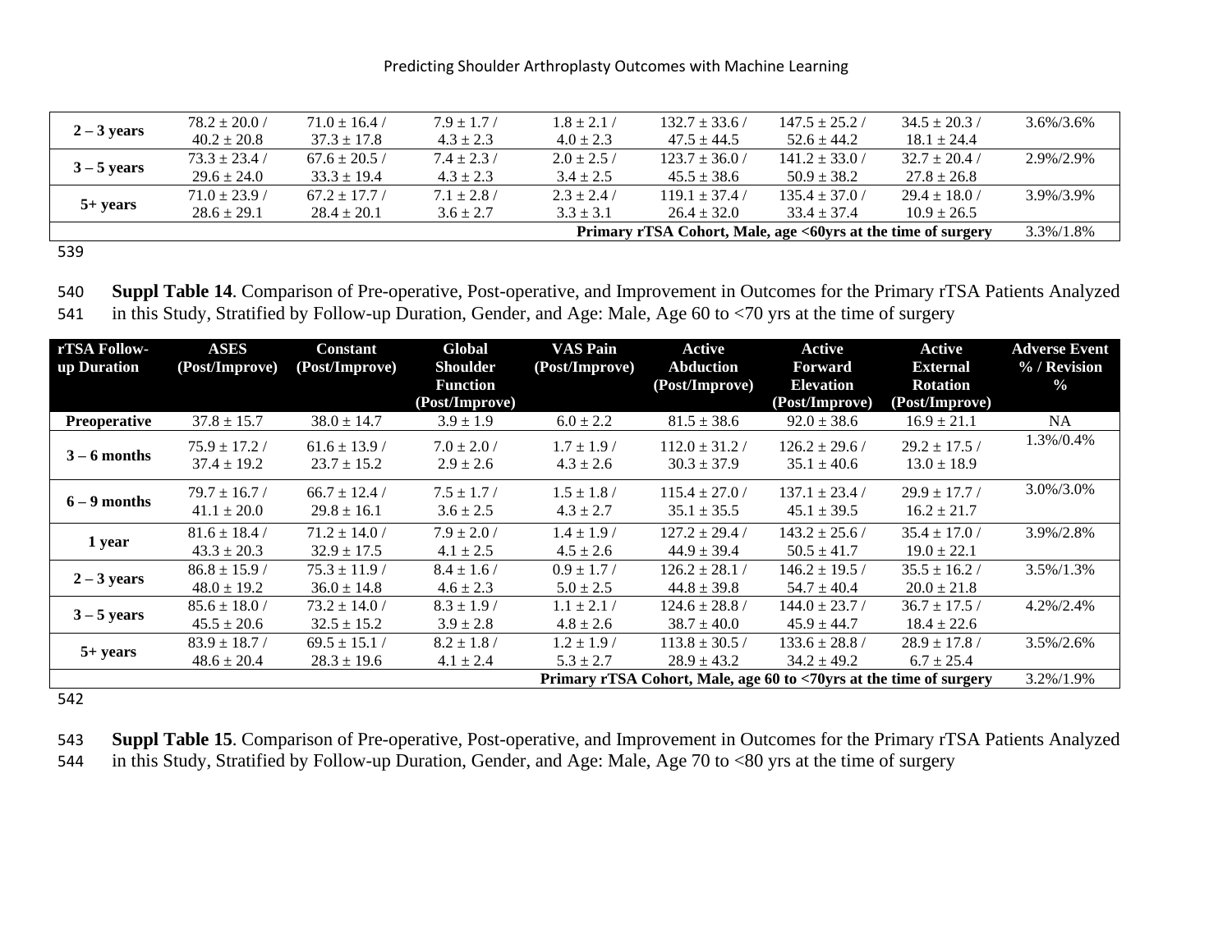| | | | | | | | | |
|---|---|---|---|---|---|---|---|---|
| **2 – 3 years** | 78.2 ± 20.0 / 40.2 ± 20.8 | 71.0 ± 16.4 / 37.3 ± 17.8 | 7.9 ± 1.7 / 4.3 ± 2.3 | 1.8 ± 2.1 / 4.0 ± 2.3 | 132.7 ± 33.6 / 47.5 ± 44.5 | 147.5 ± 25.2 / 52.6 ± 44.2 | 34.5 ± 20.3 / 18.1 ± 24.4 | 3.6%/3.6% |
| **3 – 5 years** | 73.3 ± 23.4 / 29.6 ± 24.0 | 67.6 ± 20.5 / 33.3 ± 19.4 | 7.4 ± 2.3 / 4.3 ± 2.3 | 2.0 ± 2.5 / 3.4 ± 2.5 | 123.7 ± 36.0 / 45.5 ± 38.6 | 141.2 ± 33.0 / 50.9 ± 38.2 | 32.7 ± 20.4 / 27.8 ± 26.8 | 2.9%/2.9% |
| **5+ years** | 71.0 ± 23.9 / 28.6 ± 29.1 | 67.2 ± 17.7 / 28.4 ± 20.1 | 7.1 ± 2.8 / 3.6 ± 2.7 | 2.3 ± 2.4 / 3.3 ± 3.1 | 119.1 ± 37.4 / 26.4 ± 32.0 | 135.4 ± 37.0 / 33.4 ± 37.4 | 29.4 ± 18.0 / 10.9 ± 26.5 | 3.9%/3.9% |
| **Primary rTSA Cohort, Male, age <60yrs at the time of surgery** | | | | | | | | 3.3%/1.8% |

**Suppl Table 14**. Comparison of Pre-operative, Post-operative, and Improvement in Outcomes for the Primary rTSA Patients Analyzed in this Study, Stratified by Follow-up Duration, Gender, and Age: Male, Age 60 to <70 yrs at the time of surgery

| rTSA Follow-up Duration | ASES (Post/Improve) | Constant (Post/Improve) | Global Shoulder Function (Post/Improve) | VAS Pain (Post/Improve) | Active Abduction (Post/Improve) | Active Forward Elevation (Post/Improve) | Active External Rotation (Post/Improve) | Adverse Event % / Revision % |
|---|---|---|---|---|---|---|---|---|
| **Preoperative** | 37.8 ± 15.7 | 38.0 ± 14.7 | 3.9 ± 1.9 | 6.0 ± 2.2 | 81.5 ± 38.6 | 92.0 ± 38.6 | 16.9 ± 21.1 | NA |
| **3 – 6 months** | 75.9 ± 17.2 / 37.4 ± 19.2 | 61.6 ± 13.9 / 23.7 ± 15.2 | 7.0 ± 2.0 / 2.9 ± 2.6 | 1.7 ± 1.9 / 4.3 ± 2.6 | 112.0 ± 31.2 / 30.3 ± 37.9 | 126.2 ± 29.6 / 35.1 ± 40.6 | 29.2 ± 17.5 / 13.0 ± 18.9 | 1.3%/0.4% |
| **6 – 9 months** | 79.7 ± 16.7 / 41.1 ± 20.0 | 66.7 ± 12.4 / 29.8 ± 16.1 | 7.5 ± 1.7 / 3.6 ± 2.5 | 1.5 ± 1.8 / 4.3 ± 2.7 | 115.4 ± 27.0 / 35.1 ± 35.5 | 137.1 ± 23.4 / 45.1 ± 39.5 | 29.9 ± 17.7 / 16.2 ± 21.7 | 3.0%/3.0% |
| **1 year** | 81.6 ± 18.4 / 43.3 ± 20.3 | 71.2 ± 14.0 / 32.9 ± 17.5 | 7.9 ± 2.0 / 4.1 ± 2.5 | 1.4 ± 1.9 / 4.5 ± 2.6 | 127.2 ± 29.4 / 44.9 ± 39.4 | 143.2 ± 25.6 / 50.5 ± 41.7 | 35.4 ± 17.0 / 19.0 ± 22.1 | 3.9%/2.8% |
| **2 – 3 years** | 86.8 ± 15.9 / 48.0 ± 19.2 | 75.3 ± 11.9 / 36.0 ± 14.8 | 8.4 ± 1.6 / 4.6 ± 2.3 | 0.9 ± 1.7 / 5.0 ± 2.5 | 126.2 ± 28.1 / 44.8 ± 39.8 | 146.2 ± 19.5 / 54.7 ± 40.4 | 35.5 ± 16.2 / 20.0 ± 21.8 | 3.5%/1.3% |
| **3 – 5 years** | 85.6 ± 18.0 / 45.5 ± 20.6 | 73.2 ± 14.0 / 32.5 ± 15.2 | 8.3 ± 1.9 / 3.9 ± 2.8 | 1.1 ± 2.1 / 4.8 ± 2.6 | 124.6 ± 28.8 / 38.7 ± 40.0 | 144.0 ± 23.7 / 45.9 ± 44.7 | 36.7 ± 17.5 / 18.4 ± 22.6 | 4.2%/2.4% |
| **5+ years** | 83.9 ± 18.7 / 48.6 ± 20.4 | 69.5 ± 15.1 / 28.3 ± 19.6 | 8.2 ± 1.8 / 4.1 ± 2.4 | 1.2 ± 1.9 / 5.3 ± 2.7 | 113.8 ± 30.5 / 28.9 ± 43.2 | 133.6 ± 28.8 / 34.2 ± 49.2 | 28.9 ± 17.8 / 6.7 ± 25.4 | 3.5%/2.6% |
| **Primary rTSA Cohort, Male, age 60 to <70yrs at the time of surgery** | | | | | | | | 3.2%/1.9% |

**Suppl Table 15**. Comparison of Pre-operative, Post-operative, and Improvement in Outcomes for the Primary rTSA Patients Analyzed in this Study, Stratified by Follow-up Duration, Gender, and Age: Male, Age 70 to <80 yrs at the time of surgery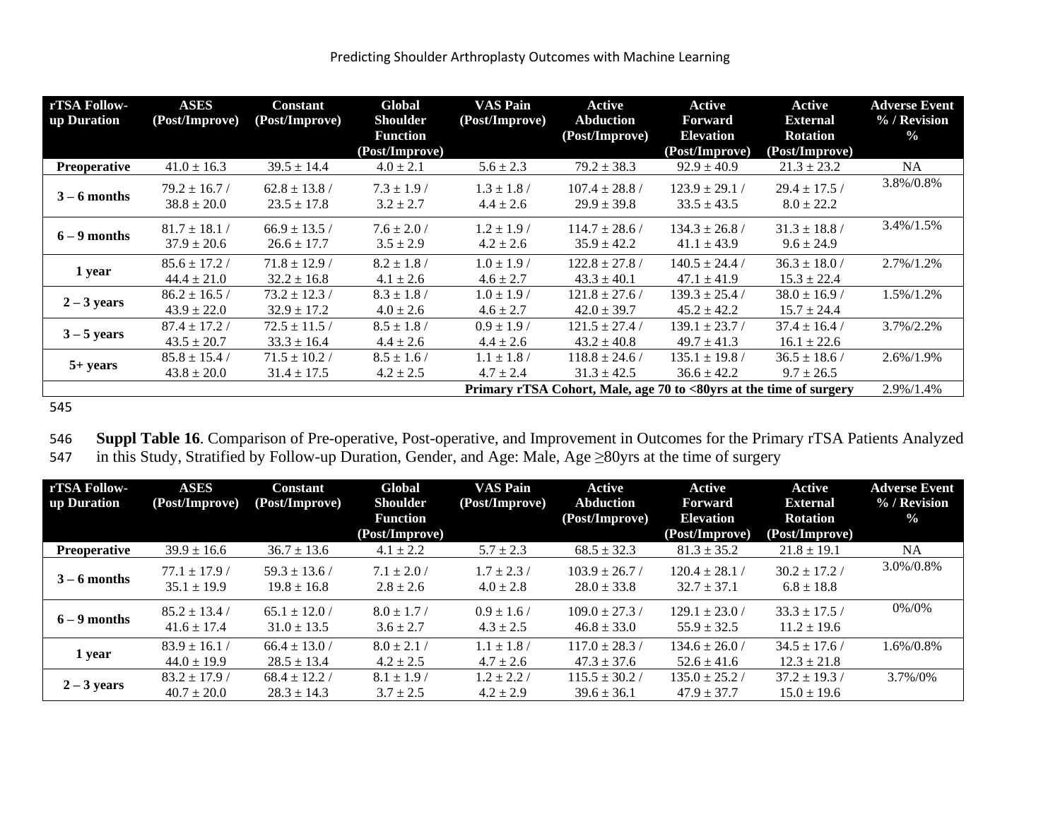| rTSA Follow-up Duration | ASES (Post/Improve) | Constant (Post/Improve) | Global Shoulder Function (Post/Improve) | VAS Pain (Post/Improve) | Active Abduction (Post/Improve) | Active Forward Elevation (Post/Improve) | Active External Rotation (Post/Improve) | Adverse Event % / Revision % |
|---|---|---|---|---|---|---|---|---|
| **Preoperative** | 41.0 ± 16.3 | 39.5 ± 14.4 | 4.0 ± 2.1 | 5.6 ± 2.3 | 79.2 ± 38.3 | 92.9 ± 40.9 | 21.3 ± 23.2 | NA |
| **3 – 6 months** | 79.2 ± 16.7 / 38.8 ± 20.0 | 62.8 ± 13.8 / 23.5 ± 17.8 | 7.3 ± 1.9 / 3.2 ± 2.7 | 1.3 ± 1.8 / 4.4 ± 2.6 | 107.4 ± 28.8 / 29.9 ± 39.8 | 123.9 ± 29.1 / 33.5 ± 43.5 | 29.4 ± 17.5 / 8.0 ± 22.2 | 3.8%/0.8% |
| **6 – 9 months** | 81.7 ± 18.1 / 37.9 ± 20.6 | 66.9 ± 13.5 / 26.6 ± 17.7 | 7.6 ± 2.0 / 3.5 ± 2.9 | 1.2 ± 1.9 / 4.2 ± 2.6 | 114.7 ± 28.6 / 35.9 ± 42.2 | 134.3 ± 26.8 / 41.1 ± 43.9 | 31.3 ± 18.8 / 9.6 ± 24.9 | 3.4%/1.5% |
| **1 year** | 85.6 ± 17.2 / 44.4 ± 21.0 | 71.8 ± 12.9 / 32.2 ± 16.8 | 8.2 ± 1.8 / 4.1 ± 2.6 | 1.0 ± 1.9 / 4.6 ± 2.7 | 122.8 ± 27.8 / 43.3 ± 40.1 | 140.5 ± 24.4 / 47.1 ± 41.9 | 36.3 ± 18.0 / 15.3 ± 22.4 | 2.7%/1.2% |
| **2 – 3 years** | 86.2 ± 16.5 / 43.9 ± 22.0 | 73.2 ± 12.3 / 32.9 ± 17.2 | 8.3 ± 1.8 / 4.0 ± 2.6 | 1.0 ± 1.9 / 4.6 ± 2.7 | 121.8 ± 27.6 / 42.0 ± 39.7 | 139.3 ± 25.4 / 45.2 ± 42.2 | 38.0 ± 16.9 / 15.7 ± 24.4 | 1.5%/1.2% |
| **3 – 5 years** | 87.4 ± 17.2 / 43.5 ± 20.7 | 72.5 ± 11.5 / 33.3 ± 16.4 | 8.5 ± 1.8 / 4.4 ± 2.6 | 0.9 ± 1.9 / 4.4 ± 2.6 | 121.5 ± 27.4 / 43.2 ± 40.8 | 139.1 ± 23.7 / 49.7 ± 41.3 | 37.4 ± 16.4 / 16.1 ± 22.6 | 3.7%/2.2% |
| **5+ years** | 85.8 ± 15.4 / 43.8 ± 20.0 | 71.5 ± 10.2 / 31.4 ± 17.5 | 8.5 ± 1.6 / 4.2 ± 2.5 | 1.1 ± 1.8 / 4.7 ± 2.4 | 118.8 ± 24.6 / 31.3 ± 42.5 | 135.1 ± 19.8 / 36.6 ± 42.2 | 36.5 ± 18.6 / 9.7 ± 26.5 | 2.6%/1.9% |
| **Primary rTSA Cohort, Male, age 70 to <80yrs at the time of surgery** | | | | | | | | 2.9%/1.4% |

**Suppl Table 16**. Comparison of Pre-operative, Post-operative, and Improvement in Outcomes for the Primary rTSA Patients Analyzed in this Study, Stratified by Follow-up Duration, Gender, and Age: Male, Age ≥80yrs at the time of surgery

| rTSA Follow-up Duration | ASES (Post/Improve) | Constant (Post/Improve) | Global Shoulder Function (Post/Improve) | VAS Pain (Post/Improve) | Active Abduction (Post/Improve) | Active Forward Elevation (Post/Improve) | Active External Rotation (Post/Improve) | Adverse Event % / Revision % |
|---|---|---|---|---|---|---|---|---|
| **Preoperative** | 39.9 ± 16.6 | 36.7 ± 13.6 | 4.1 ± 2.2 | 5.7 ± 2.3 | 68.5 ± 32.3 | 81.3 ± 35.2 | 21.8 ± 19.1 | NA |
| **3 – 6 months** | 77.1 ± 17.9 / 35.1 ± 19.9 | 59.3 ± 13.6 / 19.8 ± 16.8 | 7.1 ± 2.0 / 2.8 ± 2.6 | 1.7 ± 2.3 / 4.0 ± 2.8 | 103.9 ± 26.7 / 28.0 ± 33.8 | 120.4 ± 28.1 / 32.7 ± 37.1 | 30.2 ± 17.2 / 6.8 ± 18.8 | 3.0%/0.8% |
| **6 – 9 months** | 85.2 ± 13.4 / 41.6 ± 17.4 | 65.1 ± 12.0 / 31.0 ± 13.5 | 8.0 ± 1.7 / 3.6 ± 2.7 | 0.9 ± 1.6 / 4.3 ± 2.5 | 109.0 ± 27.3 / 46.8 ± 33.0 | 129.1 ± 23.0 / 55.9 ± 32.5 | 33.3 ± 17.5 / 11.2 ± 19.6 | 0%/0% |
| **1 year** | 83.9 ± 16.1 / 44.0 ± 19.9 | 66.4 ± 13.0 / 28.5 ± 13.4 | 8.0 ± 2.1 / 4.2 ± 2.5 | 1.1 ± 1.8 / 4.7 ± 2.6 | 117.0 ± 28.3 / 47.3 ± 37.6 | 134.6 ± 26.0 / 52.6 ± 41.6 | 34.5 ± 17.6 / 12.3 ± 21.8 | 1.6%/0.8% |
| **2 – 3 years** | 83.2 ± 17.9 / 40.7 ± 20.0 | 68.4 ± 12.2 / 28.3 ± 14.3 | 8.1 ± 1.9 / 3.7 ± 2.5 | 1.2 ± 2.2 / 4.2 ± 2.9 | 115.5 ± 30.2 / 39.6 ± 36.1 | 135.0 ± 25.2 / 47.9 ± 37.7 | 37.2 ± 19.3 / 15.0 ± 19.6 | 3.7%/0% |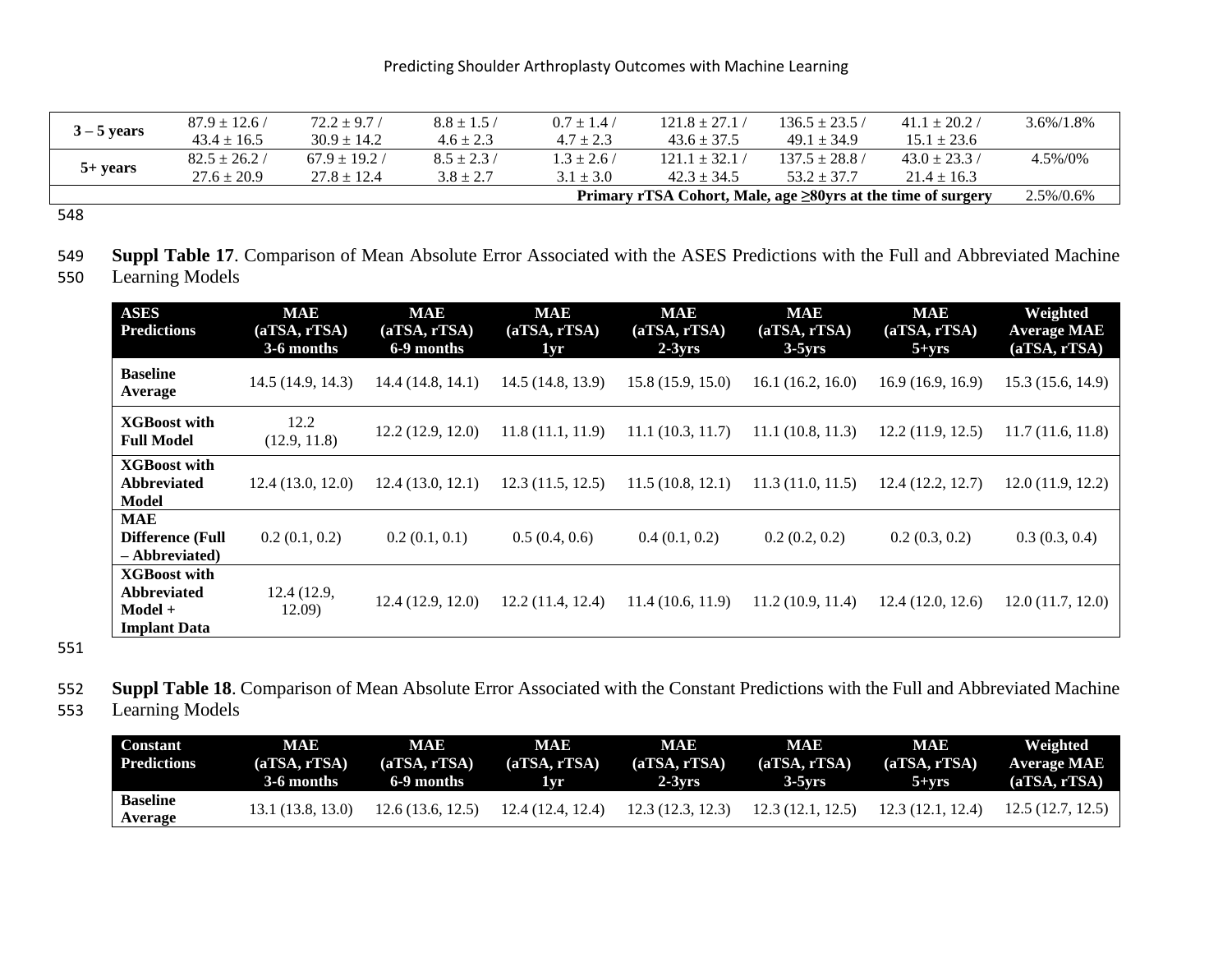| | | | | | | | | |
|---|---|---|---|---|---|---|---|---|
| 3 – 5 years | 87.9 ± 12.6 / 43.4 ± 16.5 | 72.2 ± 9.7 / 30.9 ± 14.2 | 8.8 ± 1.5 / 4.6 ± 2.3 | 0.7 ± 1.4 / 4.7 ± 2.3 | 121.8 ± 27.1 / 43.6 ± 37.5 | 136.5 ± 23.5 / 49.1 ± 34.9 | 41.1 ± 20.2 / 15.1 ± 23.6 | 3.6%/1.8% |
| 5+ years | 82.5 ± 26.2 / 27.6 ± 20.9 | 67.9 ± 19.2 / 27.8 ± 12.4 | 8.5 ± 2.3 / 3.8 ± 2.7 | 1.3 ± 2.6 / 3.1 ± 3.0 | 121.1 ± 32.1 / 42.3 ± 34.5 | 137.5 ± 28.8 / 53.2 ± 37.7 | 43.0 ± 23.3 / 21.4 ± 16.3 | 4.5%/0% |
| **Primary rTSA Cohort, Male, age ≥80yrs at the time of surgery** | | | | | | | | 2.5%/0.6% |

**Suppl Table 17**. Comparison of Mean Absolute Error Associated with the ASES Predictions with the Full and Abbreviated Machine Learning Models

| ASES Predictions | MAE (aTSA, rTSA) 3-6 months | MAE (aTSA, rTSA) 6-9 months | MAE (aTSA, rTSA) 1yr | MAE (aTSA, rTSA) 2-3yrs | MAE (aTSA, rTSA) 3-5yrs | MAE (aTSA, rTSA) 5+yrs | Weighted Average MAE (aTSA, rTSA) |
|---|---|---|---|---|---|---|---|
| **Baseline Average** | 14.5 (14.9, 14.3) | 14.4 (14.8, 14.1) | 14.5 (14.8, 13.9) | 15.8 (15.9, 15.0) | 16.1 (16.2, 16.0) | 16.9 (16.9, 16.9) | 15.3 (15.6, 14.9) |
| **XGBoost with Full Model** | 12.2 (12.9, 11.8) | 12.2 (12.9, 12.0) | 11.8 (11.1, 11.9) | 11.1 (10.3, 11.7) | 11.1 (10.8, 11.3) | 12.2 (11.9, 12.5) | 11.7 (11.6, 11.8) |
| **XGBoost with Abbreviated Model** | 12.4 (13.0, 12.0) | 12.4 (13.0, 12.1) | 12.3 (11.5, 12.5) | 11.5 (10.8, 12.1) | 11.3 (11.0, 11.5) | 12.4 (12.2, 12.7) | 12.0 (11.9, 12.2) |
| **MAE Difference (Full – Abbreviated)** | 0.2 (0.1, 0.2) | 0.2 (0.1, 0.1) | 0.5 (0.4, 0.6) | 0.4 (0.1, 0.2) | 0.2 (0.2, 0.2) | 0.2 (0.3, 0.2) | 0.3 (0.3, 0.4) |
| **XGBoost with Abbreviated Model + Implant Data** | 12.4 (12.9, 12.09) | 12.4 (12.9, 12.0) | 12.2 (11.4, 12.4) | 11.4 (10.6, 11.9) | 11.2 (10.9, 11.4) | 12.4 (12.0, 12.6) | 12.0 (11.7, 12.0) |

**Suppl Table 18**. Comparison of Mean Absolute Error Associated with the Constant Predictions with the Full and Abbreviated Machine Learning Models

| Constant Predictions | MAE (aTSA, rTSA) 3-6 months | MAE (aTSA, rTSA) 6-9 months | MAE (aTSA, rTSA) 1yr | MAE (aTSA, rTSA) 2-3yrs | MAE (aTSA, rTSA) 3-5yrs | MAE (aTSA, rTSA) 5+yrs | Weighted Average MAE (aTSA, rTSA) |
|---|---|---|---|---|---|---|---|
| **Baseline Average** | 13.1 (13.8, 13.0) | 12.6 (13.6, 12.5) | 12.4 (12.4, 12.4) | 12.3 (12.3, 12.3) | 12.3 (12.1, 12.5) | 12.3 (12.1, 12.4) | 12.5 (12.7, 12.5) |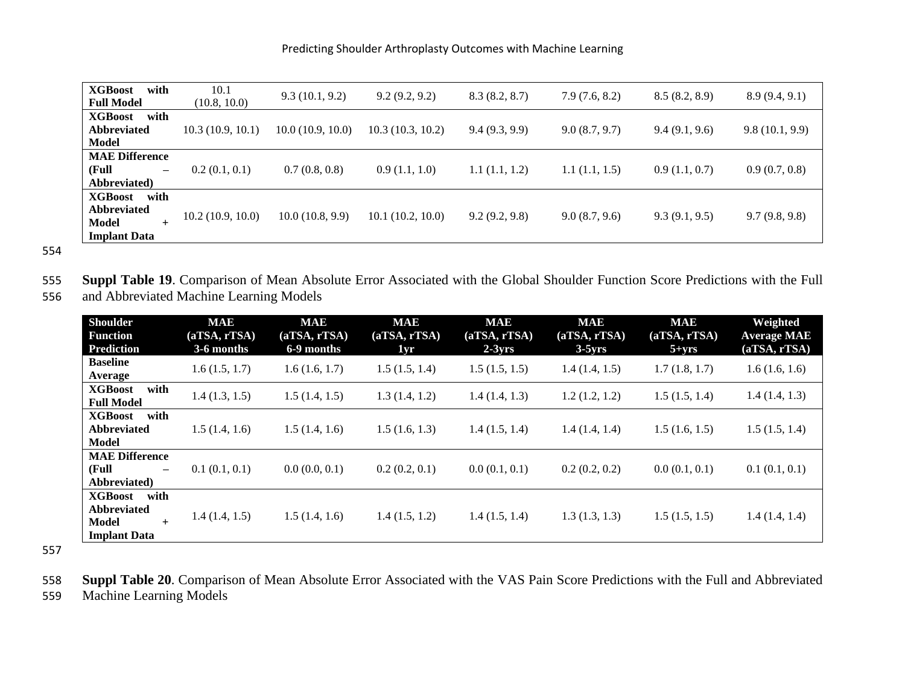| | | | | | | | |
|---|---|---|---|---|---|---|---|
| **XGBoost with Full Model** | 10.1 (10.8, 10.0) | 9.3 (10.1, 9.2) | 9.2 (9.2, 9.2) | 8.3 (8.2, 8.7) | 7.9 (7.6, 8.2) | 8.5 (8.2, 8.9) | 8.9 (9.4, 9.1) |
| **XGBoost with Abbreviated Model** | 10.3 (10.9, 10.1) | 10.0 (10.9, 10.0) | 10.3 (10.3, 10.2) | 9.4 (9.3, 9.9) | 9.0 (8.7, 9.7) | 9.4 (9.1, 9.6) | 9.8 (10.1, 9.9) |
| **MAE Difference (Full – Abbreviated)** | 0.2 (0.1, 0.1) | 0.7 (0.8, 0.8) | 0.9 (1.1, 1.0) | 1.1 (1.1, 1.2) | 1.1 (1.1, 1.5) | 0.9 (1.1, 0.7) | 0.9 (0.7, 0.8) |
| **XGBoost with Abbreviated Model + Implant Data** | 10.2 (10.9, 10.0) | 10.0 (10.8, 9.9) | 10.1 (10.2, 10.0) | 9.2 (9.2, 9.8) | 9.0 (8.7, 9.6) | 9.3 (9.1, 9.5) | 9.7 (9.8, 9.8) |

**Suppl Table 19**. Comparison of Mean Absolute Error Associated with the Global Shoulder Function Score Predictions with the Full and Abbreviated Machine Learning Models

| Shoulder Function Prediction | MAE (aTSA, rTSA) 3-6 months | MAE (aTSA, rTSA) 6-9 months | MAE (aTSA, rTSA) 1yr | MAE (aTSA, rTSA) 2-3yrs | MAE (aTSA, rTSA) 3-5yrs | MAE (aTSA, rTSA) 5+yrs | Weighted Average MAE (aTSA, rTSA) |
|---|---|---|---|---|---|---|---|
| **Baseline Average** | 1.6 (1.5, 1.7) | 1.6 (1.6, 1.7) | 1.5 (1.5, 1.4) | 1.5 (1.5, 1.5) | 1.4 (1.4, 1.5) | 1.7 (1.8, 1.7) | 1.6 (1.6, 1.6) |
| **XGBoost with Full Model** | 1.4 (1.3, 1.5) | 1.5 (1.4, 1.5) | 1.3 (1.4, 1.2) | 1.4 (1.4, 1.3) | 1.2 (1.2, 1.2) | 1.5 (1.5, 1.4) | 1.4 (1.4, 1.3) |
| **XGBoost with Abbreviated Model** | 1.5 (1.4, 1.6) | 1.5 (1.4, 1.6) | 1.5 (1.6, 1.3) | 1.4 (1.5, 1.4) | 1.4 (1.4, 1.4) | 1.5 (1.6, 1.5) | 1.5 (1.5, 1.4) |
| **MAE Difference (Full – Abbreviated)** | 0.1 (0.1, 0.1) | 0.0 (0.0, 0.1) | 0.2 (0.2, 0.1) | 0.0 (0.1, 0.1) | 0.2 (0.2, 0.2) | 0.0 (0.1, 0.1) | 0.1 (0.1, 0.1) |
| **XGBoost with Abbreviated Model + Implant Data** | 1.4 (1.4, 1.5) | 1.5 (1.4, 1.6) | 1.4 (1.5, 1.2) | 1.4 (1.5, 1.4) | 1.3 (1.3, 1.3) | 1.5 (1.5, 1.5) | 1.4 (1.4, 1.4) |

**Suppl Table 20**. Comparison of Mean Absolute Error Associated with the VAS Pain Score Predictions with the Full and Abbreviated Machine Learning Models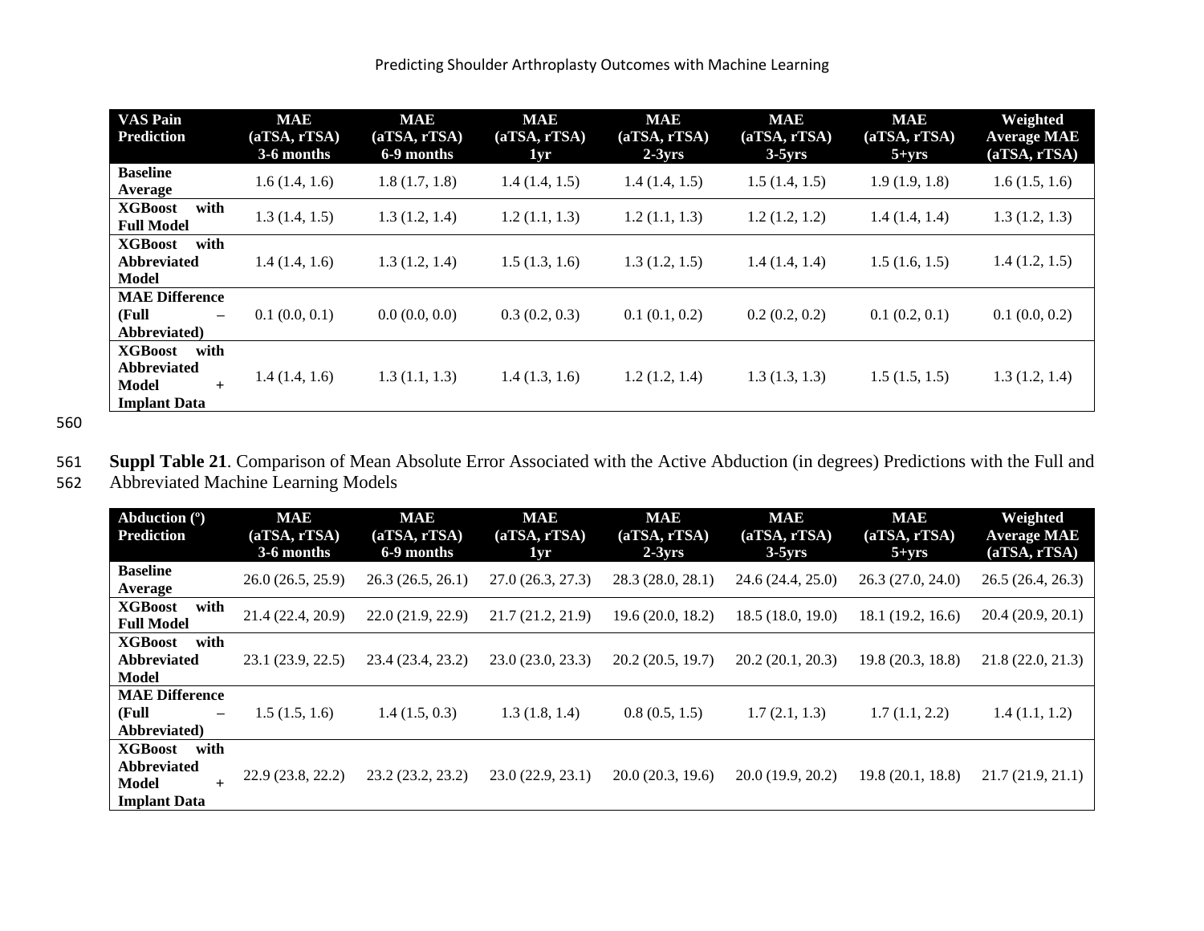| VAS Pain Prediction | MAE (aTSA, rTSA) 3-6 months | MAE (aTSA, rTSA) 6-9 months | MAE (aTSA, rTSA) 1yr | MAE (aTSA, rTSA) 2-3yrs | MAE (aTSA, rTSA) 3-5yrs | MAE (aTSA, rTSA) 5+yrs | Weighted Average MAE (aTSA, rTSA) |
|---|---|---|---|---|---|---|---|
| **Baseline Average** | 1.6 (1.4, 1.6) | 1.8 (1.7, 1.8) | 1.4 (1.4, 1.5) | 1.4 (1.4, 1.5) | 1.5 (1.4, 1.5) | 1.9 (1.9, 1.8) | 1.6 (1.5, 1.6) |
| **XGBoost with Full Model** | 1.3 (1.4, 1.5) | 1.3 (1.2, 1.4) | 1.2 (1.1, 1.3) | 1.2 (1.1, 1.3) | 1.2 (1.2, 1.2) | 1.4 (1.4, 1.4) | 1.3 (1.2, 1.3) |
| **XGBoost with Abbreviated Model** | 1.4 (1.4, 1.6) | 1.3 (1.2, 1.4) | 1.5 (1.3, 1.6) | 1.3 (1.2, 1.5) | 1.4 (1.4, 1.4) | 1.5 (1.6, 1.5) | 1.4 (1.2, 1.5) |
| **MAE Difference (Full – Abbreviated)** | 0.1 (0.0, 0.1) | 0.0 (0.0, 0.0) | 0.3 (0.2, 0.3) | 0.1 (0.1, 0.2) | 0.2 (0.2, 0.2) | 0.1 (0.2, 0.1) | 0.1 (0.0, 0.2) |
| **XGBoost with Abbreviated Model + Implant Data** | 1.4 (1.4, 1.6) | 1.3 (1.1, 1.3) | 1.4 (1.3, 1.6) | 1.2 (1.2, 1.4) | 1.3 (1.3, 1.3) | 1.5 (1.5, 1.5) | 1.3 (1.2, 1.4) |

**Suppl Table 21**. Comparison of Mean Absolute Error Associated with the Active Abduction (in degrees) Predictions with the Full and Abbreviated Machine Learning Models

| Abduction (°) Prediction | MAE (aTSA, rTSA) 3-6 months | MAE (aTSA, rTSA) 6-9 months | MAE (aTSA, rTSA) 1yr | MAE (aTSA, rTSA) 2-3yrs | MAE (aTSA, rTSA) 3-5yrs | MAE (aTSA, rTSA) 5+yrs | Weighted Average MAE (aTSA, rTSA) |
|---|---|---|---|---|---|---|---|
| **Baseline Average** | 26.0 (26.5, 25.9) | 26.3 (26.5, 26.1) | 27.0 (26.3, 27.3) | 28.3 (28.0, 28.1) | 24.6 (24.4, 25.0) | 26.3 (27.0, 24.0) | 26.5 (26.4, 26.3) |
| **XGBoost with Full Model** | 21.4 (22.4, 20.9) | 22.0 (21.9, 22.9) | 21.7 (21.2, 21.9) | 19.6 (20.0, 18.2) | 18.5 (18.0, 19.0) | 18.1 (19.2, 16.6) | 20.4 (20.9, 20.1) |
| **XGBoost with Abbreviated Model** | 23.1 (23.9, 22.5) | 23.4 (23.4, 23.2) | 23.0 (23.0, 23.3) | 20.2 (20.5, 19.7) | 20.2 (20.1, 20.3) | 19.8 (20.3, 18.8) | 21.8 (22.0, 21.3) |
| **MAE Difference (Full – Abbreviated)** | 1.5 (1.5, 1.6) | 1.4 (1.5, 0.3) | 1.3 (1.8, 1.4) | 0.8 (0.5, 1.5) | 1.7 (2.1, 1.3) | 1.7 (1.1, 2.2) | 1.4 (1.1, 1.2) |
| **XGBoost with Abbreviated Model + Implant Data** | 22.9 (23.8, 22.2) | 23.2 (23.2, 23.2) | 23.0 (22.9, 23.1) | 20.0 (20.3, 19.6) | 20.0 (19.9, 20.2) | 19.8 (20.1, 18.8) | 21.7 (21.9, 21.1) |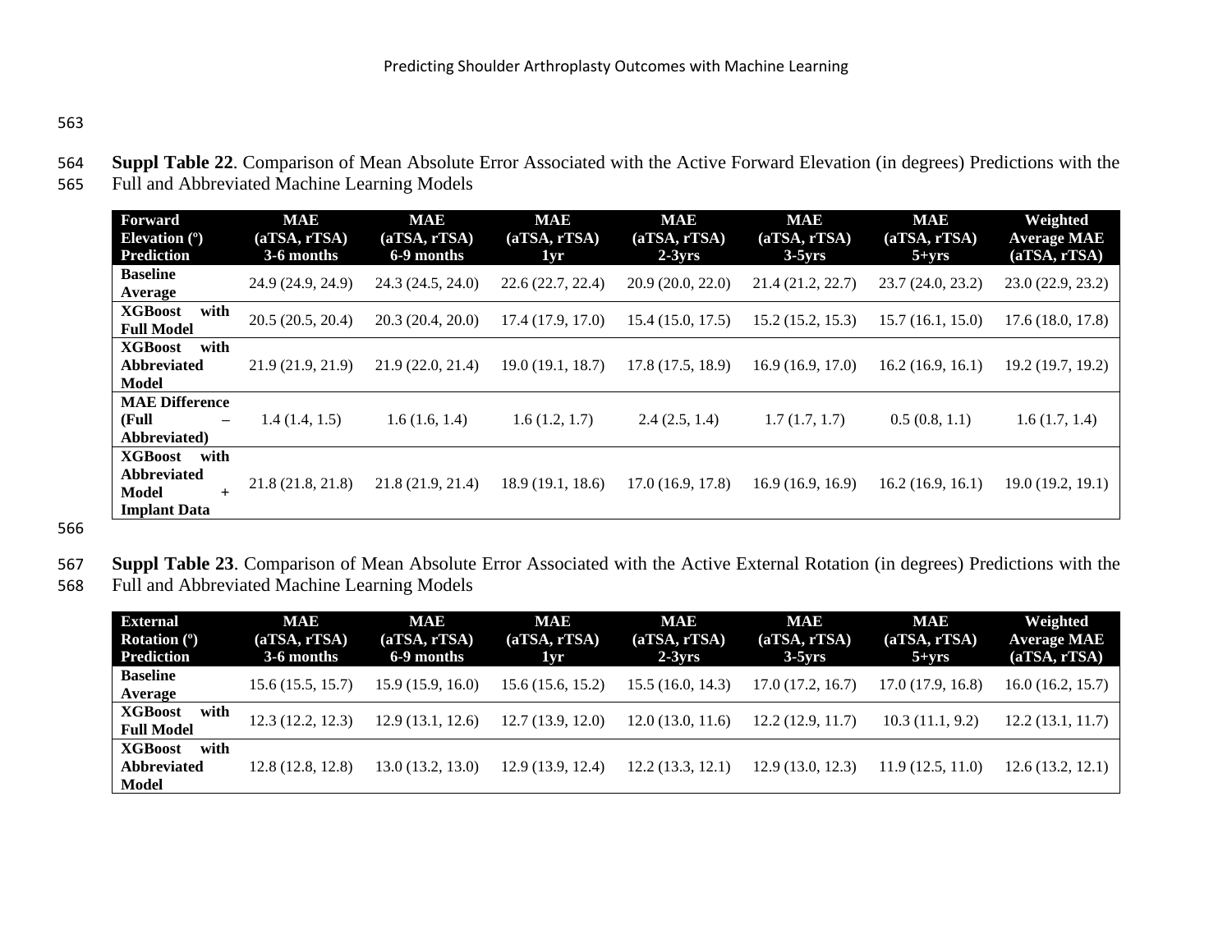**Suppl Table 22**. Comparison of Mean Absolute Error Associated with the Active Forward Elevation (in degrees) Predictions with the Full and Abbreviated Machine Learning Models

| Forward Elevation (º) Prediction | MAE (aTSA, rTSA) 3-6 months | MAE (aTSA, rTSA) 6-9 months | MAE (aTSA, rTSA) 1yr | MAE (aTSA, rTSA) 2-3yrs | MAE (aTSA, rTSA) 3-5yrs | MAE (aTSA, rTSA) 5+yrs | Weighted Average MAE (aTSA, rTSA) |
|---|---|---|---|---|---|---|---|
| **Baseline Average** | 24.9 (24.9, 24.9) | 24.3 (24.5, 24.0) | 22.6 (22.7, 22.4) | 20.9 (20.0, 22.0) | 21.4 (21.2, 22.7) | 23.7 (24.0, 23.2) | 23.0 (22.9, 23.2) |
| **XGBoost with Full Model** | 20.5 (20.5, 20.4) | 20.3 (20.4, 20.0) | 17.4 (17.9, 17.0) | 15.4 (15.0, 17.5) | 15.2 (15.2, 15.3) | 15.7 (16.1, 15.0) | 17.6 (18.0, 17.8) |
| **XGBoost with Abbreviated Model** | 21.9 (21.9, 21.9) | 21.9 (22.0, 21.4) | 19.0 (19.1, 18.7) | 17.8 (17.5, 18.9) | 16.9 (16.9, 17.0) | 16.2 (16.9, 16.1) | 19.2 (19.7, 19.2) |
| **MAE Difference (Full – Abbreviated)** | 1.4 (1.4, 1.5) | 1.6 (1.6, 1.4) | 1.6 (1.2, 1.7) | 2.4 (2.5, 1.4) | 1.7 (1.7, 1.7) | 0.5 (0.8, 1.1) | 1.6 (1.7, 1.4) |
| **XGBoost with Abbreviated Model + Implant Data** | 21.8 (21.8, 21.8) | 21.8 (21.9, 21.4) | 18.9 (19.1, 18.6) | 17.0 (16.9, 17.8) | 16.9 (16.9, 16.9) | 16.2 (16.9, 16.1) | 19.0 (19.2, 19.1) |

**Suppl Table 23**. Comparison of Mean Absolute Error Associated with the Active External Rotation (in degrees) Predictions with the Full and Abbreviated Machine Learning Models

| External Rotation (º) Prediction | MAE (aTSA, rTSA) 3-6 months | MAE (aTSA, rTSA) 6-9 months | MAE (aTSA, rTSA) 1yr | MAE (aTSA, rTSA) 2-3yrs | MAE (aTSA, rTSA) 3-5yrs | MAE (aTSA, rTSA) 5+yrs | Weighted Average MAE (aTSA, rTSA) |
|---|---|---|---|---|---|---|---|
| **Baseline Average** | 15.6 (15.5, 15.7) | 15.9 (15.9, 16.0) | 15.6 (15.6, 15.2) | 15.5 (16.0, 14.3) | 17.0 (17.2, 16.7) | 17.0 (17.9, 16.8) | 16.0 (16.2, 15.7) |
| **XGBoost with Full Model** | 12.3 (12.2, 12.3) | 12.9 (13.1, 12.6) | 12.7 (13.9, 12.0) | 12.0 (13.0, 11.6) | 12.2 (12.9, 11.7) | 10.3 (11.1, 9.2) | 12.2 (13.1, 11.7) |
| **XGBoost with Abbreviated Model** | 12.8 (12.8, 12.8) | 13.0 (13.2, 13.0) | 12.9 (13.9, 12.4) | 12.2 (13.3, 12.1) | 12.9 (13.0, 12.3) | 11.9 (12.5, 11.0) | 12.6 (13.2, 12.1) |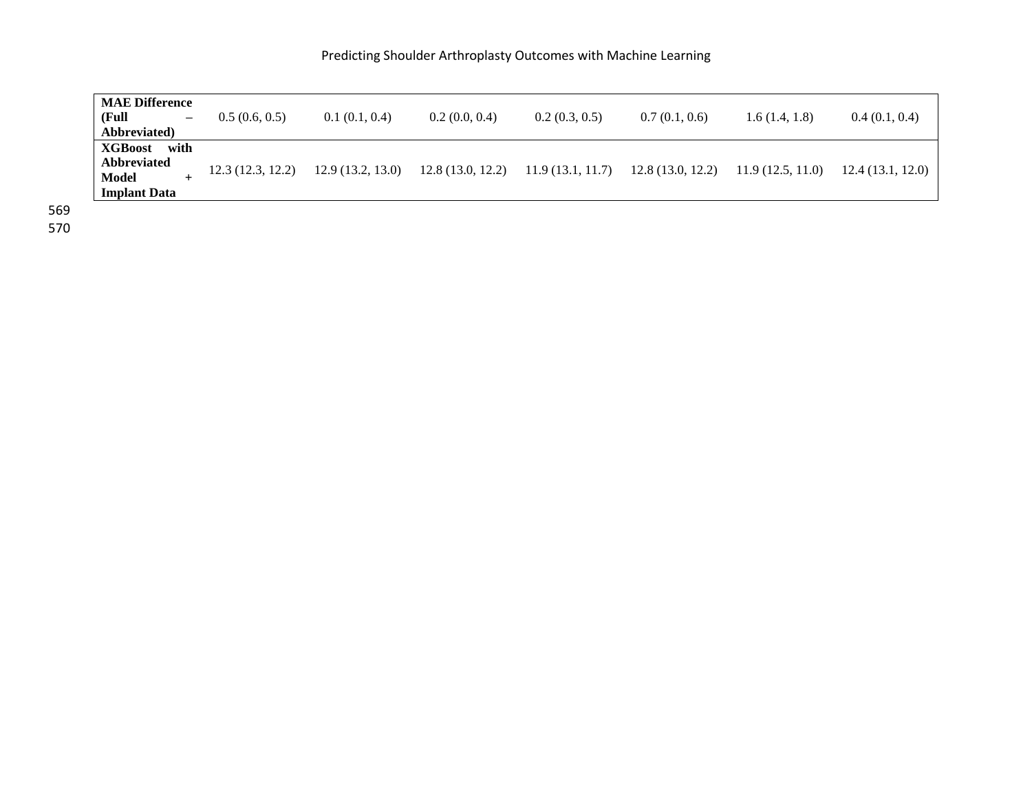| | | | | | | | |
|---|---|---|---|---|---|---|---|
| **MAE Difference (Full – Abbreviated)** | 0.5 (0.6, 0.5) | 0.1 (0.1, 0.4) | 0.2 (0.0, 0.4) | 0.2 (0.3, 0.5) | 0.7 (0.1, 0.6) | 1.6 (1.4, 1.8) | 0.4 (0.1, 0.4) |
| **XGBoost with Abbreviated Model + Implant Data** | 12.3 (12.3, 12.2) | 12.9 (13.2, 13.0) | 12.8 (13.0, 12.2) | 11.9 (13.1, 11.7) | 12.8 (13.0, 12.2) | 11.9 (12.5, 11.0) | 12.4 (13.1, 12.0) |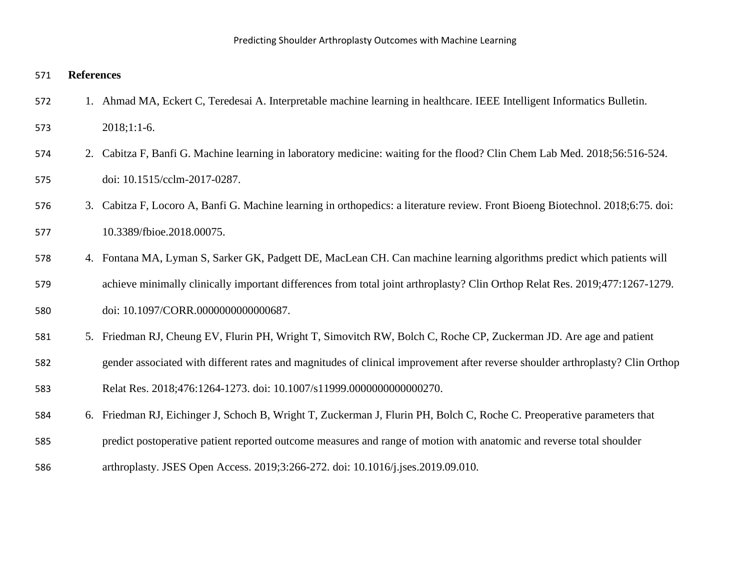## References

1. Ahmad MA, Eckert C, Teredesai A. Interpretable machine learning in healthcare. IEEE Intelligent Informatics Bulletin. 2018;1:1-6.
2. Cabitza F, Banfi G. Machine learning in laboratory medicine: waiting for the flood? Clin Chem Lab Med. 2018;56:516-524. doi: 10.1515/cclm-2017-0287.
3. Cabitza F, Locoro A, Banfi G. Machine learning in orthopedics: a literature review. Front Bioeng Biotechnol. 2018;6:75. doi: 10.3389/fbioe.2018.00075.
4. Fontana MA, Lyman S, Sarker GK, Padgett DE, MacLean CH. Can machine learning algorithms predict which patients will achieve minimally clinically important differences from total joint arthroplasty? Clin Orthop Relat Res. 2019;477:1267-1279. doi: 10.1097/CORR.0000000000000687.
5. Friedman RJ, Cheung EV, Flurin PH, Wright T, Simovitch RW, Bolch C, Roche CP, Zuckerman JD. Are age and patient gender associated with different rates and magnitudes of clinical improvement after reverse shoulder arthroplasty? Clin Orthop Relat Res. 2018;476:1264-1273. doi: 10.1007/s11999.0000000000000270.
6. Friedman RJ, Eichinger J, Schoch B, Wright T, Zuckerman J, Flurin PH, Bolch C, Roche C. Preoperative parameters that predict postoperative patient reported outcome measures and range of motion with anatomic and reverse total shoulder arthroplasty. JSES Open Access. 2019;3:266-272. doi: 10.1016/j.jses.2019.09.010.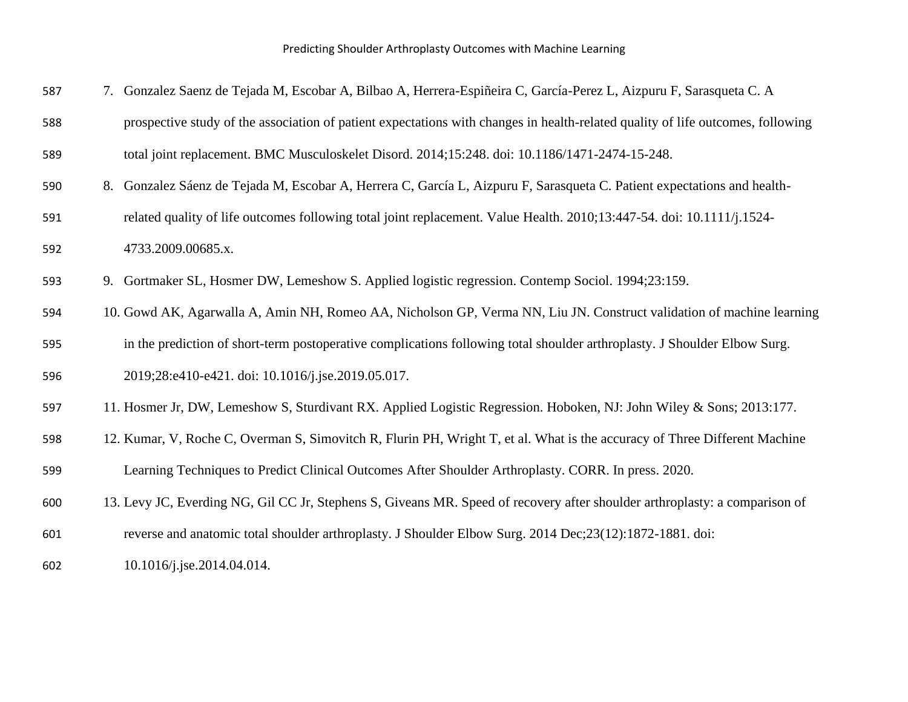7. Gonzalez Saenz de Tejada M, Escobar A, Bilbao A, Herrera-Espiñeira C, García-Perez L, Aizpuru F, Sarasqueta C. A prospective study of the association of patient expectations with changes in health-related quality of life outcomes, following total joint replacement. BMC Musculoskelet Disord. 2014;15:248. doi: 10.1186/1471-2474-15-248.
8. Gonzalez Sáenz de Tejada M, Escobar A, Herrera C, García L, Aizpuru F, Sarasqueta C. Patient expectations and health-related quality of life outcomes following total joint replacement. Value Health. 2010;13:447-54. doi: 10.1111/j.1524-4733.2009.00685.x.
9. Gortmaker SL, Hosmer DW, Lemeshow S. Applied logistic regression. Contemp Sociol. 1994;23:159.
10. Gowd AK, Agarwalla A, Amin NH, Romeo AA, Nicholson GP, Verma NN, Liu JN. Construct validation of machine learning in the prediction of short-term postoperative complications following total shoulder arthroplasty. J Shoulder Elbow Surg. 2019;28:e410-e421. doi: 10.1016/j.jse.2019.05.017.
11. Hosmer Jr, DW, Lemeshow S, Sturdivant RX. Applied Logistic Regression. Hoboken, NJ: John Wiley & Sons; 2013:177.
12. Kumar, V, Roche C, Overman S, Simovitch R, Flurin PH, Wright T, et al. What is the accuracy of Three Different Machine Learning Techniques to Predict Clinical Outcomes After Shoulder Arthroplasty. CORR. In press. 2020.
13. Levy JC, Everding NG, Gil CC Jr, Stephens S, Giveans MR. Speed of recovery after shoulder arthroplasty: a comparison of reverse and anatomic total shoulder arthroplasty. J Shoulder Elbow Surg. 2014 Dec;23(12):1872-1881. doi: 10.1016/j.jse.2014.04.014.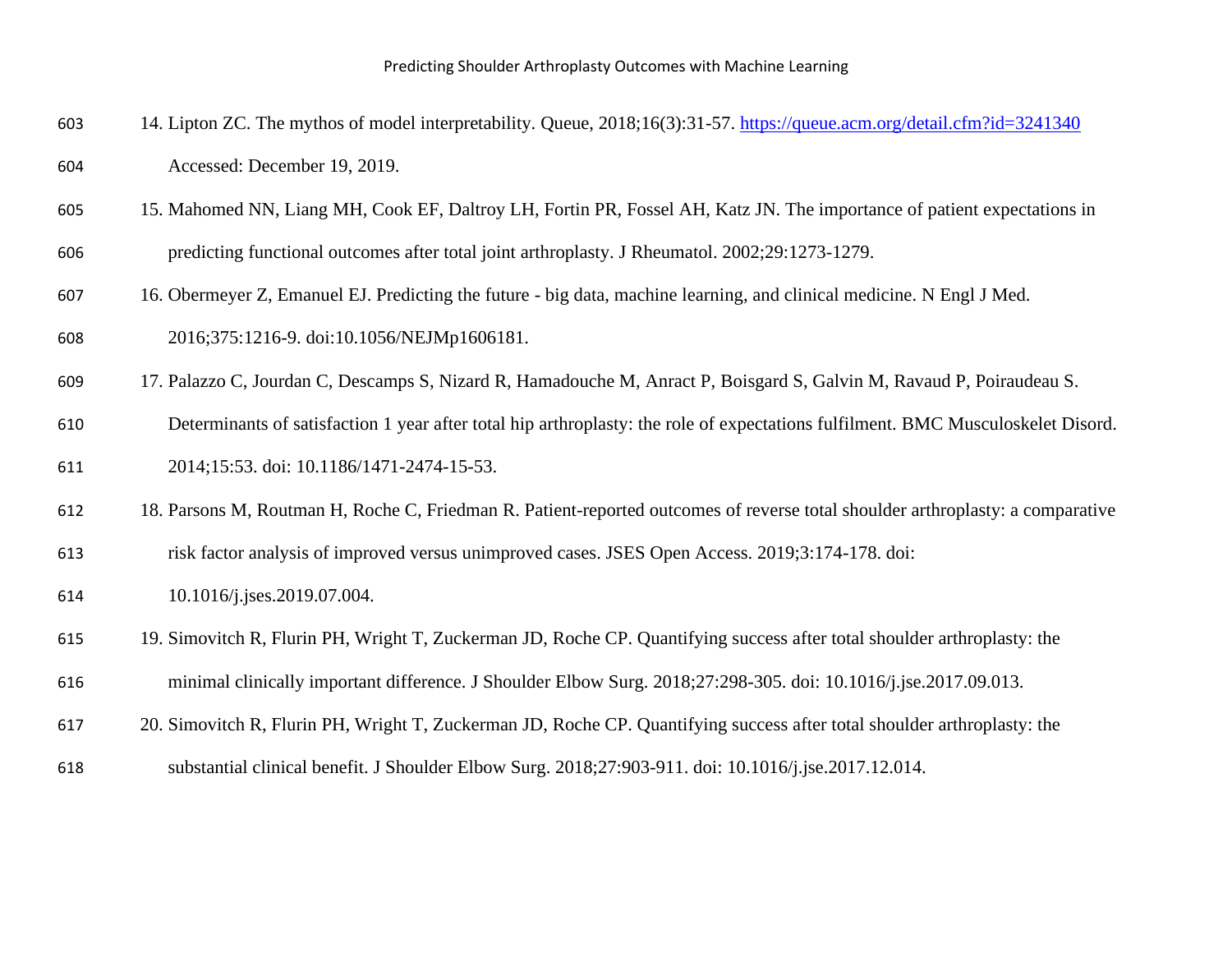14. Lipton ZC. The mythos of model interpretability. Queue, 2018;16(3):31-57. https://queue.acm.org/detail.cfm?id=3241340 Accessed: December 19, 2019.
15. Mahomed NN, Liang MH, Cook EF, Daltroy LH, Fortin PR, Fossel AH, Katz JN. The importance of patient expectations in predicting functional outcomes after total joint arthroplasty. J Rheumatol. 2002;29:1273-1279.
16. Obermeyer Z, Emanuel EJ. Predicting the future - big data, machine learning, and clinical medicine. N Engl J Med. 2016;375:1216-9. doi:10.1056/NEJMp1606181.
17. Palazzo C, Jourdan C, Descamps S, Nizard R, Hamadouche M, Anract P, Boisgard S, Galvin M, Ravaud P, Poiraudeau S. Determinants of satisfaction 1 year after total hip arthroplasty: the role of expectations fulfilment. BMC Musculoskelet Disord. 2014;15:53. doi: 10.1186/1471-2474-15-53.
18. Parsons M, Routman H, Roche C, Friedman R. Patient-reported outcomes of reverse total shoulder arthroplasty: a comparative risk factor analysis of improved versus unimproved cases. JSES Open Access. 2019;3:174-178. doi: 10.1016/j.jses.2019.07.004.
19. Simovitch R, Flurin PH, Wright T, Zuckerman JD, Roche CP. Quantifying success after total shoulder arthroplasty: the minimal clinically important difference. J Shoulder Elbow Surg. 2018;27:298-305. doi: 10.1016/j.jse.2017.09.013.
20. Simovitch R, Flurin PH, Wright T, Zuckerman JD, Roche CP. Quantifying success after total shoulder arthroplasty: the substantial clinical benefit. J Shoulder Elbow Surg. 2018;27:903-911. doi: 10.1016/j.jse.2017.12.014.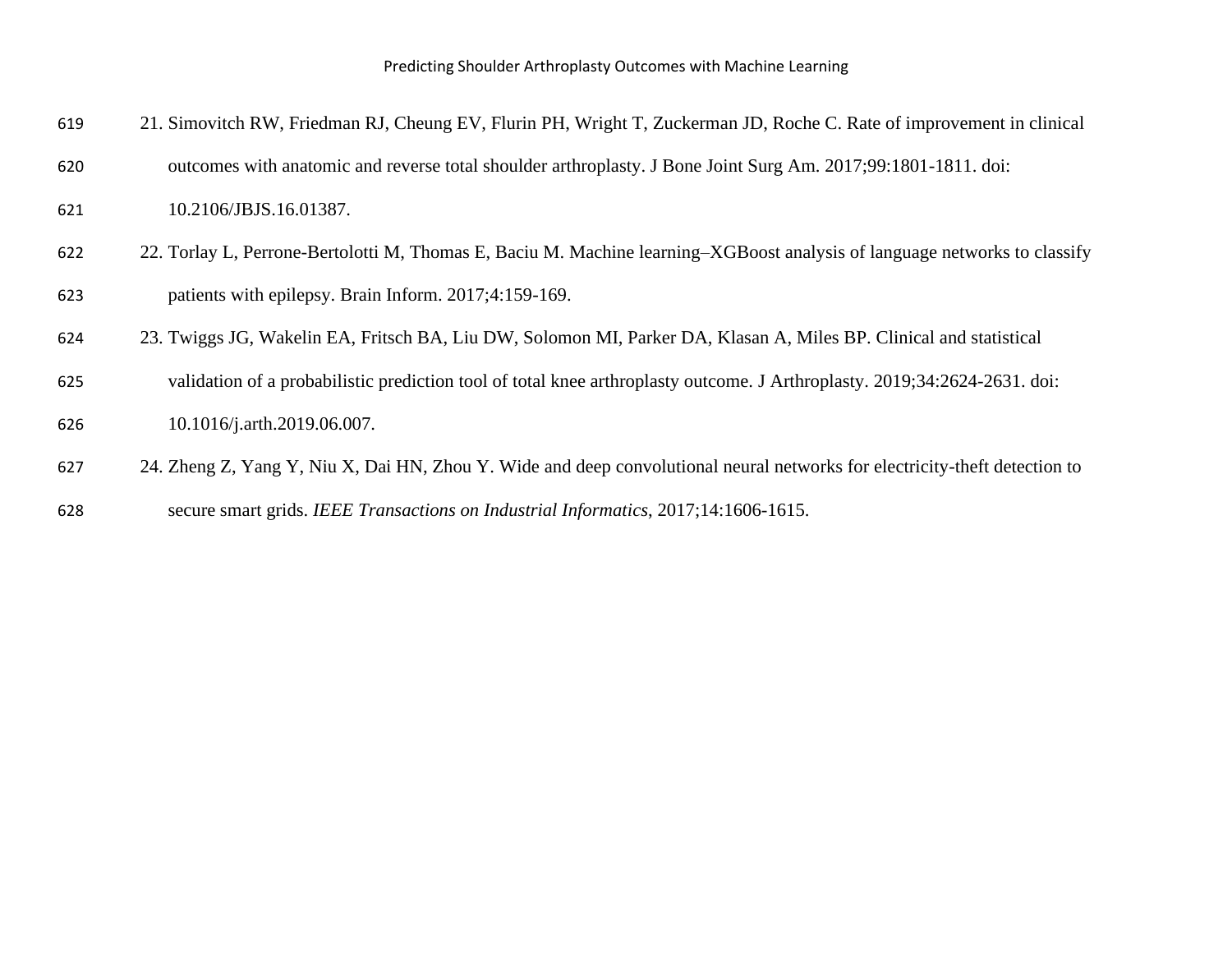21. Simovitch RW, Friedman RJ, Cheung EV, Flurin PH, Wright T, Zuckerman JD, Roche C. Rate of improvement in clinical outcomes with anatomic and reverse total shoulder arthroplasty. J Bone Joint Surg Am. 2017;99:1801-1811. doi: 10.2106/JBJS.16.01387.
22. Torlay L, Perrone-Bertolotti M, Thomas E, Baciu M. Machine learning–XGBoost analysis of language networks to classify patients with epilepsy. Brain Inform. 2017;4:159-169.
23. Twiggs JG, Wakelin EA, Fritsch BA, Liu DW, Solomon MI, Parker DA, Klasan A, Miles BP. Clinical and statistical validation of a probabilistic prediction tool of total knee arthroplasty outcome. J Arthroplasty. 2019;34:2624-2631. doi: 10.1016/j.arth.2019.06.007.
24. Zheng Z, Yang Y, Niu X, Dai HN, Zhou Y. Wide and deep convolutional neural networks for electricity-theft detection to secure smart grids. *IEEE Transactions on Industrial Informatics*, 2017;14:1606-1615.